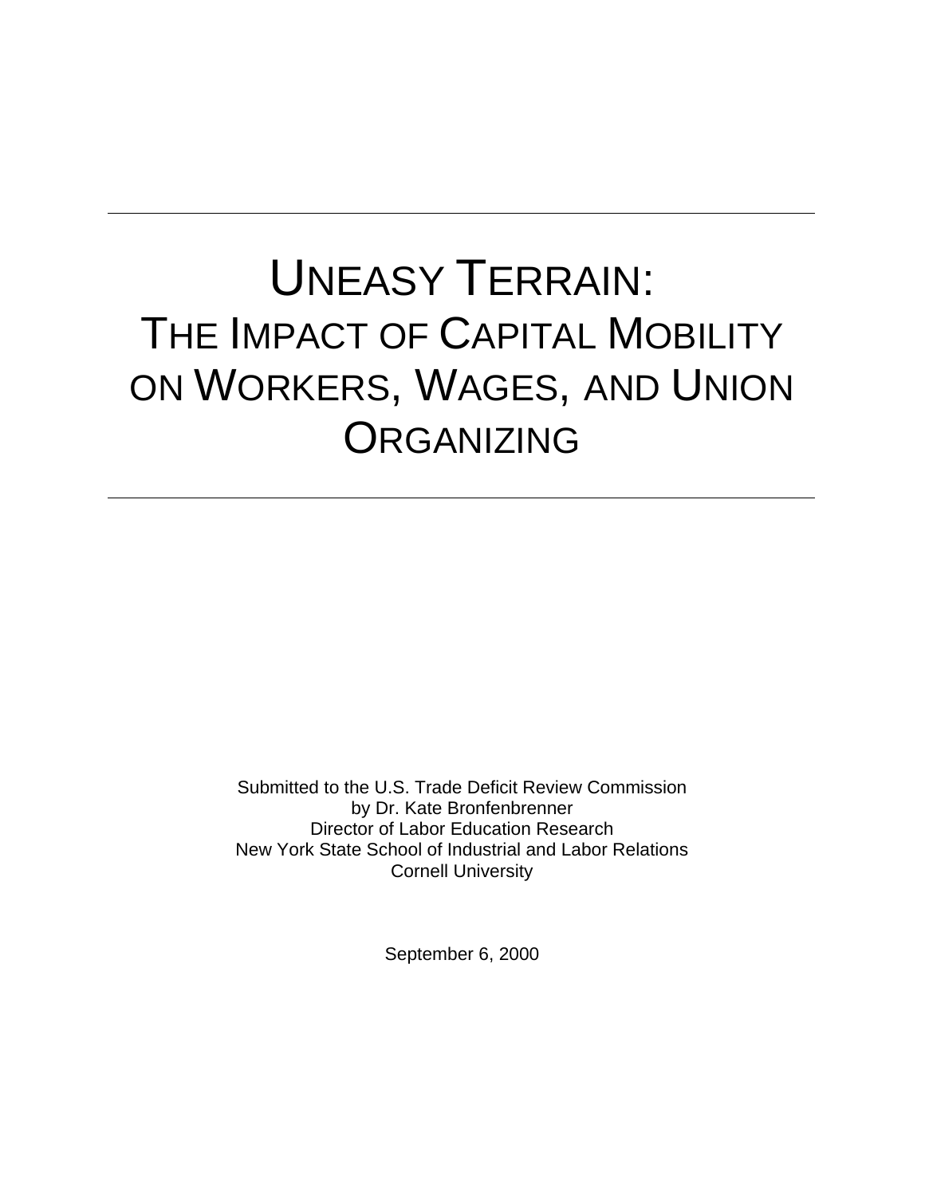# Uneasy Terrain: The Impact of Capital Mobility on Workers, Wages, and Union Organizing

Submitted to the U.S. Trade Deficit Review Commission
by Dr. Kate Bronfenbrenner
Director of Labor Education Research
New York State School of Industrial and Labor Relations
Cornell University

September 6, 2000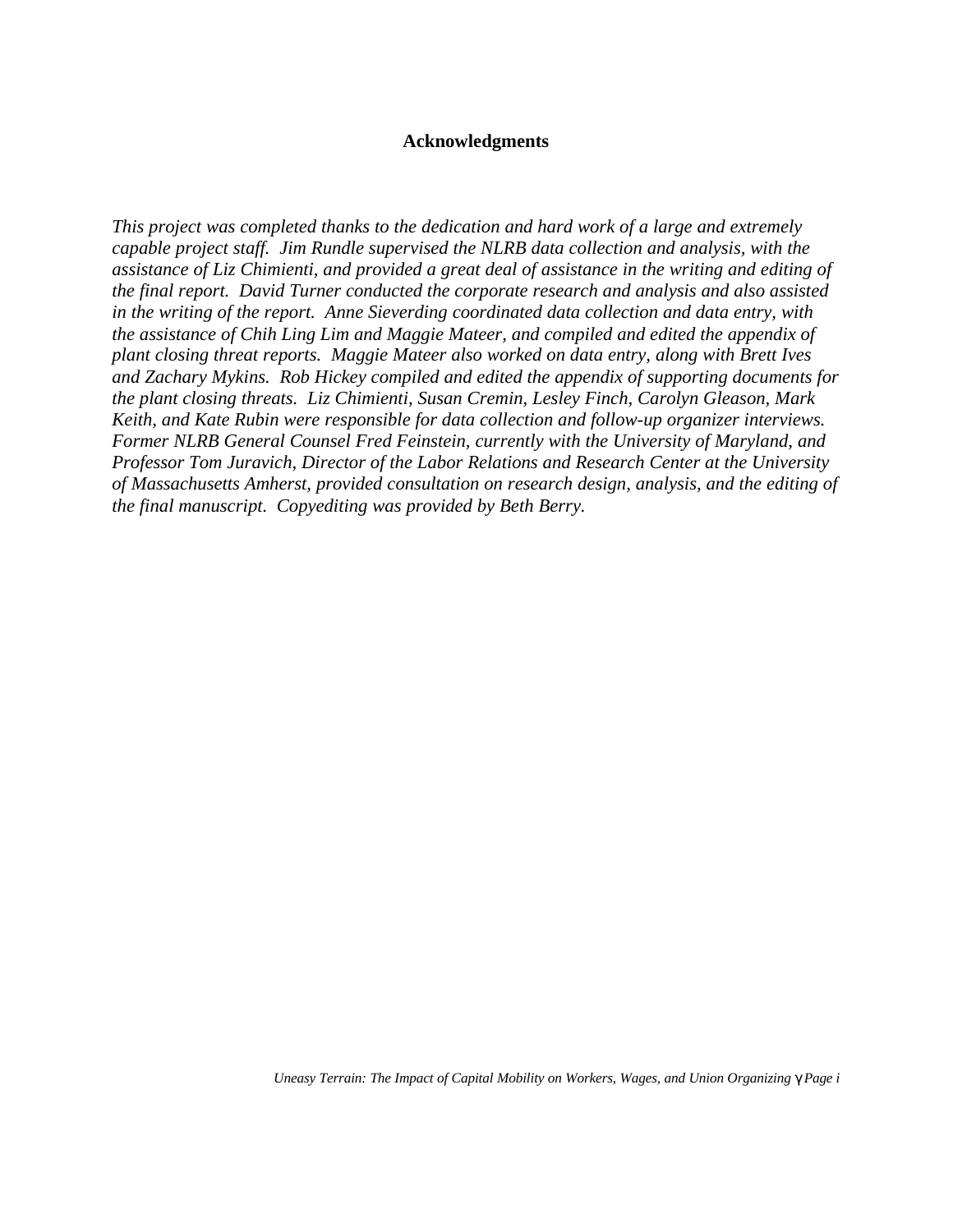# Acknowledgments

*This project was completed thanks to the dedication and hard work of a large and extremely capable project staff. Jim Rundle supervised the NLRB data collection and analysis, with the assistance of Liz Chimienti, and provided a great deal of assistance in the writing and editing of the final report. David Turner conducted the corporate research and analysis and also assisted in the writing of the report. Anne Sieverding coordinated data collection and data entry, with the assistance of Chih Ling Lim and Maggie Mateer, and compiled and edited the appendix of plant closing threat reports. Maggie Mateer also worked on data entry, along with Brett Ives and Zachary Mykins. Rob Hickey compiled and edited the appendix of supporting documents for the plant closing threats. Liz Chimienti, Susan Cremin, Lesley Finch, Carolyn Gleason, Mark Keith, and Kate Rubin were responsible for data collection and follow-up organizer interviews. Former NLRB General Counsel Fred Feinstein, currently with the University of Maryland, and Professor Tom Juravich, Director of the Labor Relations and Research Center at the University of Massachusetts Amherst, provided consultation on research design, analysis, and the editing of the final manuscript. Copyediting was provided by Beth Berry.*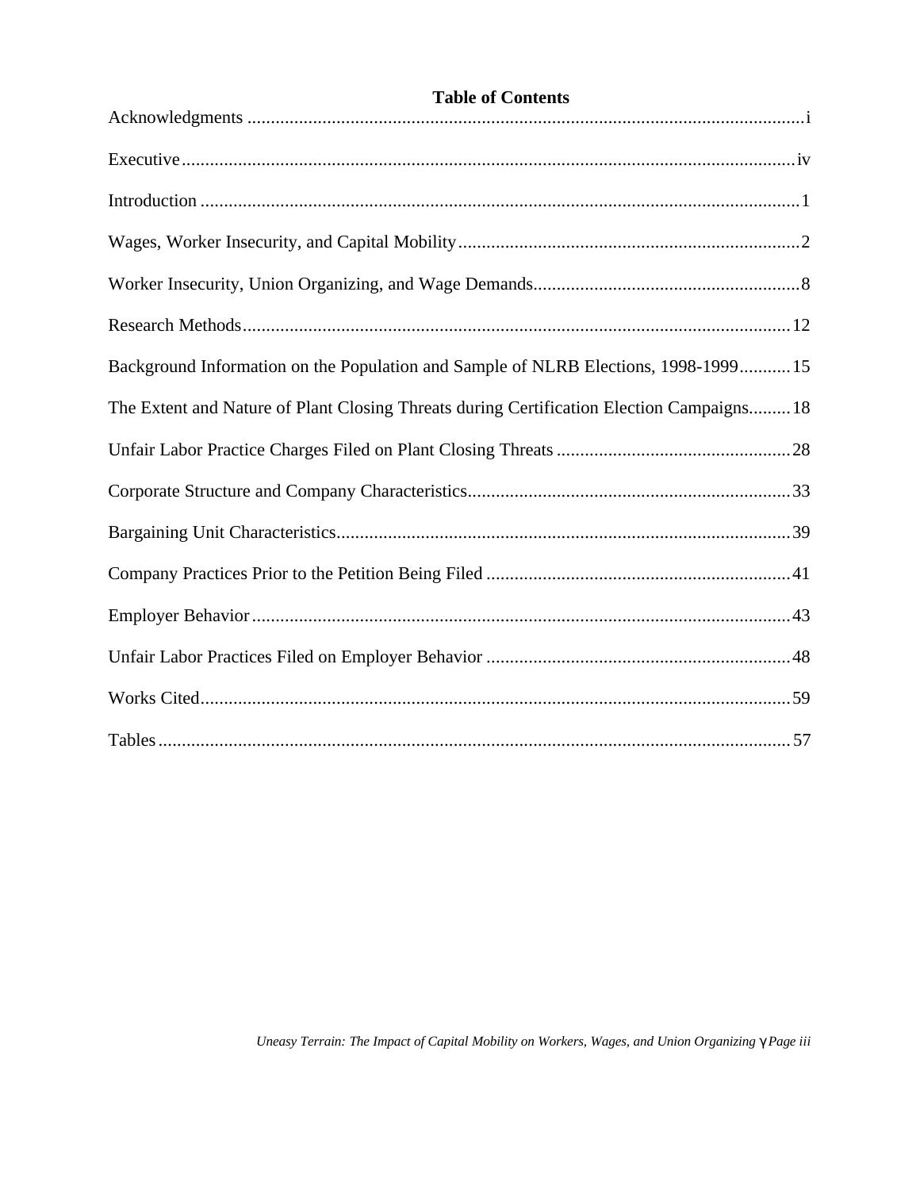# Table of Contents

Acknowledgments ........................................................................................................................i

Executive...................................................................................................................................iv

Introduction ...............................................................................................................................1

Wages, Worker Insecurity, and Capital Mobility.........................................................................2

Worker Insecurity, Union Organizing, and Wage Demands.........................................................8

Research Methods.....................................................................................................................12

Background Information on the Population and Sample of NLRB Elections, 1998-1999...........15

The Extent and Nature of Plant Closing Threats during Certification Election Campaigns.........18

Unfair Labor Practice Charges Filed on Plant Closing Threats ..................................................28

Corporate Structure and Company Characteristics.....................................................................33

Bargaining Unit Characteristics.................................................................................................39

Company Practices Prior to the Petition Being Filed .................................................................41

Employer Behavior ...................................................................................................................43

Unfair Labor Practices Filed on Employer Behavior .................................................................48

Works Cited..............................................................................................................................59

Tables.......................................................................................................................................57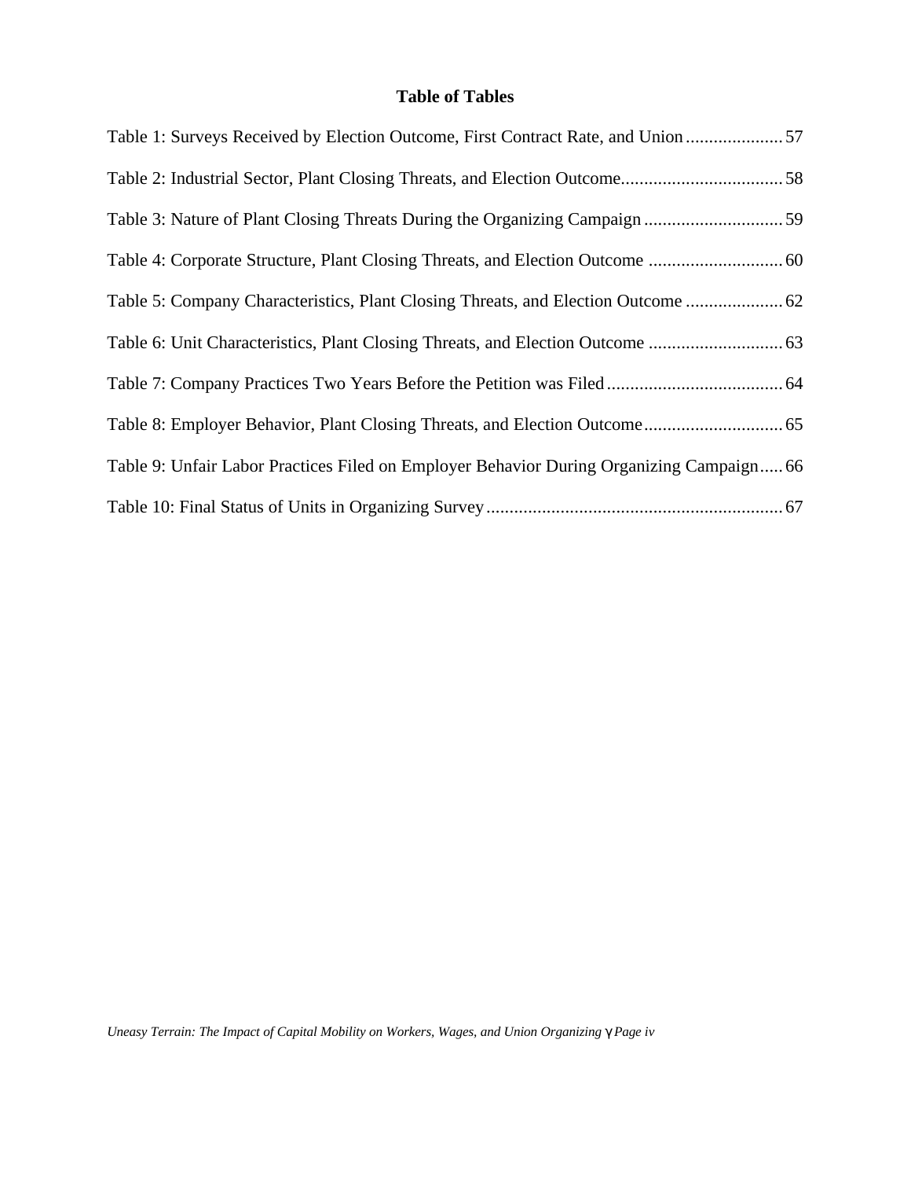# Table of Tables

Table 1: Surveys Received by Election Outcome, First Contract Rate, and Union ..................... 57

Table 2: Industrial Sector, Plant Closing Threats, and Election Outcome................................... 58

Table 3: Nature of Plant Closing Threats During the Organizing Campaign .............................. 59

Table 4: Corporate Structure, Plant Closing Threats, and Election Outcome ............................. 60

Table 5: Company Characteristics, Plant Closing Threats, and Election Outcome ..................... 62

Table 6: Unit Characteristics, Plant Closing Threats, and Election Outcome ............................. 63

Table 7: Company Practices Two Years Before the Petition was Filed ...................................... 64

Table 8: Employer Behavior, Plant Closing Threats, and Election Outcome .............................. 65

Table 9: Unfair Labor Practices Filed on Employer Behavior During Organizing Campaign..... 66

Table 10: Final Status of Units in Organizing Survey ................................................................ 67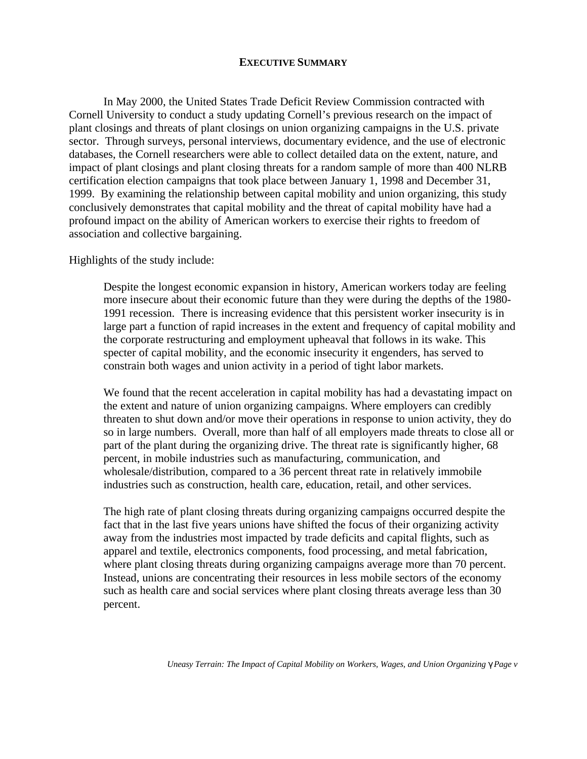## EXECUTIVE SUMMARY

In May 2000, the United States Trade Deficit Review Commission contracted with Cornell University to conduct a study updating Cornell's previous research on the impact of plant closings and threats of plant closings on union organizing campaigns in the U.S. private sector. Through surveys, personal interviews, documentary evidence, and the use of electronic databases, the Cornell researchers were able to collect detailed data on the extent, nature, and impact of plant closings and plant closing threats for a random sample of more than 400 NLRB certification election campaigns that took place between January 1, 1998 and December 31, 1999. By examining the relationship between capital mobility and union organizing, this study conclusively demonstrates that capital mobility and the threat of capital mobility have had a profound impact on the ability of American workers to exercise their rights to freedom of association and collective bargaining.

Highlights of the study include:

> Despite the longest economic expansion in history, American workers today are feeling more insecure about their economic future than they were during the depths of the 1980-1991 recession. There is increasing evidence that this persistent worker insecurity is in large part a function of rapid increases in the extent and frequency of capital mobility and the corporate restructuring and employment upheaval that follows in its wake. This specter of capital mobility, and the economic insecurity it engenders, has served to constrain both wages and union activity in a period of tight labor markets.
>
> We found that the recent acceleration in capital mobility has had a devastating impact on the extent and nature of union organizing campaigns. Where employers can credibly threaten to shut down and/or move their operations in response to union activity, they do so in large numbers. Overall, more than half of all employers made threats to close all or part of the plant during the organizing drive. The threat rate is significantly higher, 68 percent, in mobile industries such as manufacturing, communication, and wholesale/distribution, compared to a 36 percent threat rate in relatively immobile industries such as construction, health care, education, retail, and other services.
>
> The high rate of plant closing threats during organizing campaigns occurred despite the fact that in the last five years unions have shifted the focus of their organizing activity away from the industries most impacted by trade deficits and capital flights, such as apparel and textile, electronics components, food processing, and metal fabrication, where plant closing threats during organizing campaigns average more than 70 percent. Instead, unions are concentrating their resources in less mobile sectors of the economy such as health care and social services where plant closing threats average less than 30 percent.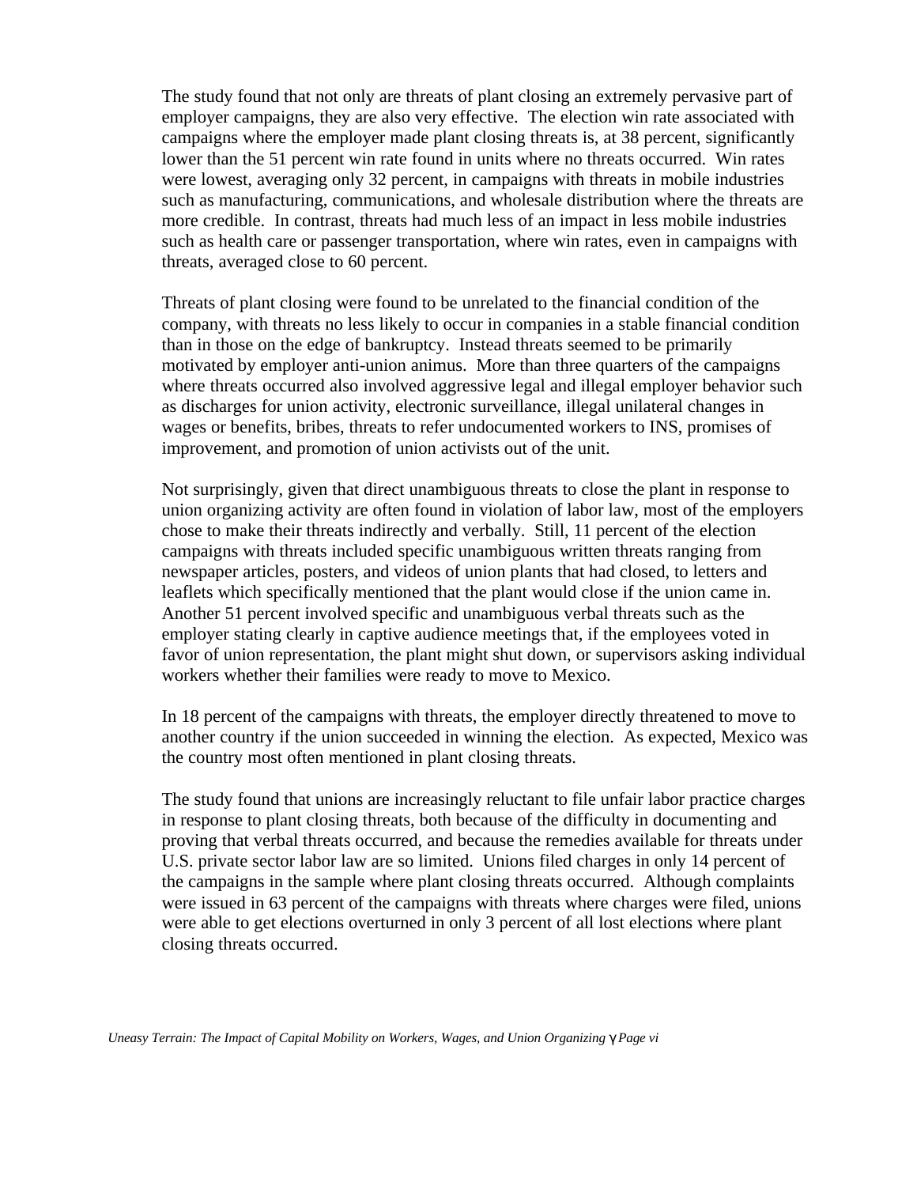The study found that not only are threats of plant closing an extremely pervasive part of employer campaigns, they are also very effective. The election win rate associated with campaigns where the employer made plant closing threats is, at 38 percent, significantly lower than the 51 percent win rate found in units where no threats occurred. Win rates were lowest, averaging only 32 percent, in campaigns with threats in mobile industries such as manufacturing, communications, and wholesale distribution where the threats are more credible. In contrast, threats had much less of an impact in less mobile industries such as health care or passenger transportation, where win rates, even in campaigns with threats, averaged close to 60 percent.

Threats of plant closing were found to be unrelated to the financial condition of the company, with threats no less likely to occur in companies in a stable financial condition than in those on the edge of bankruptcy. Instead threats seemed to be primarily motivated by employer anti-union animus. More than three quarters of the campaigns where threats occurred also involved aggressive legal and illegal employer behavior such as discharges for union activity, electronic surveillance, illegal unilateral changes in wages or benefits, bribes, threats to refer undocumented workers to INS, promises of improvement, and promotion of union activists out of the unit.

Not surprisingly, given that direct unambiguous threats to close the plant in response to union organizing activity are often found in violation of labor law, most of the employers chose to make their threats indirectly and verbally. Still, 11 percent of the election campaigns with threats included specific unambiguous written threats ranging from newspaper articles, posters, and videos of union plants that had closed, to letters and leaflets which specifically mentioned that the plant would close if the union came in. Another 51 percent involved specific and unambiguous verbal threats such as the employer stating clearly in captive audience meetings that, if the employees voted in favor of union representation, the plant might shut down, or supervisors asking individual workers whether their families were ready to move to Mexico.

In 18 percent of the campaigns with threats, the employer directly threatened to move to another country if the union succeeded in winning the election. As expected, Mexico was the country most often mentioned in plant closing threats.

The study found that unions are increasingly reluctant to file unfair labor practice charges in response to plant closing threats, both because of the difficulty in documenting and proving that verbal threats occurred, and because the remedies available for threats under U.S. private sector labor law are so limited. Unions filed charges in only 14 percent of the campaigns in the sample where plant closing threats occurred. Although complaints were issued in 63 percent of the campaigns with threats where charges were filed, unions were able to get elections overturned in only 3 percent of all lost elections where plant closing threats occurred.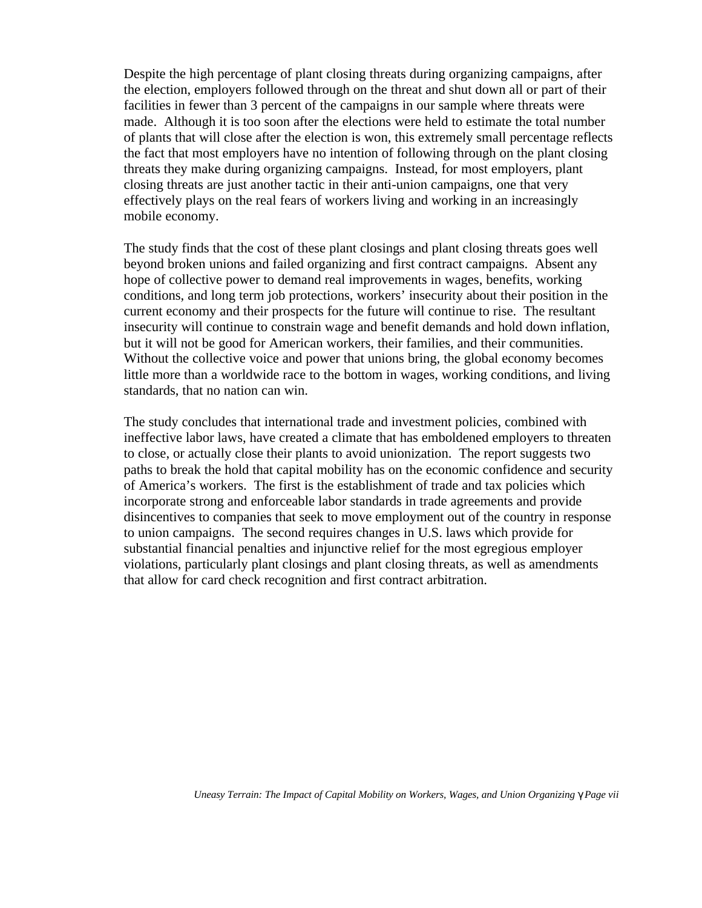Despite the high percentage of plant closing threats during organizing campaigns, after the election, employers followed through on the threat and shut down all or part of their facilities in fewer than 3 percent of the campaigns in our sample where threats were made. Although it is too soon after the elections were held to estimate the total number of plants that will close after the election is won, this extremely small percentage reflects the fact that most employers have no intention of following through on the plant closing threats they make during organizing campaigns. Instead, for most employers, plant closing threats are just another tactic in their anti-union campaigns, one that very effectively plays on the real fears of workers living and working in an increasingly mobile economy.

The study finds that the cost of these plant closings and plant closing threats goes well beyond broken unions and failed organizing and first contract campaigns. Absent any hope of collective power to demand real improvements in wages, benefits, working conditions, and long term job protections, workers' insecurity about their position in the current economy and their prospects for the future will continue to rise. The resultant insecurity will continue to constrain wage and benefit demands and hold down inflation, but it will not be good for American workers, their families, and their communities. Without the collective voice and power that unions bring, the global economy becomes little more than a worldwide race to the bottom in wages, working conditions, and living standards, that no nation can win.

The study concludes that international trade and investment policies, combined with ineffective labor laws, have created a climate that has emboldened employers to threaten to close, or actually close their plants to avoid unionization. The report suggests two paths to break the hold that capital mobility has on the economic confidence and security of America's workers. The first is the establishment of trade and tax policies which incorporate strong and enforceable labor standards in trade agreements and provide disincentives to companies that seek to move employment out of the country in response to union campaigns. The second requires changes in U.S. laws which provide for substantial financial penalties and injunctive relief for the most egregious employer violations, particularly plant closings and plant closing threats, as well as amendments that allow for card check recognition and first contract arbitration.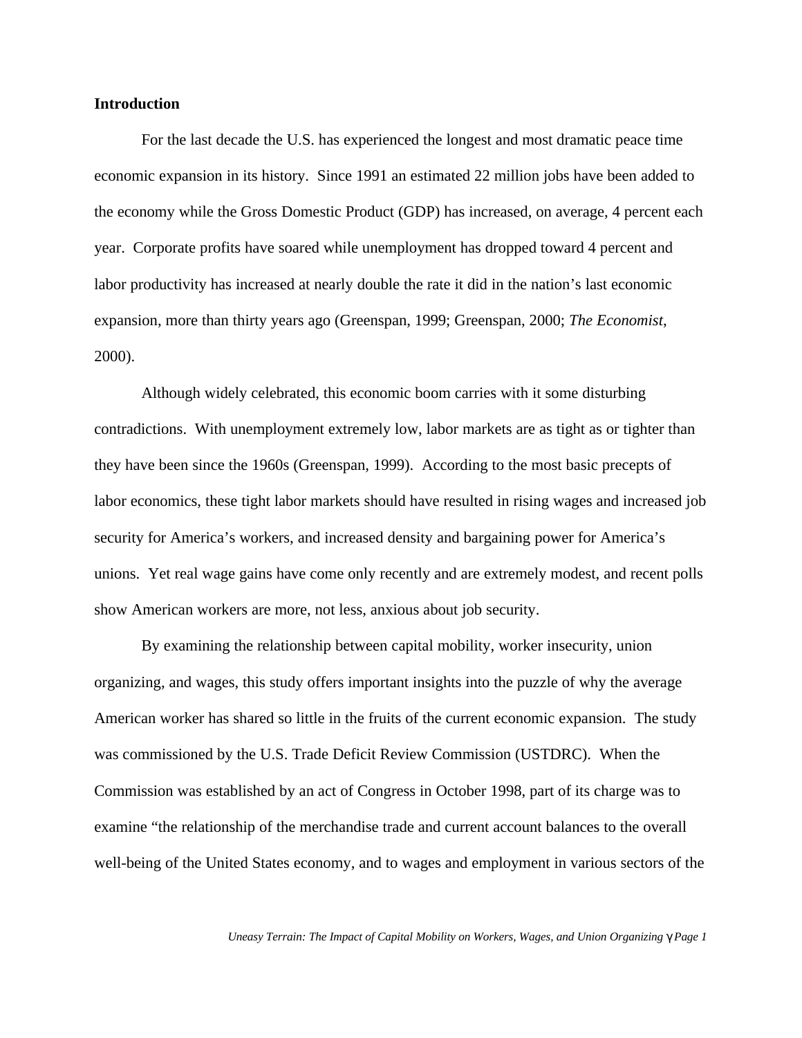**Introduction**

For the last decade the U.S. has experienced the longest and most dramatic peace time economic expansion in its history. Since 1991 an estimated 22 million jobs have been added to the economy while the Gross Domestic Product (GDP) has increased, on average, 4 percent each year. Corporate profits have soared while unemployment has dropped toward 4 percent and labor productivity has increased at nearly double the rate it did in the nation's last economic expansion, more than thirty years ago (Greenspan, 1999; Greenspan, 2000; *The Economist*, 2000).

Although widely celebrated, this economic boom carries with it some disturbing contradictions. With unemployment extremely low, labor markets are as tight as or tighter than they have been since the 1960s (Greenspan, 1999). According to the most basic precepts of labor economics, these tight labor markets should have resulted in rising wages and increased job security for America's workers, and increased density and bargaining power for America's unions. Yet real wage gains have come only recently and are extremely modest, and recent polls show American workers are more, not less, anxious about job security.

By examining the relationship between capital mobility, worker insecurity, union organizing, and wages, this study offers important insights into the puzzle of why the average American worker has shared so little in the fruits of the current economic expansion. The study was commissioned by the U.S. Trade Deficit Review Commission (USTDRC). When the Commission was established by an act of Congress in October 1998, part of its charge was to examine "the relationship of the merchandise trade and current account balances to the overall well-being of the United States economy, and to wages and employment in various sectors of the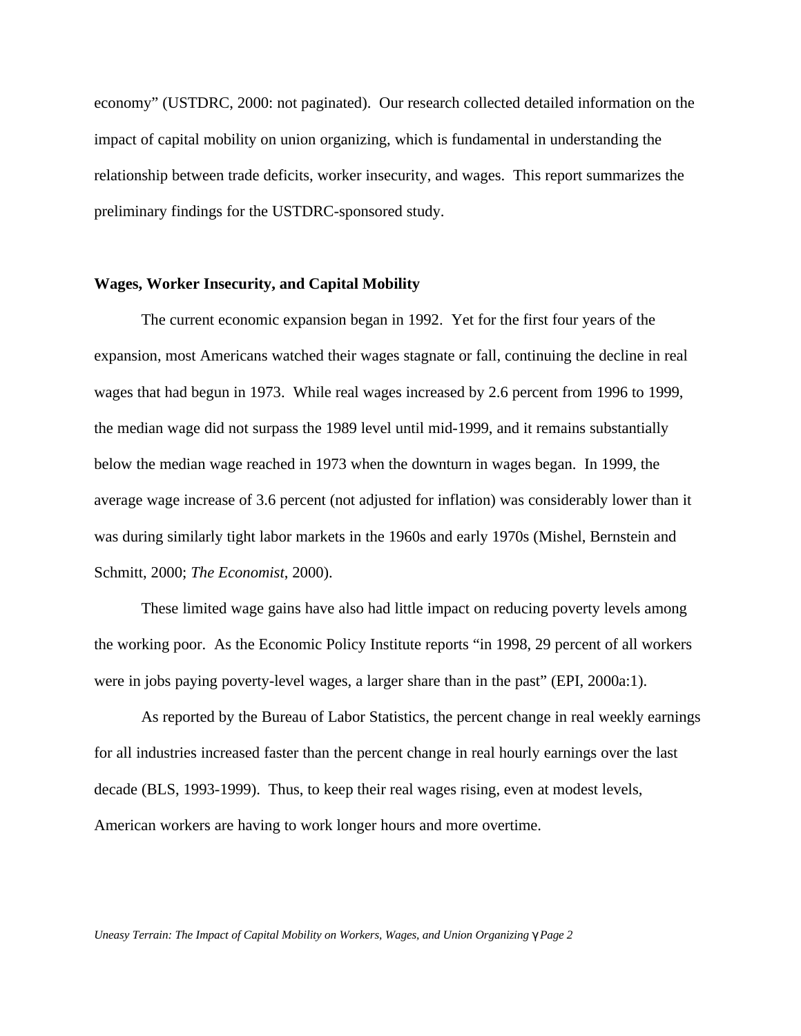economy" (USTDRC, 2000: not paginated). Our research collected detailed information on the impact of capital mobility on union organizing, which is fundamental in understanding the relationship between trade deficits, worker insecurity, and wages. This report summarizes the preliminary findings for the USTDRC-sponsored study.

**Wages, Worker Insecurity, and Capital Mobility**

The current economic expansion began in 1992. Yet for the first four years of the expansion, most Americans watched their wages stagnate or fall, continuing the decline in real wages that had begun in 1973. While real wages increased by 2.6 percent from 1996 to 1999, the median wage did not surpass the 1989 level until mid-1999, and it remains substantially below the median wage reached in 1973 when the downturn in wages began. In 1999, the average wage increase of 3.6 percent (not adjusted for inflation) was considerably lower than it was during similarly tight labor markets in the 1960s and early 1970s (Mishel, Bernstein and Schmitt, 2000; *The Economist*, 2000).

These limited wage gains have also had little impact on reducing poverty levels among the working poor. As the Economic Policy Institute reports "in 1998, 29 percent of all workers were in jobs paying poverty-level wages, a larger share than in the past" (EPI, 2000a:1).

As reported by the Bureau of Labor Statistics, the percent change in real weekly earnings for all industries increased faster than the percent change in real hourly earnings over the last decade (BLS, 1993-1999). Thus, to keep their real wages rising, even at modest levels, American workers are having to work longer hours and more overtime.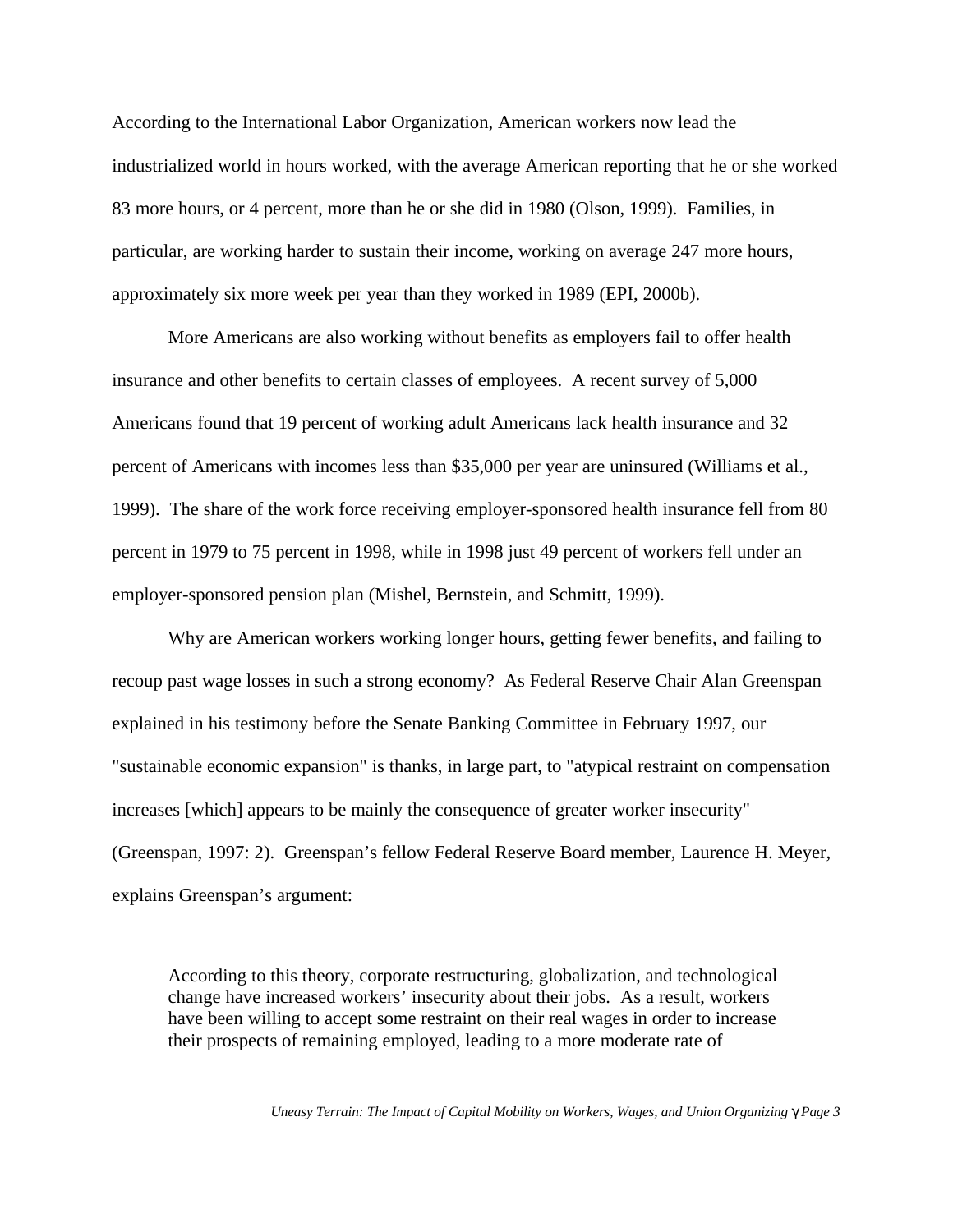According to the International Labor Organization, American workers now lead the industrialized world in hours worked, with the average American reporting that he or she worked 83 more hours, or 4 percent, more than he or she did in 1980 (Olson, 1999). Families, in particular, are working harder to sustain their income, working on average 247 more hours, approximately six more week per year than they worked in 1989 (EPI, 2000b).

More Americans are also working without benefits as employers fail to offer health insurance and other benefits to certain classes of employees. A recent survey of 5,000 Americans found that 19 percent of working adult Americans lack health insurance and 32 percent of Americans with incomes less than $35,000 per year are uninsured (Williams et al., 1999). The share of the work force receiving employer-sponsored health insurance fell from 80 percent in 1979 to 75 percent in 1998, while in 1998 just 49 percent of workers fell under an employer-sponsored pension plan (Mishel, Bernstein, and Schmitt, 1999).

Why are American workers working longer hours, getting fewer benefits, and failing to recoup past wage losses in such a strong economy? As Federal Reserve Chair Alan Greenspan explained in his testimony before the Senate Banking Committee in February 1997, our "sustainable economic expansion" is thanks, in large part, to "atypical restraint on compensation increases [which] appears to be mainly the consequence of greater worker insecurity" (Greenspan, 1997: 2). Greenspan's fellow Federal Reserve Board member, Laurence H. Meyer, explains Greenspan's argument:

> According to this theory, corporate restructuring, globalization, and technological change have increased workers' insecurity about their jobs. As a result, workers have been willing to accept some restraint on their real wages in order to increase their prospects of remaining employed, leading to a more moderate rate of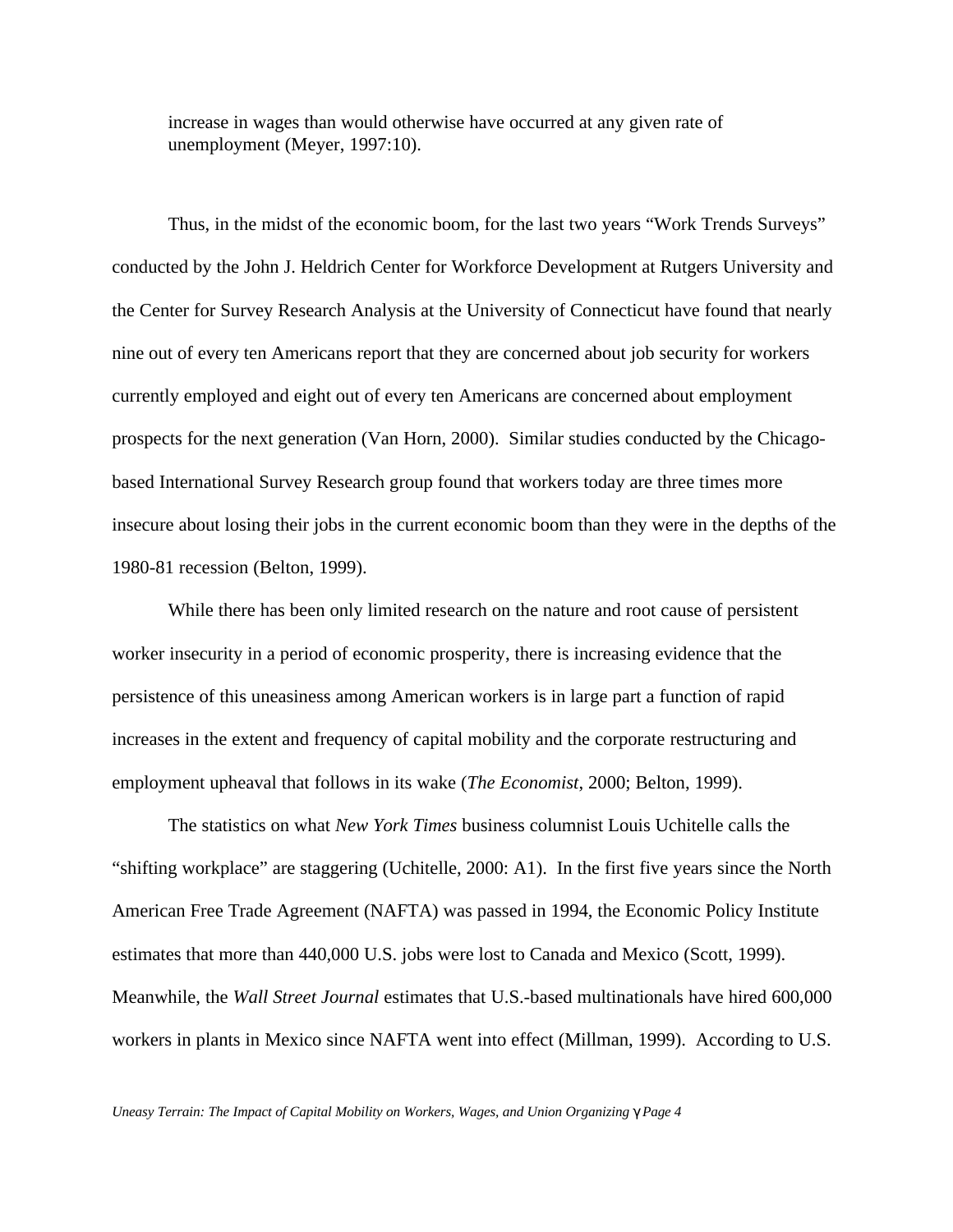increase in wages than would otherwise have occurred at any given rate of unemployment (Meyer, 1997:10).

Thus, in the midst of the economic boom, for the last two years "Work Trends Surveys" conducted by the John J. Heldrich Center for Workforce Development at Rutgers University and the Center for Survey Research Analysis at the University of Connecticut have found that nearly nine out of every ten Americans report that they are concerned about job security for workers currently employed and eight out of every ten Americans are concerned about employment prospects for the next generation (Van Horn, 2000). Similar studies conducted by the Chicago-based International Survey Research group found that workers today are three times more insecure about losing their jobs in the current economic boom than they were in the depths of the 1980-81 recession (Belton, 1999).

While there has been only limited research on the nature and root cause of persistent worker insecurity in a period of economic prosperity, there is increasing evidence that the persistence of this uneasiness among American workers is in large part a function of rapid increases in the extent and frequency of capital mobility and the corporate restructuring and employment upheaval that follows in its wake (*The Economist*, 2000; Belton, 1999).

The statistics on what *New York Times* business columnist Louis Uchitelle calls the "shifting workplace" are staggering (Uchitelle, 2000: A1). In the first five years since the North American Free Trade Agreement (NAFTA) was passed in 1994, the Economic Policy Institute estimates that more than 440,000 U.S. jobs were lost to Canada and Mexico (Scott, 1999). Meanwhile, the *Wall Street Journal* estimates that U.S.-based multinationals have hired 600,000 workers in plants in Mexico since NAFTA went into effect (Millman, 1999). According to U.S.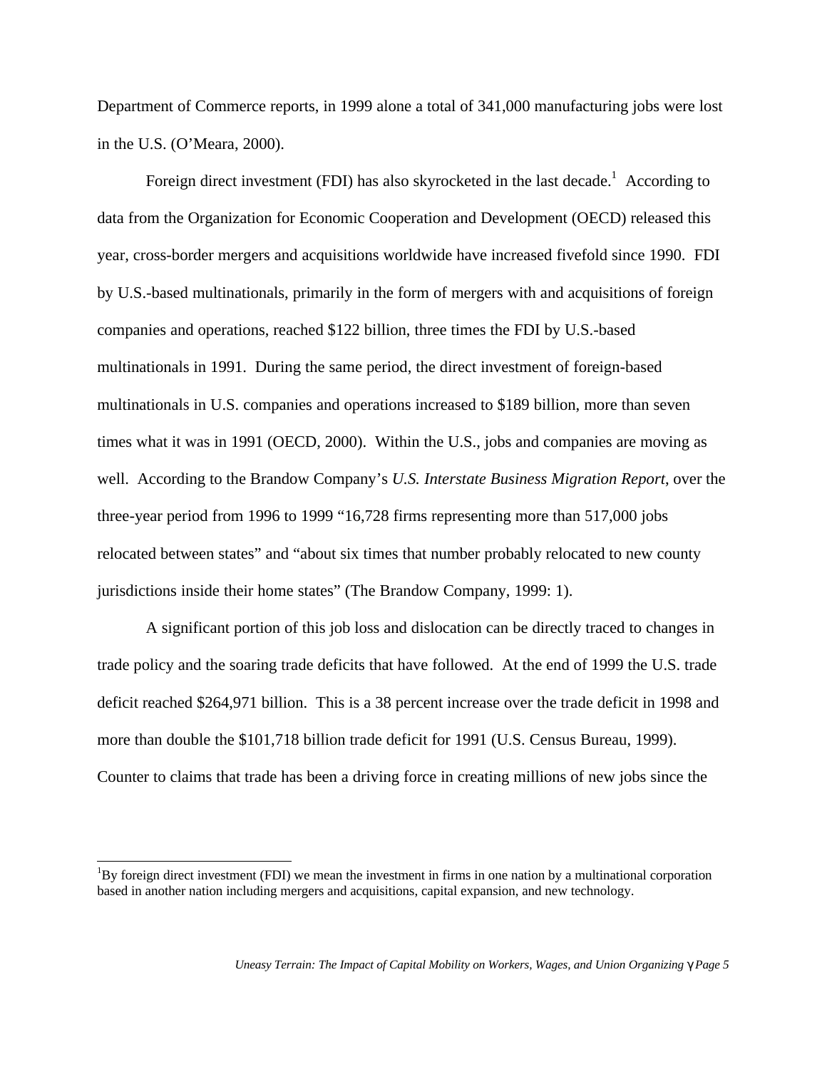Department of Commerce reports, in 1999 alone a total of 341,000 manufacturing jobs were lost in the U.S. (O'Meara, 2000).

Foreign direct investment (FDI) has also skyrocketed in the last decade.[1] According to data from the Organization for Economic Cooperation and Development (OECD) released this year, cross-border mergers and acquisitions worldwide have increased fivefold since 1990. FDI by U.S.-based multinationals, primarily in the form of mergers with and acquisitions of foreign companies and operations, reached $122 billion, three times the FDI by U.S.-based multinationals in 1991. During the same period, the direct investment of foreign-based multinationals in U.S. companies and operations increased to $189 billion, more than seven times what it was in 1991 (OECD, 2000). Within the U.S., jobs and companies are moving as well. According to the Brandow Company's *U.S. Interstate Business Migration Report*, over the three-year period from 1996 to 1999 "16,728 firms representing more than 517,000 jobs relocated between states" and "about six times that number probably relocated to new county jurisdictions inside their home states" (The Brandow Company, 1999: 1).

A significant portion of this job loss and dislocation can be directly traced to changes in trade policy and the soaring trade deficits that have followed. At the end of 1999 the U.S. trade deficit reached $264,971 billion. This is a 38 percent increase over the trade deficit in 1998 and more than double the $101,718 billion trade deficit for 1991 (U.S. Census Bureau, 1999). Counter to claims that trade has been a driving force in creating millions of new jobs since the

---

[1] By foreign direct investment (FDI) we mean the investment in firms in one nation by a multinational corporation based in another nation including mergers and acquisitions, capital expansion, and new technology.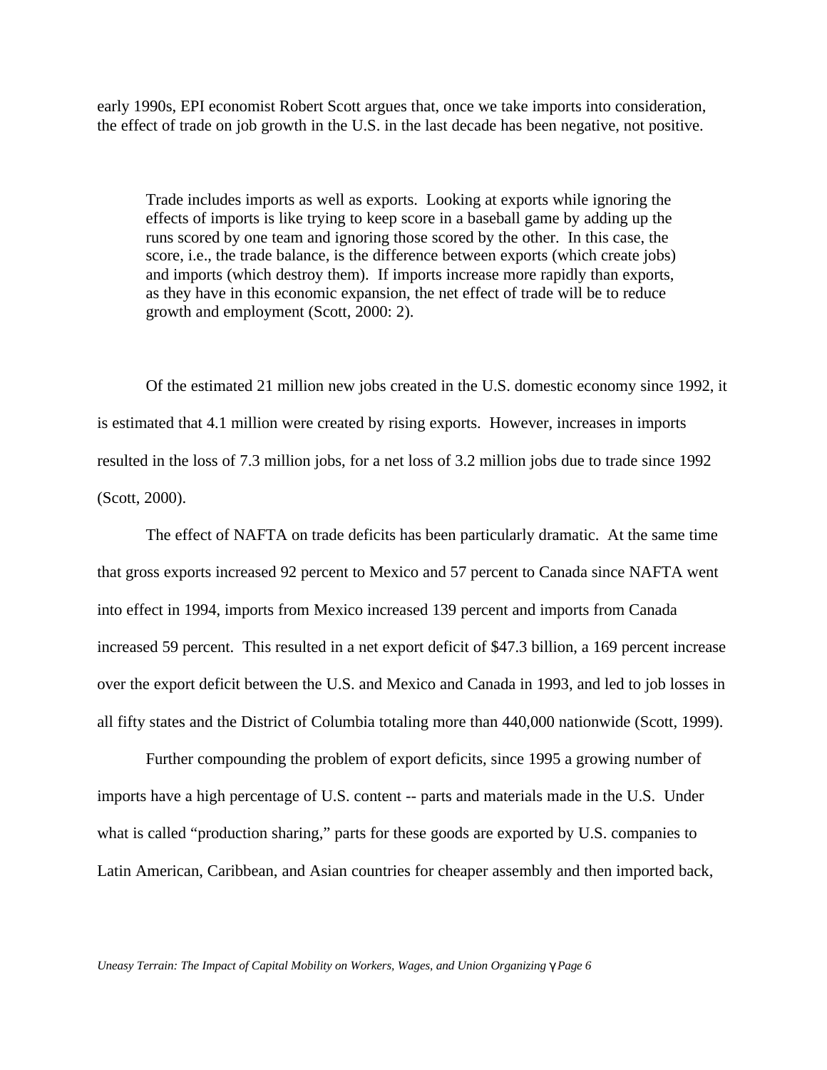early 1990s, EPI economist Robert Scott argues that, once we take imports into consideration, the effect of trade on job growth in the U.S. in the last decade has been negative, not positive.

> Trade includes imports as well as exports. Looking at exports while ignoring the effects of imports is like trying to keep score in a baseball game by adding up the runs scored by one team and ignoring those scored by the other. In this case, the score, i.e., the trade balance, is the difference between exports (which create jobs) and imports (which destroy them). If imports increase more rapidly than exports, as they have in this economic expansion, the net effect of trade will be to reduce growth and employment (Scott, 2000: 2).

Of the estimated 21 million new jobs created in the U.S. domestic economy since 1992, it is estimated that 4.1 million were created by rising exports. However, increases in imports resulted in the loss of 7.3 million jobs, for a net loss of 3.2 million jobs due to trade since 1992 (Scott, 2000).

The effect of NAFTA on trade deficits has been particularly dramatic. At the same time that gross exports increased 92 percent to Mexico and 57 percent to Canada since NAFTA went into effect in 1994, imports from Mexico increased 139 percent and imports from Canada increased 59 percent. This resulted in a net export deficit of $47.3 billion, a 169 percent increase over the export deficit between the U.S. and Mexico and Canada in 1993, and led to job losses in all fifty states and the District of Columbia totaling more than 440,000 nationwide (Scott, 1999).

Further compounding the problem of export deficits, since 1995 a growing number of imports have a high percentage of U.S. content -- parts and materials made in the U.S. Under what is called "production sharing," parts for these goods are exported by U.S. companies to Latin American, Caribbean, and Asian countries for cheaper assembly and then imported back,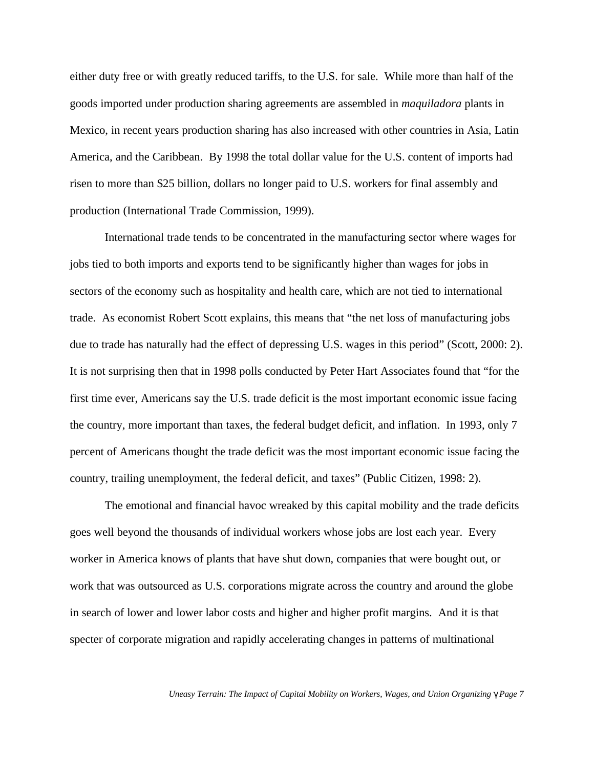either duty free or with greatly reduced tariffs, to the U.S. for sale. While more than half of the goods imported under production sharing agreements are assembled in *maquiladora* plants in Mexico, in recent years production sharing has also increased with other countries in Asia, Latin America, and the Caribbean. By 1998 the total dollar value for the U.S. content of imports had risen to more than $25 billion, dollars no longer paid to U.S. workers for final assembly and production (International Trade Commission, 1999).

International trade tends to be concentrated in the manufacturing sector where wages for jobs tied to both imports and exports tend to be significantly higher than wages for jobs in sectors of the economy such as hospitality and health care, which are not tied to international trade. As economist Robert Scott explains, this means that "the net loss of manufacturing jobs due to trade has naturally had the effect of depressing U.S. wages in this period" (Scott, 2000: 2). It is not surprising then that in 1998 polls conducted by Peter Hart Associates found that "for the first time ever, Americans say the U.S. trade deficit is the most important economic issue facing the country, more important than taxes, the federal budget deficit, and inflation. In 1993, only 7 percent of Americans thought the trade deficit was the most important economic issue facing the country, trailing unemployment, the federal deficit, and taxes" (Public Citizen, 1998: 2).

The emotional and financial havoc wreaked by this capital mobility and the trade deficits goes well beyond the thousands of individual workers whose jobs are lost each year. Every worker in America knows of plants that have shut down, companies that were bought out, or work that was outsourced as U.S. corporations migrate across the country and around the globe in search of lower and lower labor costs and higher and higher profit margins. And it is that specter of corporate migration and rapidly accelerating changes in patterns of multinational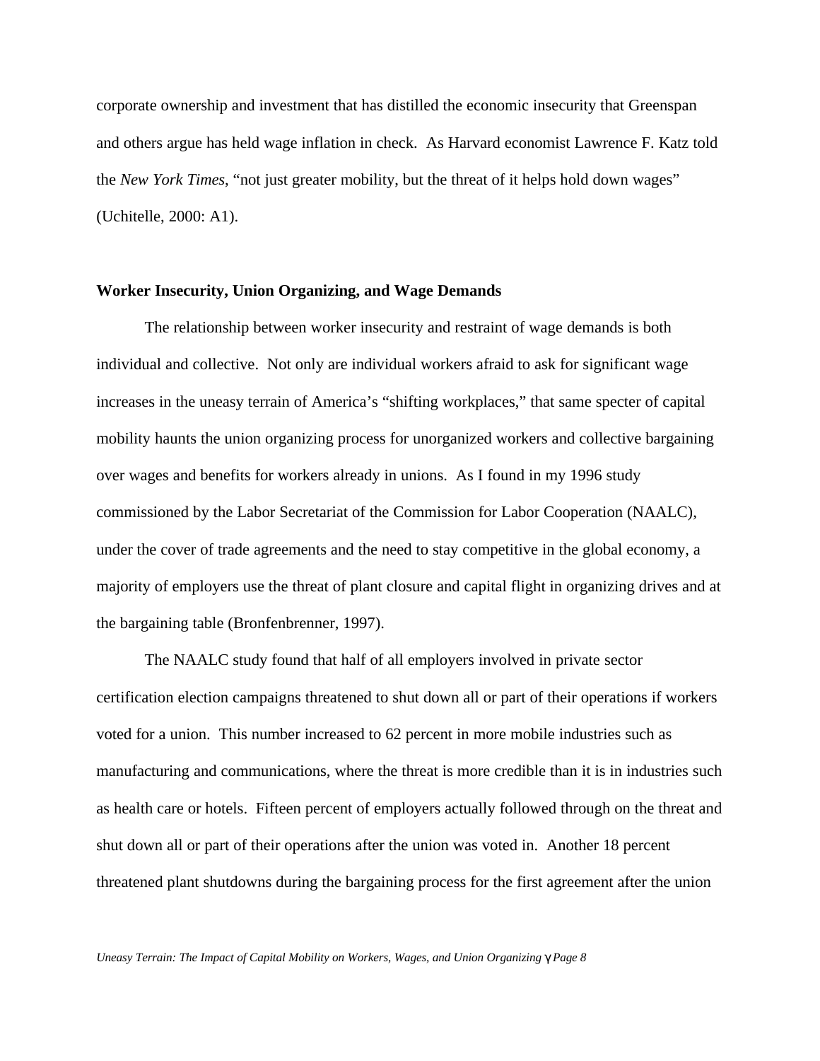corporate ownership and investment that has distilled the economic insecurity that Greenspan and others argue has held wage inflation in check. As Harvard economist Lawrence F. Katz told the *New York Times*, "not just greater mobility, but the threat of it helps hold down wages" (Uchitelle, 2000: A1).

**Worker Insecurity, Union Organizing, and Wage Demands**

The relationship between worker insecurity and restraint of wage demands is both individual and collective. Not only are individual workers afraid to ask for significant wage increases in the uneasy terrain of America's "shifting workplaces," that same specter of capital mobility haunts the union organizing process for unorganized workers and collective bargaining over wages and benefits for workers already in unions. As I found in my 1996 study commissioned by the Labor Secretariat of the Commission for Labor Cooperation (NAALC), under the cover of trade agreements and the need to stay competitive in the global economy, a majority of employers use the threat of plant closure and capital flight in organizing drives and at the bargaining table (Bronfenbrenner, 1997).

The NAALC study found that half of all employers involved in private sector certification election campaigns threatened to shut down all or part of their operations if workers voted for a union. This number increased to 62 percent in more mobile industries such as manufacturing and communications, where the threat is more credible than it is in industries such as health care or hotels. Fifteen percent of employers actually followed through on the threat and shut down all or part of their operations after the union was voted in. Another 18 percent threatened plant shutdowns during the bargaining process for the first agreement after the union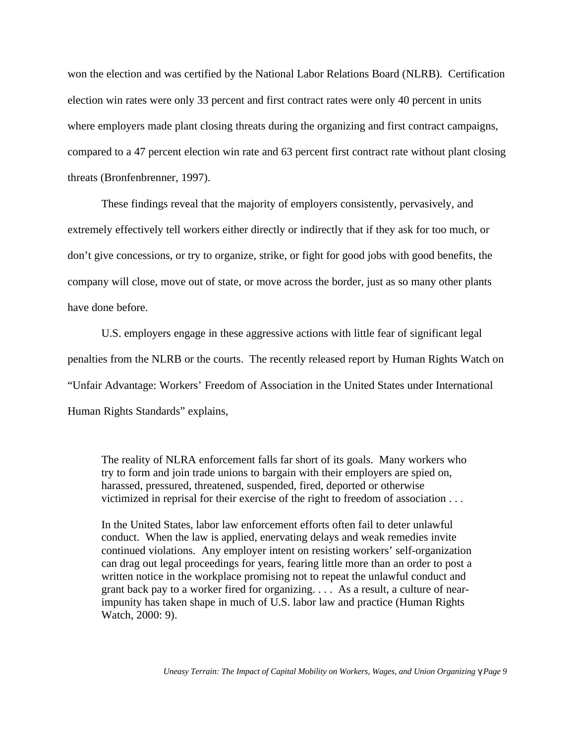won the election and was certified by the National Labor Relations Board (NLRB). Certification election win rates were only 33 percent and first contract rates were only 40 percent in units where employers made plant closing threats during the organizing and first contract campaigns, compared to a 47 percent election win rate and 63 percent first contract rate without plant closing threats (Bronfenbrenner, 1997).

These findings reveal that the majority of employers consistently, pervasively, and extremely effectively tell workers either directly or indirectly that if they ask for too much, or don't give concessions, or try to organize, strike, or fight for good jobs with good benefits, the company will close, move out of state, or move across the border, just as so many other plants have done before.

U.S. employers engage in these aggressive actions with little fear of significant legal penalties from the NLRB or the courts. The recently released report by Human Rights Watch on "Unfair Advantage: Workers' Freedom of Association in the United States under International Human Rights Standards" explains,

> The reality of NLRA enforcement falls far short of its goals. Many workers who try to form and join trade unions to bargain with their employers are spied on, harassed, pressured, threatened, suspended, fired, deported or otherwise victimized in reprisal for their exercise of the right to freedom of association . . .
>
> In the United States, labor law enforcement efforts often fail to deter unlawful conduct. When the law is applied, enervating delays and weak remedies invite continued violations. Any employer intent on resisting workers' self-organization can drag out legal proceedings for years, fearing little more than an order to post a written notice in the workplace promising not to repeat the unlawful conduct and grant back pay to a worker fired for organizing. . . . As a result, a culture of near-impunity has taken shape in much of U.S. labor law and practice (Human Rights Watch, 2000: 9).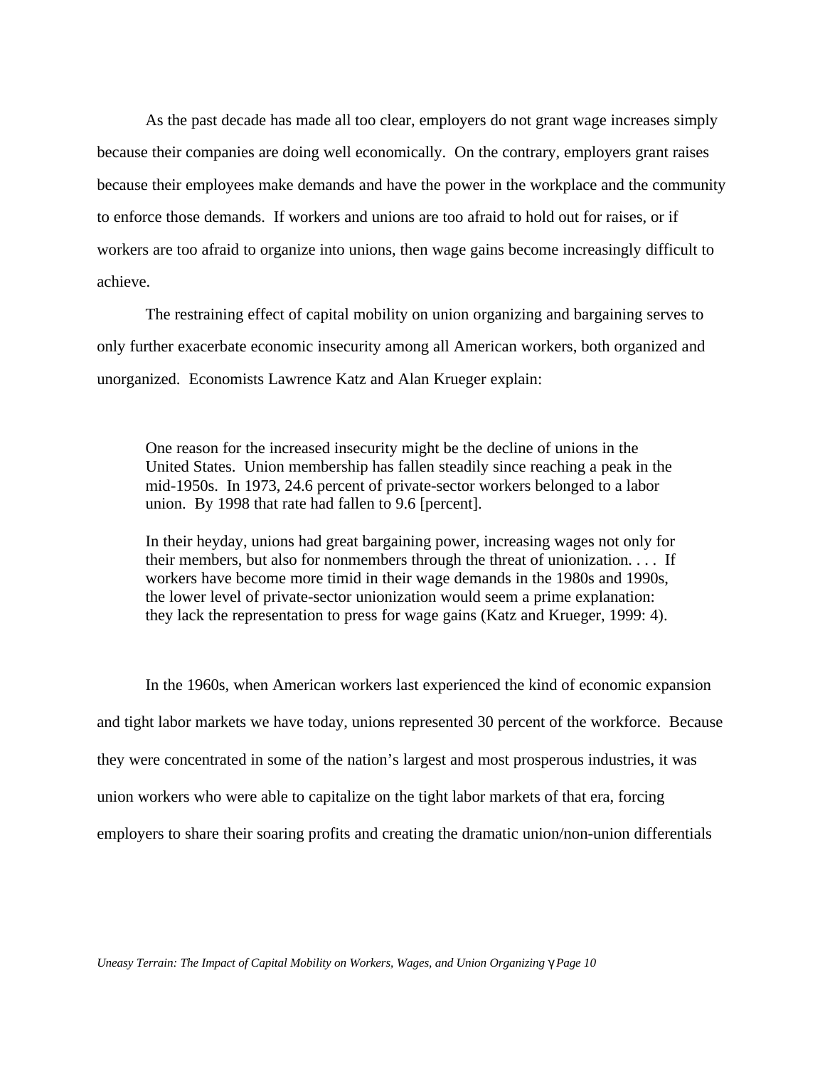As the past decade has made all too clear, employers do not grant wage increases simply because their companies are doing well economically. On the contrary, employers grant raises because their employees make demands and have the power in the workplace and the community to enforce those demands. If workers and unions are too afraid to hold out for raises, or if workers are too afraid to organize into unions, then wage gains become increasingly difficult to achieve.

The restraining effect of capital mobility on union organizing and bargaining serves to only further exacerbate economic insecurity among all American workers, both organized and unorganized. Economists Lawrence Katz and Alan Krueger explain:

> One reason for the increased insecurity might be the decline of unions in the United States. Union membership has fallen steadily since reaching a peak in the mid-1950s. In 1973, 24.6 percent of private-sector workers belonged to a labor union. By 1998 that rate had fallen to 9.6 [percent].
>
> In their heyday, unions had great bargaining power, increasing wages not only for their members, but also for nonmembers through the threat of unionization. . . . If workers have become more timid in their wage demands in the 1980s and 1990s, the lower level of private-sector unionization would seem a prime explanation: they lack the representation to press for wage gains (Katz and Krueger, 1999: 4).

In the 1960s, when American workers last experienced the kind of economic expansion and tight labor markets we have today, unions represented 30 percent of the workforce. Because they were concentrated in some of the nation's largest and most prosperous industries, it was union workers who were able to capitalize on the tight labor markets of that era, forcing employers to share their soaring profits and creating the dramatic union/non-union differentials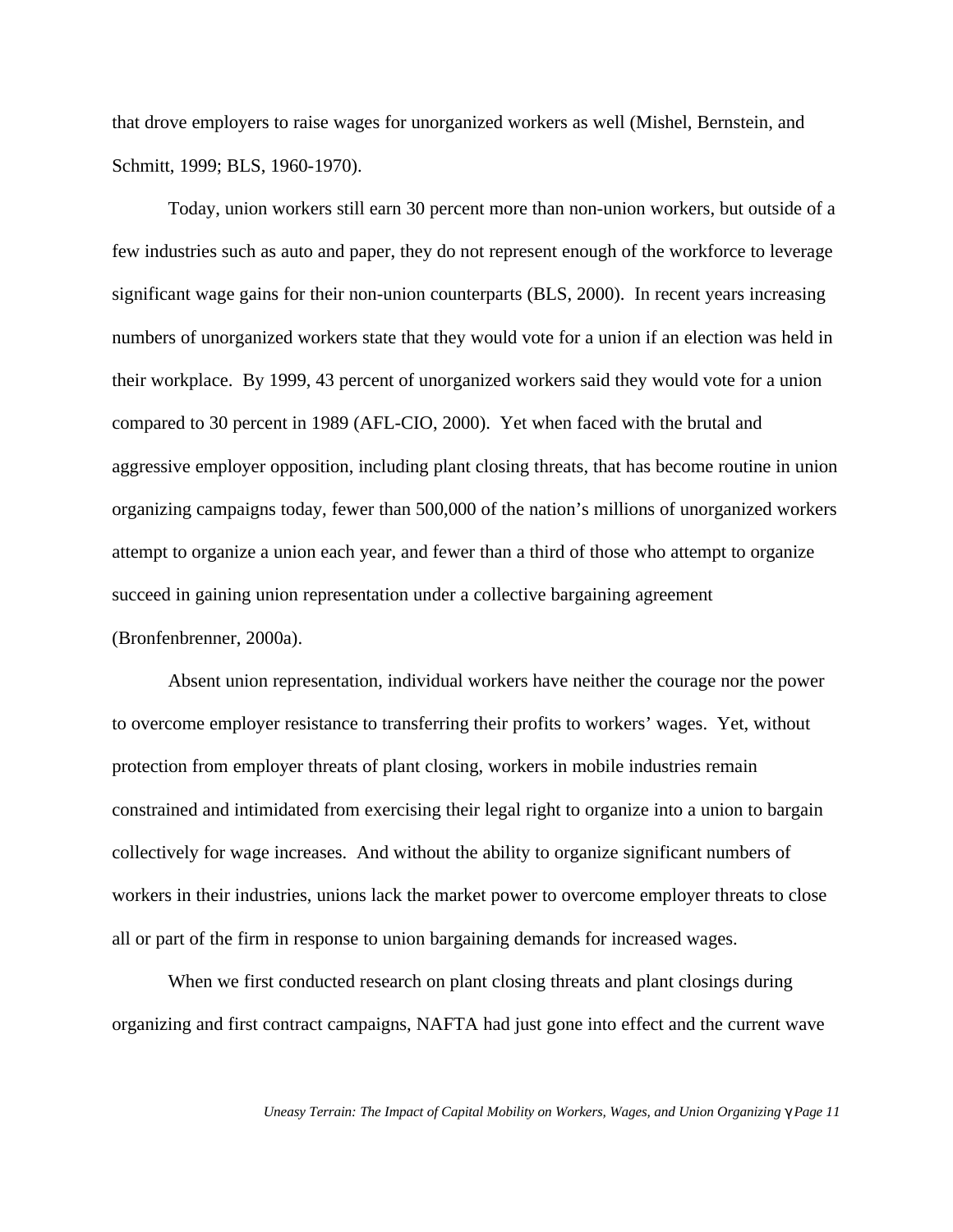that drove employers to raise wages for unorganized workers as well (Mishel, Bernstein, and Schmitt, 1999; BLS, 1960-1970).

Today, union workers still earn 30 percent more than non-union workers, but outside of a few industries such as auto and paper, they do not represent enough of the workforce to leverage significant wage gains for their non-union counterparts (BLS, 2000). In recent years increasing numbers of unorganized workers state that they would vote for a union if an election was held in their workplace. By 1999, 43 percent of unorganized workers said they would vote for a union compared to 30 percent in 1989 (AFL-CIO, 2000). Yet when faced with the brutal and aggressive employer opposition, including plant closing threats, that has become routine in union organizing campaigns today, fewer than 500,000 of the nation's millions of unorganized workers attempt to organize a union each year, and fewer than a third of those who attempt to organize succeed in gaining union representation under a collective bargaining agreement (Bronfenbrenner, 2000a).

Absent union representation, individual workers have neither the courage nor the power to overcome employer resistance to transferring their profits to workers' wages. Yet, without protection from employer threats of plant closing, workers in mobile industries remain constrained and intimidated from exercising their legal right to organize into a union to bargain collectively for wage increases. And without the ability to organize significant numbers of workers in their industries, unions lack the market power to overcome employer threats to close all or part of the firm in response to union bargaining demands for increased wages.

When we first conducted research on plant closing threats and plant closings during organizing and first contract campaigns, NAFTA had just gone into effect and the current wave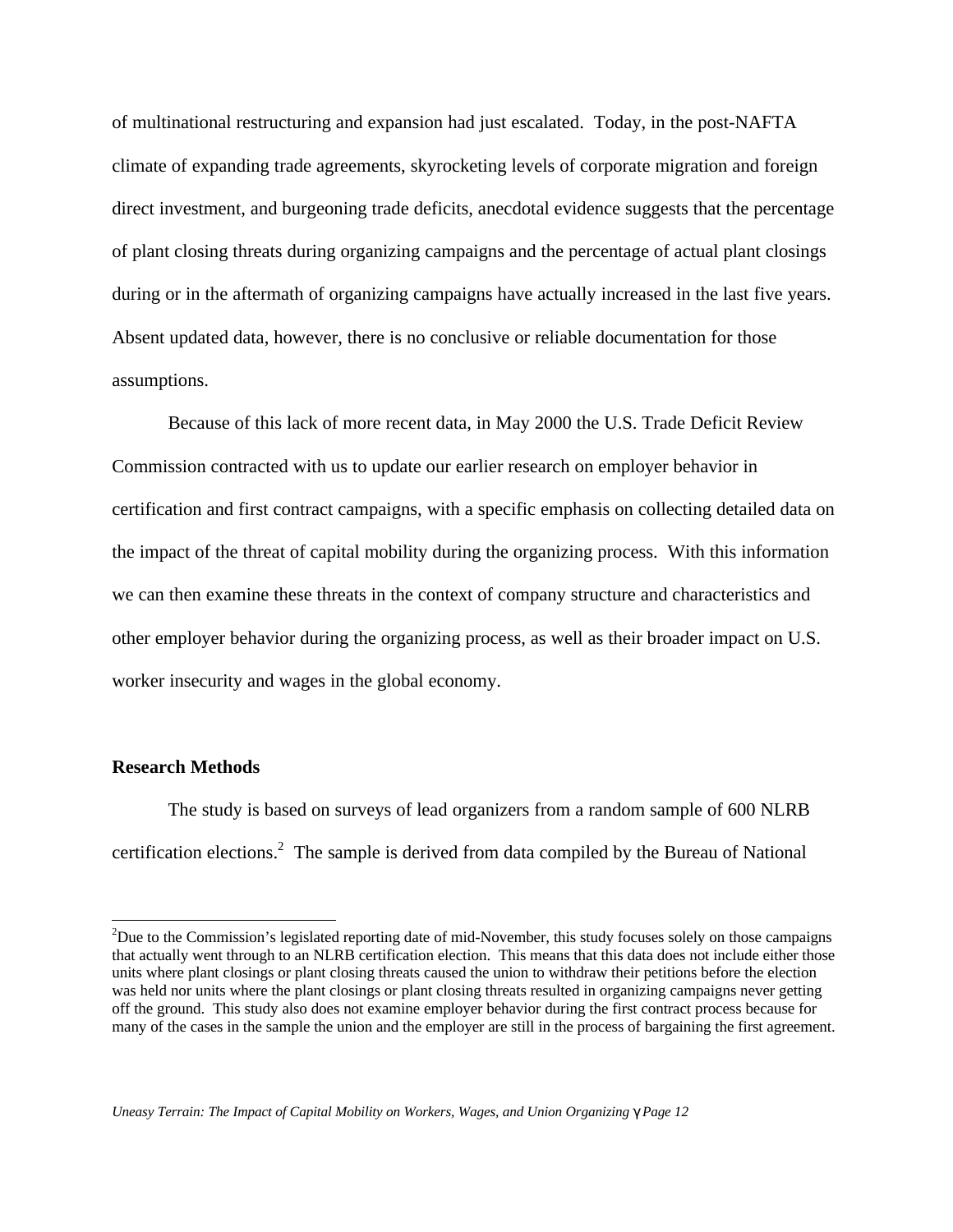of multinational restructuring and expansion had just escalated. Today, in the post-NAFTA climate of expanding trade agreements, skyrocketing levels of corporate migration and foreign direct investment, and burgeoning trade deficits, anecdotal evidence suggests that the percentage of plant closing threats during organizing campaigns and the percentage of actual plant closings during or in the aftermath of organizing campaigns have actually increased in the last five years. Absent updated data, however, there is no conclusive or reliable documentation for those assumptions.

Because of this lack of more recent data, in May 2000 the U.S. Trade Deficit Review Commission contracted with us to update our earlier research on employer behavior in certification and first contract campaigns, with a specific emphasis on collecting detailed data on the impact of the threat of capital mobility during the organizing process. With this information we can then examine these threats in the context of company structure and characteristics and other employer behavior during the organizing process, as well as their broader impact on U.S. worker insecurity and wages in the global economy.

**Research Methods**

The study is based on surveys of lead organizers from a random sample of 600 NLRB certification elections.[2] The sample is derived from data compiled by the Bureau of National

[2]Due to the Commission's legislated reporting date of mid-November, this study focuses solely on those campaigns that actually went through to an NLRB certification election. This means that this data does not include either those units where plant closings or plant closing threats caused the union to withdraw their petitions before the election was held nor units where the plant closings or plant closing threats resulted in organizing campaigns never getting off the ground. This study also does not examine employer behavior during the first contract process because for many of the cases in the sample the union and the employer are still in the process of bargaining the first agreement.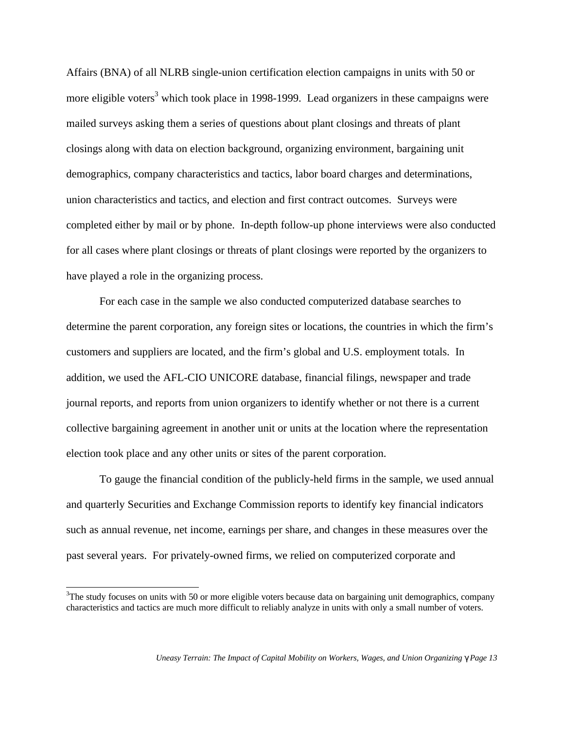Affairs (BNA) of all NLRB single-union certification election campaigns in units with 50 or more eligible voters[3] which took place in 1998-1999. Lead organizers in these campaigns were mailed surveys asking them a series of questions about plant closings and threats of plant closings along with data on election background, organizing environment, bargaining unit demographics, company characteristics and tactics, labor board charges and determinations, union characteristics and tactics, and election and first contract outcomes. Surveys were completed either by mail or by phone. In-depth follow-up phone interviews were also conducted for all cases where plant closings or threats of plant closings were reported by the organizers to have played a role in the organizing process.

For each case in the sample we also conducted computerized database searches to determine the parent corporation, any foreign sites or locations, the countries in which the firm's customers and suppliers are located, and the firm's global and U.S. employment totals. In addition, we used the AFL-CIO UNICORE database, financial filings, newspaper and trade journal reports, and reports from union organizers to identify whether or not there is a current collective bargaining agreement in another unit or units at the location where the representation election took place and any other units or sites of the parent corporation.

To gauge the financial condition of the publicly-held firms in the sample, we used annual and quarterly Securities and Exchange Commission reports to identify key financial indicators such as annual revenue, net income, earnings per share, and changes in these measures over the past several years. For privately-owned firms, we relied on computerized corporate and

---

[3]The study focuses on units with 50 or more eligible voters because data on bargaining unit demographics, company characteristics and tactics are much more difficult to reliably analyze in units with only a small number of voters.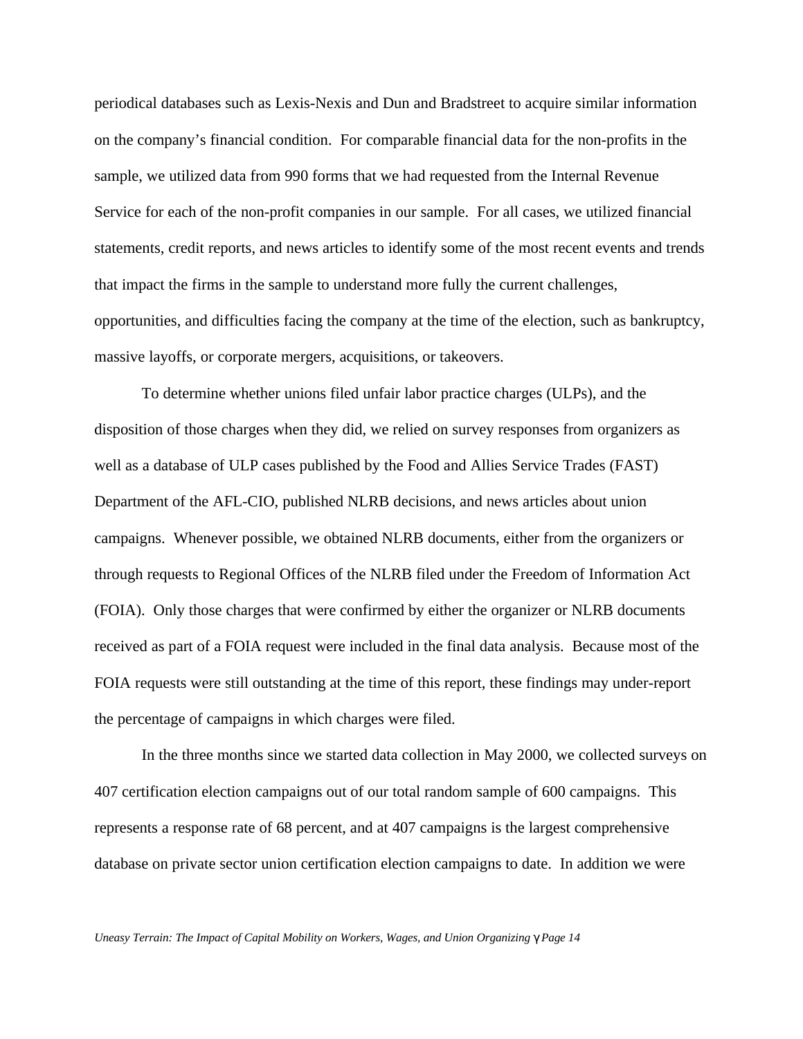periodical databases such as Lexis-Nexis and Dun and Bradstreet to acquire similar information on the company's financial condition. For comparable financial data for the non-profits in the sample, we utilized data from 990 forms that we had requested from the Internal Revenue Service for each of the non-profit companies in our sample. For all cases, we utilized financial statements, credit reports, and news articles to identify some of the most recent events and trends that impact the firms in the sample to understand more fully the current challenges, opportunities, and difficulties facing the company at the time of the election, such as bankruptcy, massive layoffs, or corporate mergers, acquisitions, or takeovers.

To determine whether unions filed unfair labor practice charges (ULPs), and the disposition of those charges when they did, we relied on survey responses from organizers as well as a database of ULP cases published by the Food and Allies Service Trades (FAST) Department of the AFL-CIO, published NLRB decisions, and news articles about union campaigns. Whenever possible, we obtained NLRB documents, either from the organizers or through requests to Regional Offices of the NLRB filed under the Freedom of Information Act (FOIA). Only those charges that were confirmed by either the organizer or NLRB documents received as part of a FOIA request were included in the final data analysis. Because most of the FOIA requests were still outstanding at the time of this report, these findings may under-report the percentage of campaigns in which charges were filed.

In the three months since we started data collection in May 2000, we collected surveys on 407 certification election campaigns out of our total random sample of 600 campaigns. This represents a response rate of 68 percent, and at 407 campaigns is the largest comprehensive database on private sector union certification election campaigns to date. In addition we were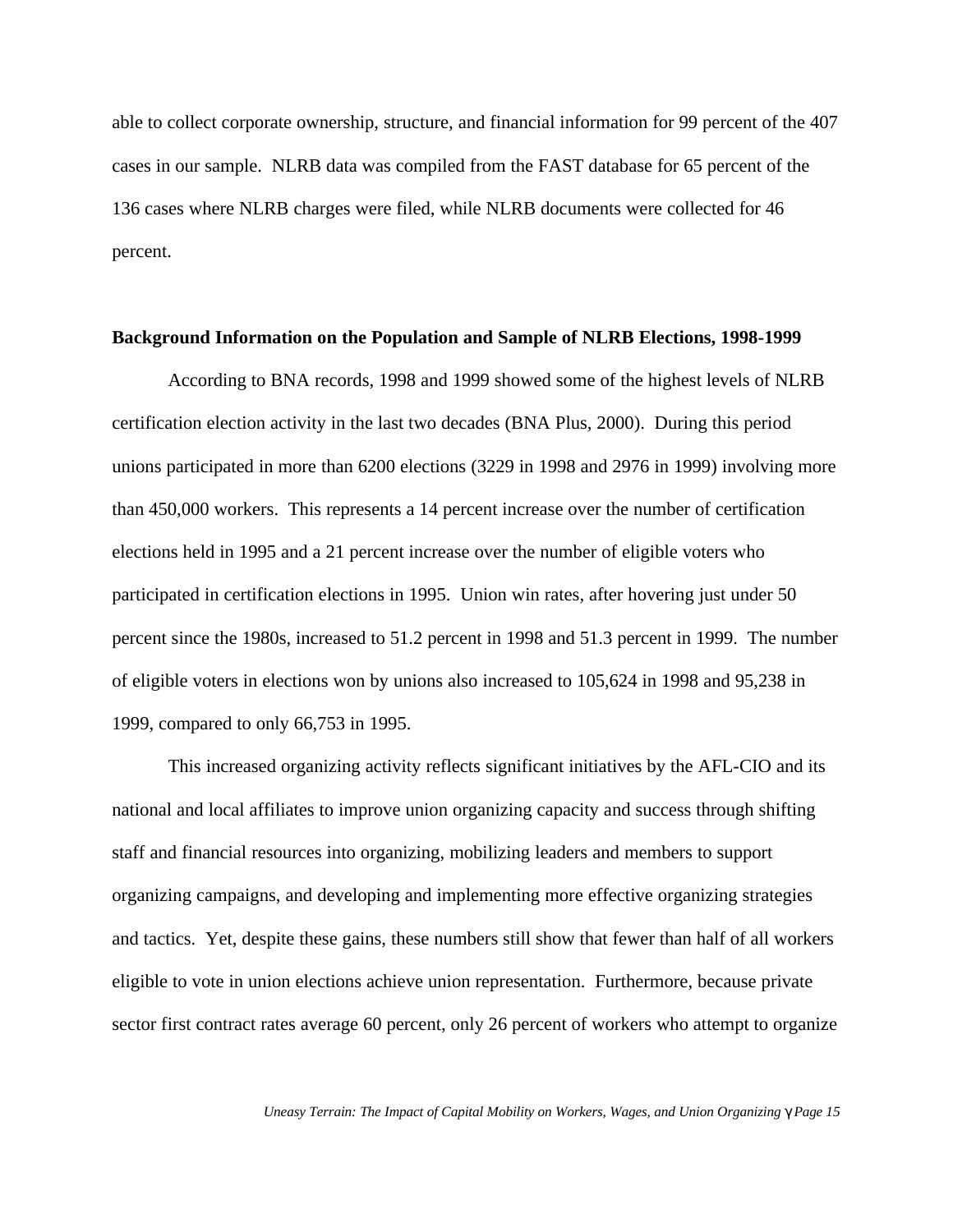able to collect corporate ownership, structure, and financial information for 99 percent of the 407 cases in our sample. NLRB data was compiled from the FAST database for 65 percent of the 136 cases where NLRB charges were filed, while NLRB documents were collected for 46 percent.

**Background Information on the Population and Sample of NLRB Elections, 1998-1999**

According to BNA records, 1998 and 1999 showed some of the highest levels of NLRB certification election activity in the last two decades (BNA Plus, 2000). During this period unions participated in more than 6200 elections (3229 in 1998 and 2976 in 1999) involving more than 450,000 workers. This represents a 14 percent increase over the number of certification elections held in 1995 and a 21 percent increase over the number of eligible voters who participated in certification elections in 1995. Union win rates, after hovering just under 50 percent since the 1980s, increased to 51.2 percent in 1998 and 51.3 percent in 1999. The number of eligible voters in elections won by unions also increased to 105,624 in 1998 and 95,238 in 1999, compared to only 66,753 in 1995.

This increased organizing activity reflects significant initiatives by the AFL-CIO and its national and local affiliates to improve union organizing capacity and success through shifting staff and financial resources into organizing, mobilizing leaders and members to support organizing campaigns, and developing and implementing more effective organizing strategies and tactics. Yet, despite these gains, these numbers still show that fewer than half of all workers eligible to vote in union elections achieve union representation. Furthermore, because private sector first contract rates average 60 percent, only 26 percent of workers who attempt to organize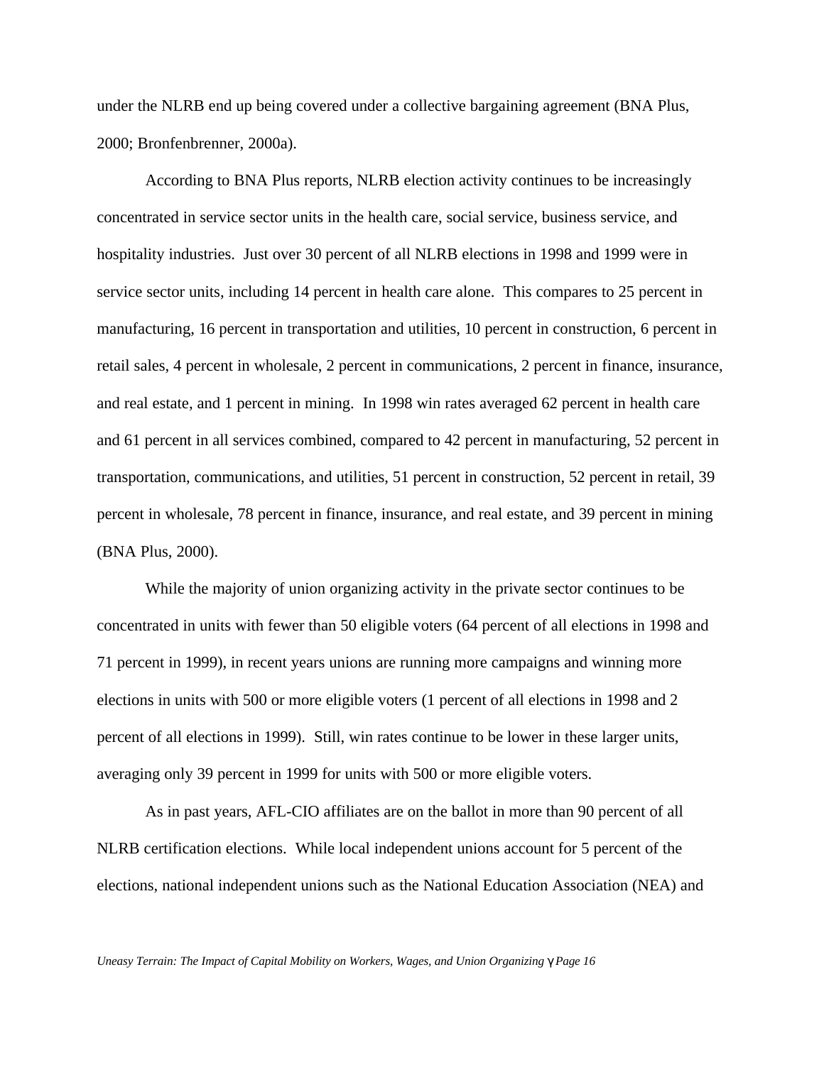under the NLRB end up being covered under a collective bargaining agreement (BNA Plus, 2000; Bronfenbrenner, 2000a).

According to BNA Plus reports, NLRB election activity continues to be increasingly concentrated in service sector units in the health care, social service, business service, and hospitality industries. Just over 30 percent of all NLRB elections in 1998 and 1999 were in service sector units, including 14 percent in health care alone. This compares to 25 percent in manufacturing, 16 percent in transportation and utilities, 10 percent in construction, 6 percent in retail sales, 4 percent in wholesale, 2 percent in communications, 2 percent in finance, insurance, and real estate, and 1 percent in mining. In 1998 win rates averaged 62 percent in health care and 61 percent in all services combined, compared to 42 percent in manufacturing, 52 percent in transportation, communications, and utilities, 51 percent in construction, 52 percent in retail, 39 percent in wholesale, 78 percent in finance, insurance, and real estate, and 39 percent in mining (BNA Plus, 2000).

While the majority of union organizing activity in the private sector continues to be concentrated in units with fewer than 50 eligible voters (64 percent of all elections in 1998 and 71 percent in 1999), in recent years unions are running more campaigns and winning more elections in units with 500 or more eligible voters (1 percent of all elections in 1998 and 2 percent of all elections in 1999). Still, win rates continue to be lower in these larger units, averaging only 39 percent in 1999 for units with 500 or more eligible voters.

As in past years, AFL-CIO affiliates are on the ballot in more than 90 percent of all NLRB certification elections. While local independent unions account for 5 percent of the elections, national independent unions such as the National Education Association (NEA) and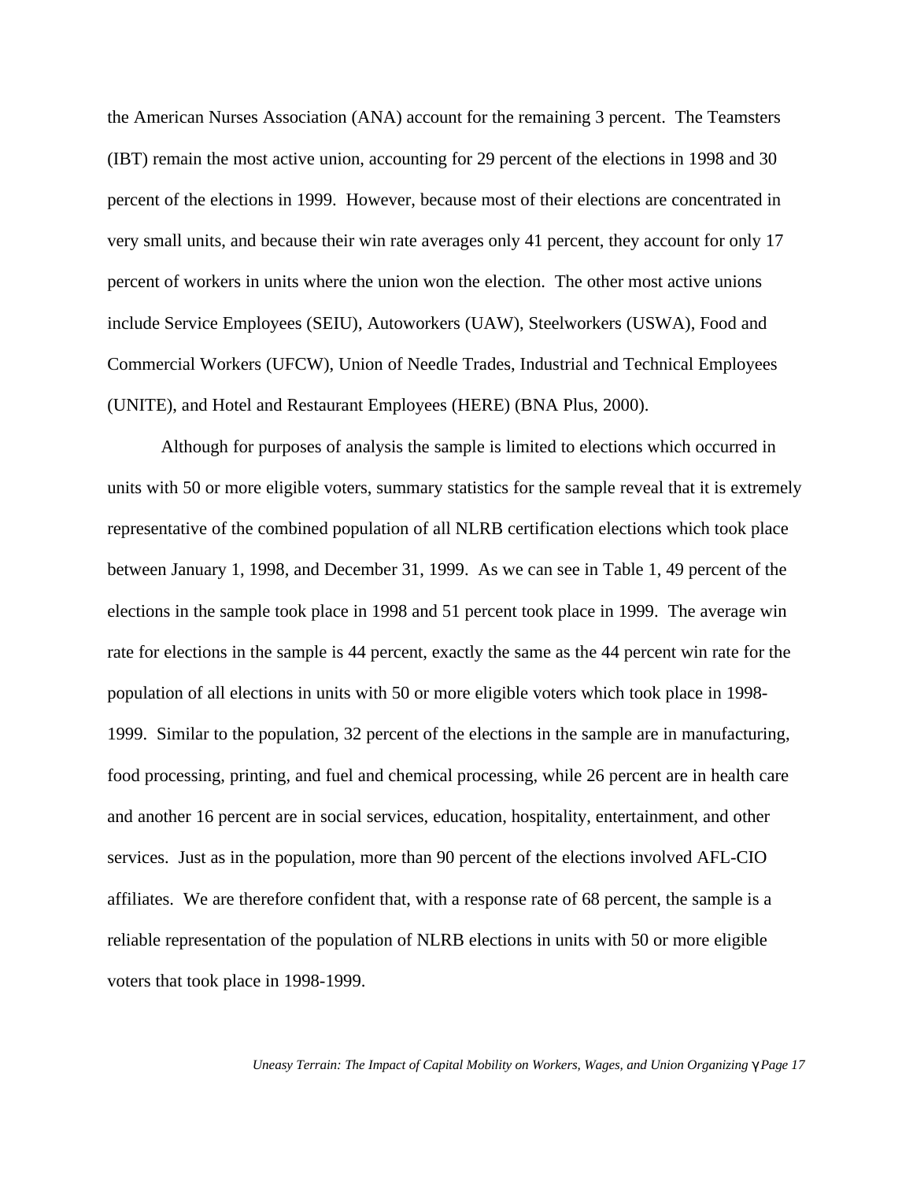the American Nurses Association (ANA) account for the remaining 3 percent. The Teamsters (IBT) remain the most active union, accounting for 29 percent of the elections in 1998 and 30 percent of the elections in 1999. However, because most of their elections are concentrated in very small units, and because their win rate averages only 41 percent, they account for only 17 percent of workers in units where the union won the election. The other most active unions include Service Employees (SEIU), Autoworkers (UAW), Steelworkers (USWA), Food and Commercial Workers (UFCW), Union of Needle Trades, Industrial and Technical Employees (UNITE), and Hotel and Restaurant Employees (HERE) (BNA Plus, 2000).

Although for purposes of analysis the sample is limited to elections which occurred in units with 50 or more eligible voters, summary statistics for the sample reveal that it is extremely representative of the combined population of all NLRB certification elections which took place between January 1, 1998, and December 31, 1999. As we can see in Table 1, 49 percent of the elections in the sample took place in 1998 and 51 percent took place in 1999. The average win rate for elections in the sample is 44 percent, exactly the same as the 44 percent win rate for the population of all elections in units with 50 or more eligible voters which took place in 1998-1999. Similar to the population, 32 percent of the elections in the sample are in manufacturing, food processing, printing, and fuel and chemical processing, while 26 percent are in health care and another 16 percent are in social services, education, hospitality, entertainment, and other services. Just as in the population, more than 90 percent of the elections involved AFL-CIO affiliates. We are therefore confident that, with a response rate of 68 percent, the sample is a reliable representation of the population of NLRB elections in units with 50 or more eligible voters that took place in 1998-1999.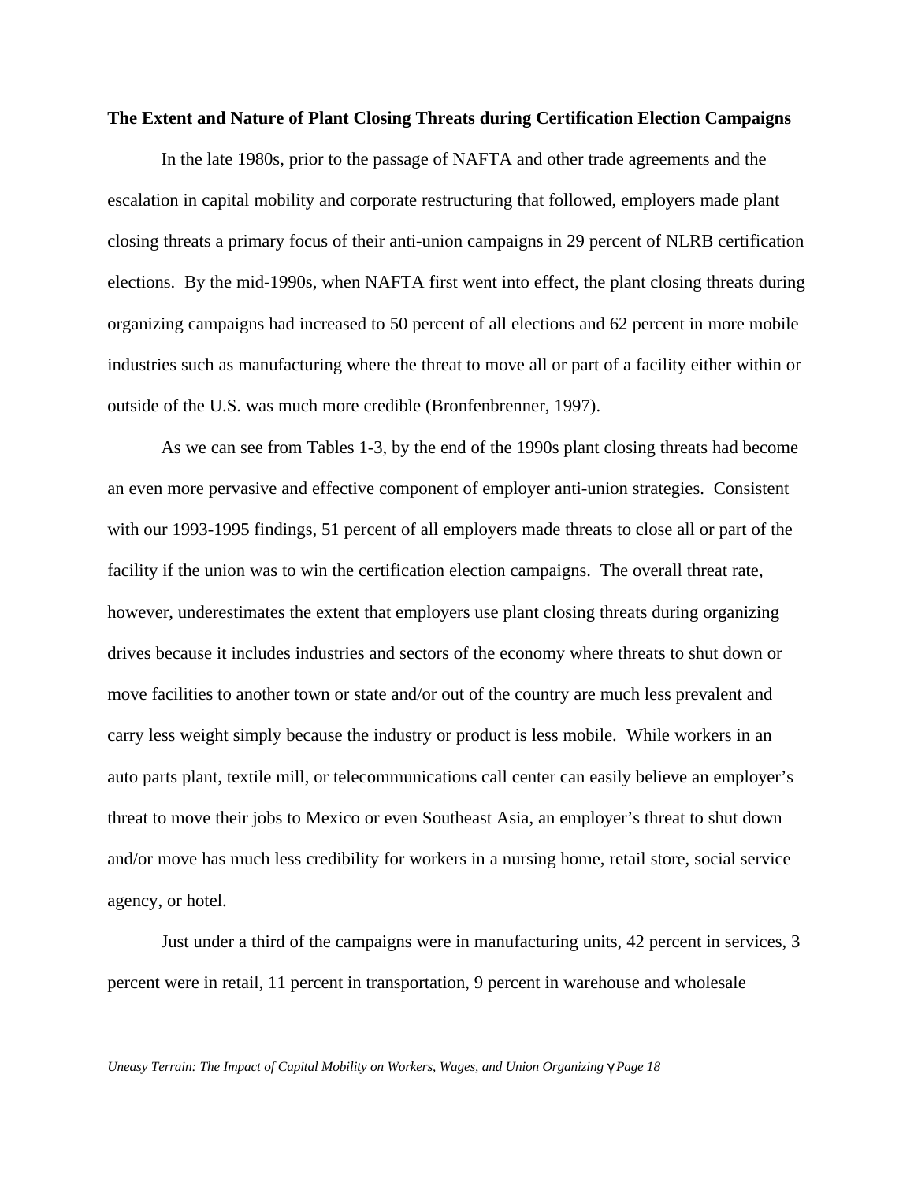**The Extent and Nature of Plant Closing Threats during Certification Election Campaigns**

In the late 1980s, prior to the passage of NAFTA and other trade agreements and the escalation in capital mobility and corporate restructuring that followed, employers made plant closing threats a primary focus of their anti-union campaigns in 29 percent of NLRB certification elections. By the mid-1990s, when NAFTA first went into effect, the plant closing threats during organizing campaigns had increased to 50 percent of all elections and 62 percent in more mobile industries such as manufacturing where the threat to move all or part of a facility either within or outside of the U.S. was much more credible (Bronfenbrenner, 1997).

As we can see from Tables 1-3, by the end of the 1990s plant closing threats had become an even more pervasive and effective component of employer anti-union strategies. Consistent with our 1993-1995 findings, 51 percent of all employers made threats to close all or part of the facility if the union was to win the certification election campaigns. The overall threat rate, however, underestimates the extent that employers use plant closing threats during organizing drives because it includes industries and sectors of the economy where threats to shut down or move facilities to another town or state and/or out of the country are much less prevalent and carry less weight simply because the industry or product is less mobile. While workers in an auto parts plant, textile mill, or telecommunications call center can easily believe an employer's threat to move their jobs to Mexico or even Southeast Asia, an employer's threat to shut down and/or move has much less credibility for workers in a nursing home, retail store, social service agency, or hotel.

Just under a third of the campaigns were in manufacturing units, 42 percent in services, 3 percent were in retail, 11 percent in transportation, 9 percent in warehouse and wholesale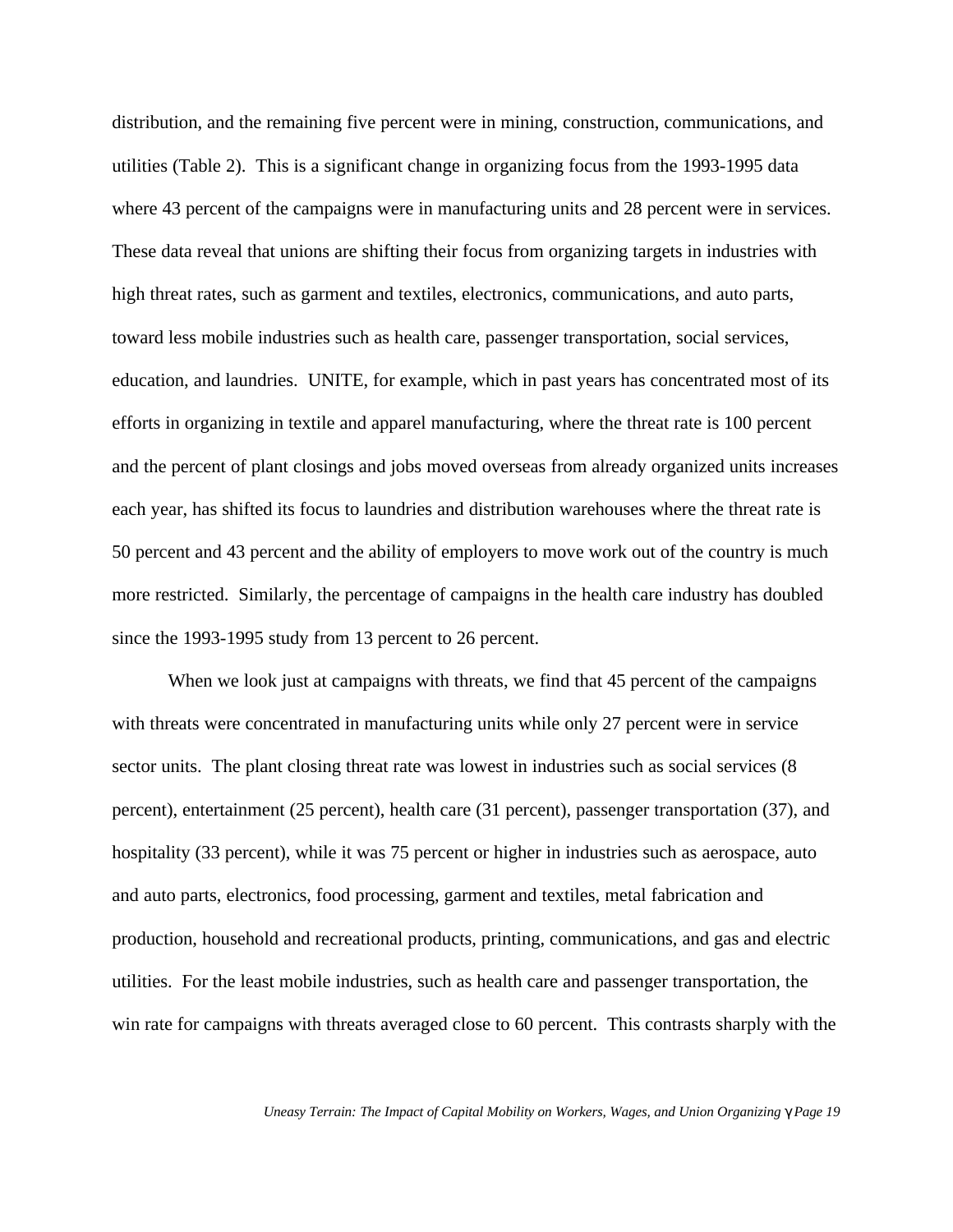distribution, and the remaining five percent were in mining, construction, communications, and utilities (Table 2). This is a significant change in organizing focus from the 1993-1995 data where 43 percent of the campaigns were in manufacturing units and 28 percent were in services. These data reveal that unions are shifting their focus from organizing targets in industries with high threat rates, such as garment and textiles, electronics, communications, and auto parts, toward less mobile industries such as health care, passenger transportation, social services, education, and laundries. UNITE, for example, which in past years has concentrated most of its efforts in organizing in textile and apparel manufacturing, where the threat rate is 100 percent and the percent of plant closings and jobs moved overseas from already organized units increases each year, has shifted its focus to laundries and distribution warehouses where the threat rate is 50 percent and 43 percent and the ability of employers to move work out of the country is much more restricted. Similarly, the percentage of campaigns in the health care industry has doubled since the 1993-1995 study from 13 percent to 26 percent.

When we look just at campaigns with threats, we find that 45 percent of the campaigns with threats were concentrated in manufacturing units while only 27 percent were in service sector units. The plant closing threat rate was lowest in industries such as social services (8 percent), entertainment (25 percent), health care (31 percent), passenger transportation (37), and hospitality (33 percent), while it was 75 percent or higher in industries such as aerospace, auto and auto parts, electronics, food processing, garment and textiles, metal fabrication and production, household and recreational products, printing, communications, and gas and electric utilities. For the least mobile industries, such as health care and passenger transportation, the win rate for campaigns with threats averaged close to 60 percent. This contrasts sharply with the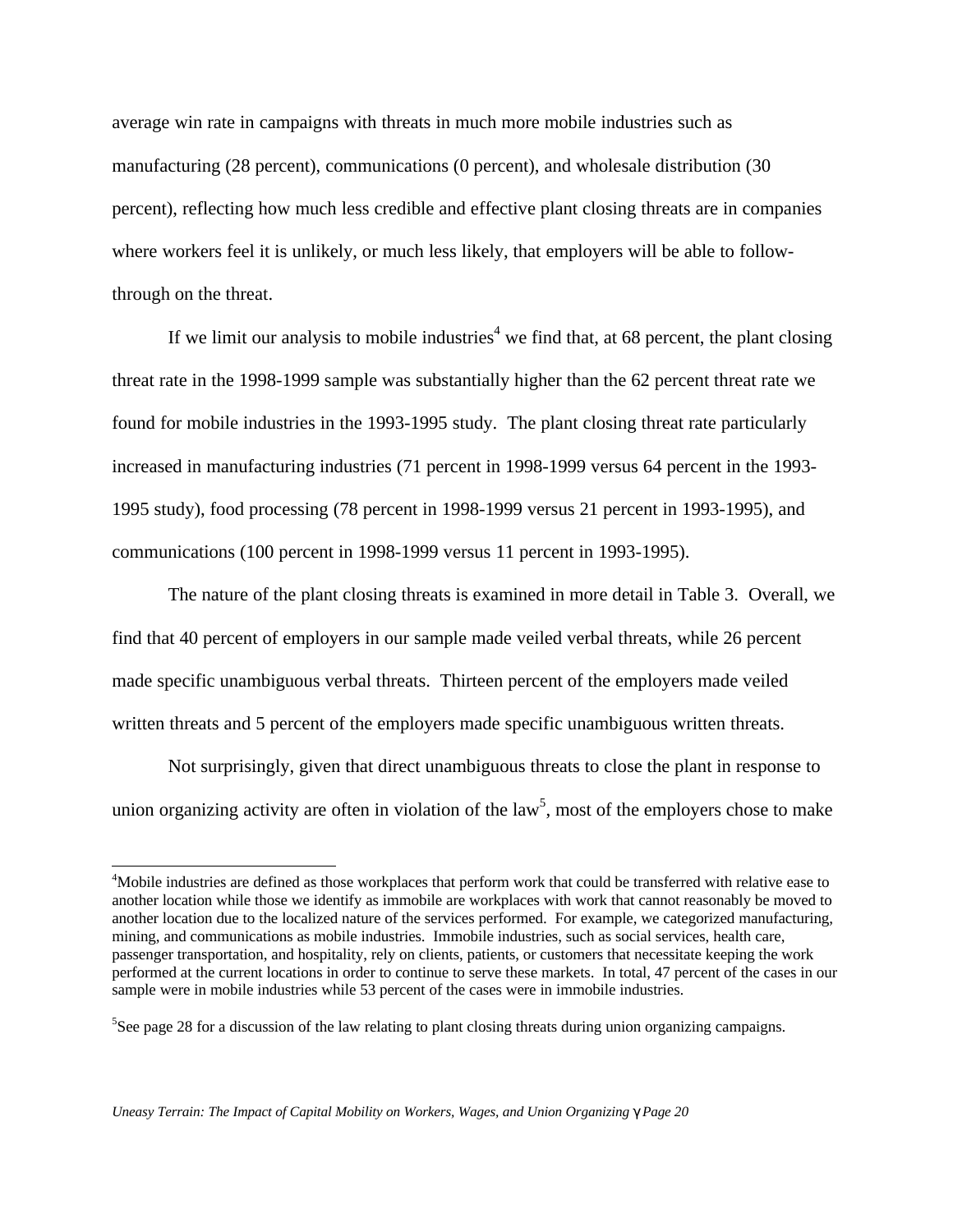average win rate in campaigns with threats in much more mobile industries such as manufacturing (28 percent), communications (0 percent), and wholesale distribution (30 percent), reflecting how much less credible and effective plant closing threats are in companies where workers feel it is unlikely, or much less likely, that employers will be able to follow-through on the threat.

If we limit our analysis to mobile industries[4] we find that, at 68 percent, the plant closing threat rate in the 1998-1999 sample was substantially higher than the 62 percent threat rate we found for mobile industries in the 1993-1995 study. The plant closing threat rate particularly increased in manufacturing industries (71 percent in 1998-1999 versus 64 percent in the 1993-1995 study), food processing (78 percent in 1998-1999 versus 21 percent in 1993-1995), and communications (100 percent in 1998-1999 versus 11 percent in 1993-1995).

The nature of the plant closing threats is examined in more detail in Table 3. Overall, we find that 40 percent of employers in our sample made veiled verbal threats, while 26 percent made specific unambiguous verbal threats. Thirteen percent of the employers made veiled written threats and 5 percent of the employers made specific unambiguous written threats.

Not surprisingly, given that direct unambiguous threats to close the plant in response to union organizing activity are often in violation of the law[5], most of the employers chose to make

---

[4]Mobile industries are defined as those workplaces that perform work that could be transferred with relative ease to another location while those we identify as immobile are workplaces with work that cannot reasonably be moved to another location due to the localized nature of the services performed. For example, we categorized manufacturing, mining, and communications as mobile industries. Immobile industries, such as social services, health care, passenger transportation, and hospitality, rely on clients, patients, or customers that necessitate keeping the work performed at the current locations in order to continue to serve these markets. In total, 47 percent of the cases in our sample were in mobile industries while 53 percent of the cases were in immobile industries.

[5]See page 28 for a discussion of the law relating to plant closing threats during union organizing campaigns.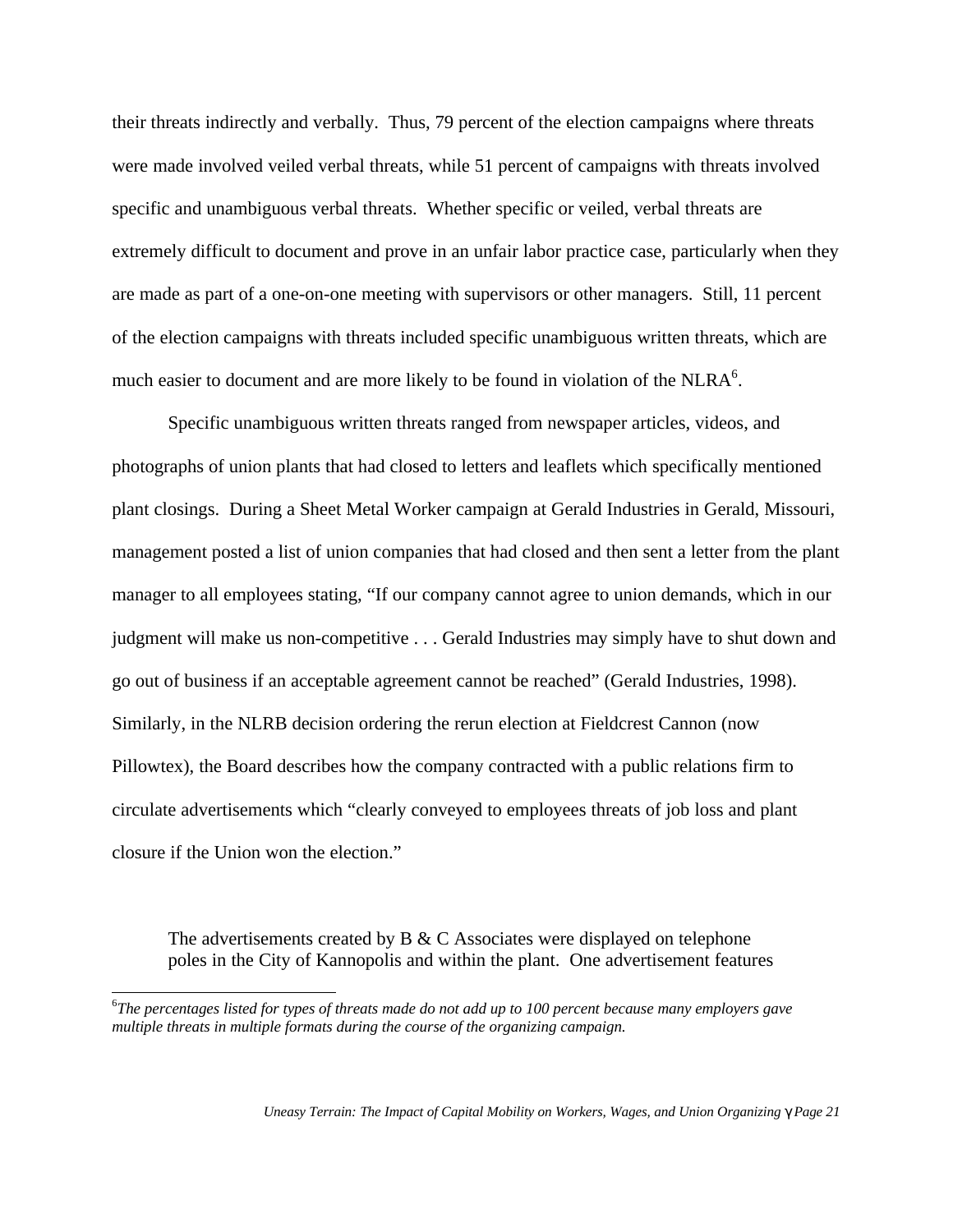their threats indirectly and verbally. Thus, 79 percent of the election campaigns where threats were made involved veiled verbal threats, while 51 percent of campaigns with threats involved specific and unambiguous verbal threats. Whether specific or veiled, verbal threats are extremely difficult to document and prove in an unfair labor practice case, particularly when they are made as part of a one-on-one meeting with supervisors or other managers. Still, 11 percent of the election campaigns with threats included specific unambiguous written threats, which are much easier to document and are more likely to be found in violation of the NLRA[6].

Specific unambiguous written threats ranged from newspaper articles, videos, and photographs of union plants that had closed to letters and leaflets which specifically mentioned plant closings. During a Sheet Metal Worker campaign at Gerald Industries in Gerald, Missouri, management posted a list of union companies that had closed and then sent a letter from the plant manager to all employees stating, "If our company cannot agree to union demands, which in our judgment will make us non-competitive . . . Gerald Industries may simply have to shut down and go out of business if an acceptable agreement cannot be reached" (Gerald Industries, 1998). Similarly, in the NLRB decision ordering the rerun election at Fieldcrest Cannon (now Pillowtex), the Board describes how the company contracted with a public relations firm to circulate advertisements which "clearly conveyed to employees threats of job loss and plant closure if the Union won the election."

> The advertisements created by B & C Associates were displayed on telephone poles in the City of Kannopolis and within the plant. One advertisement features

[6] *The percentages listed for types of threats made do not add up to 100 percent because many employers gave multiple threats in multiple formats during the course of the organizing campaign.*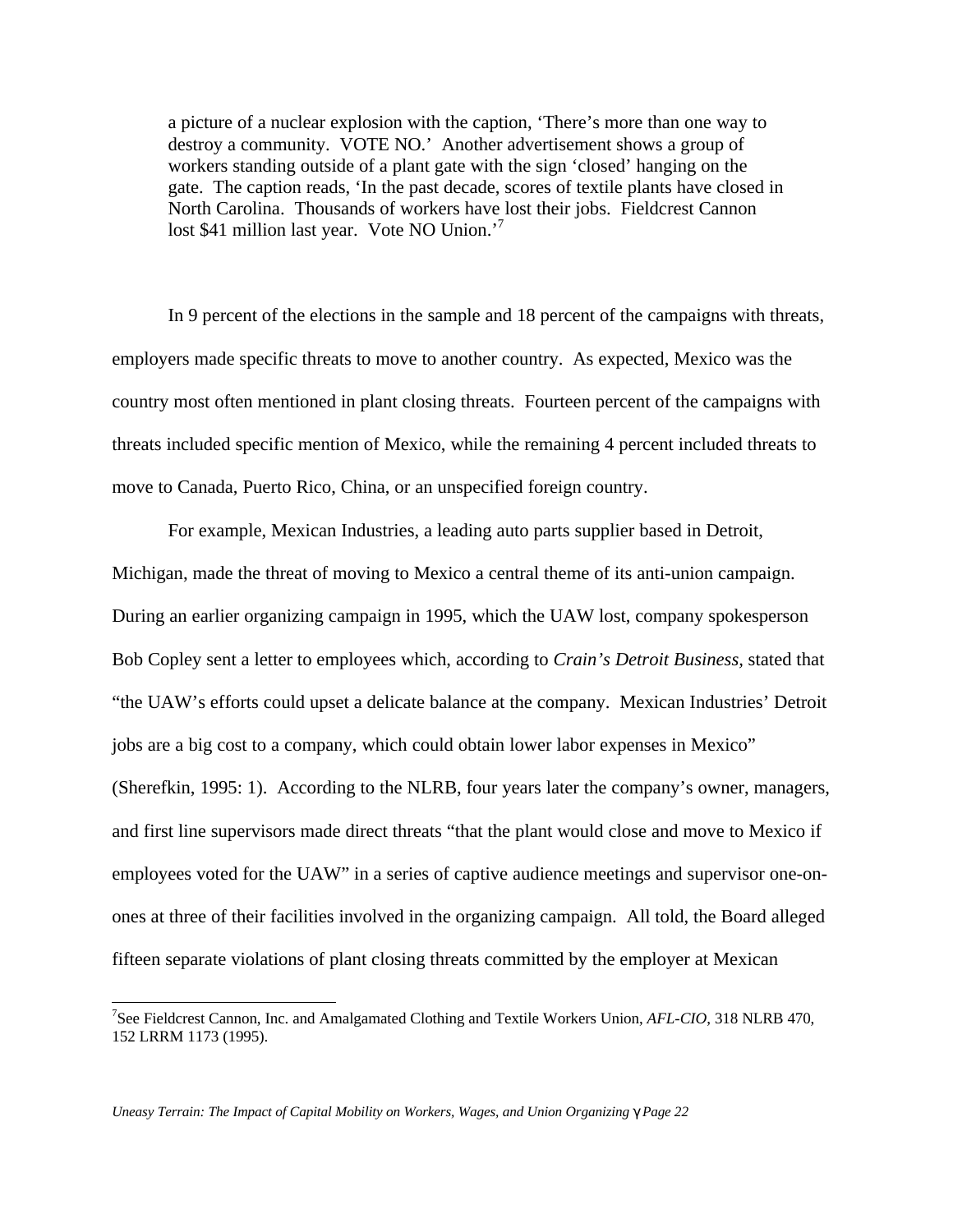> a picture of a nuclear explosion with the caption, 'There's more than one way to destroy a community. VOTE NO.' Another advertisement shows a group of workers standing outside of a plant gate with the sign 'closed' hanging on the gate. The caption reads, 'In the past decade, scores of textile plants have closed in North Carolina. Thousands of workers have lost their jobs. Fieldcrest Cannon lost $41 million last year. Vote NO Union.'[7]

In 9 percent of the elections in the sample and 18 percent of the campaigns with threats, employers made specific threats to move to another country. As expected, Mexico was the country most often mentioned in plant closing threats. Fourteen percent of the campaigns with threats included specific mention of Mexico, while the remaining 4 percent included threats to move to Canada, Puerto Rico, China, or an unspecified foreign country.

For example, Mexican Industries, a leading auto parts supplier based in Detroit, Michigan, made the threat of moving to Mexico a central theme of its anti-union campaign. During an earlier organizing campaign in 1995, which the UAW lost, company spokesperson Bob Copley sent a letter to employees which, according to *Crain's Detroit Business*, stated that "the UAW's efforts could upset a delicate balance at the company. Mexican Industries' Detroit jobs are a big cost to a company, which could obtain lower labor expenses in Mexico" (Sherefkin, 1995: 1). According to the NLRB, four years later the company's owner, managers, and first line supervisors made direct threats "that the plant would close and move to Mexico if employees voted for the UAW" in a series of captive audience meetings and supervisor one-on-ones at three of their facilities involved in the organizing campaign. All told, the Board alleged fifteen separate violations of plant closing threats committed by the employer at Mexican

---

[7] See Fieldcrest Cannon, Inc. and Amalgamated Clothing and Textile Workers Union, *AFL-CIO*, 318 NLRB 470, 152 LRRM 1173 (1995).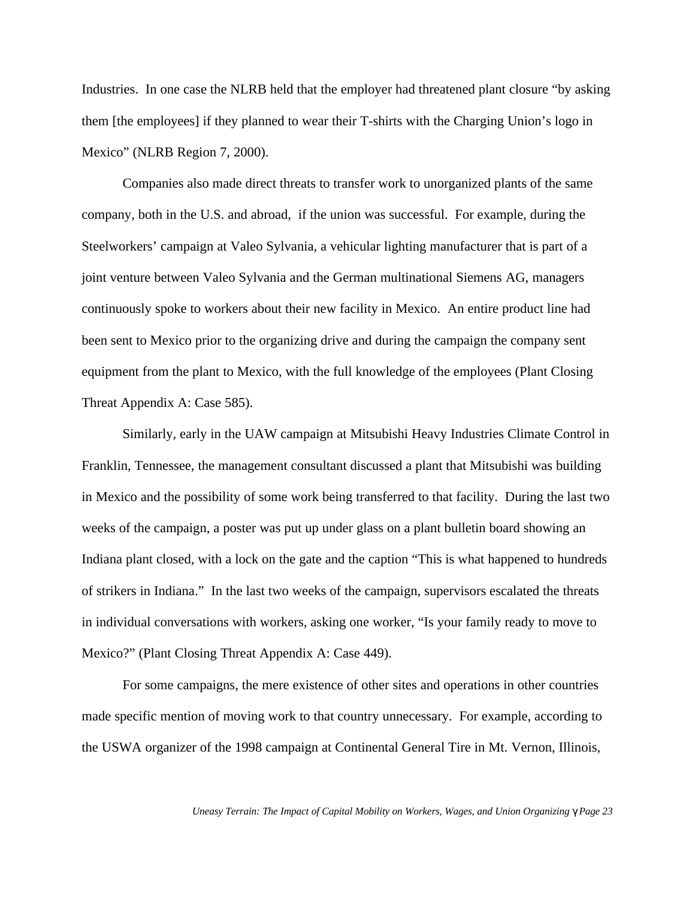Industries. In one case the NLRB held that the employer had threatened plant closure "by asking them [the employees] if they planned to wear their T-shirts with the Charging Union's logo in Mexico" (NLRB Region 7, 2000).

Companies also made direct threats to transfer work to unorganized plants of the same company, both in the U.S. and abroad, if the union was successful. For example, during the Steelworkers' campaign at Valeo Sylvania, a vehicular lighting manufacturer that is part of a joint venture between Valeo Sylvania and the German multinational Siemens AG, managers continuously spoke to workers about their new facility in Mexico. An entire product line had been sent to Mexico prior to the organizing drive and during the campaign the company sent equipment from the plant to Mexico, with the full knowledge of the employees (Plant Closing Threat Appendix A: Case 585).

Similarly, early in the UAW campaign at Mitsubishi Heavy Industries Climate Control in Franklin, Tennessee, the management consultant discussed a plant that Mitsubishi was building in Mexico and the possibility of some work being transferred to that facility. During the last two weeks of the campaign, a poster was put up under glass on a plant bulletin board showing an Indiana plant closed, with a lock on the gate and the caption "This is what happened to hundreds of strikers in Indiana." In the last two weeks of the campaign, supervisors escalated the threats in individual conversations with workers, asking one worker, "Is your family ready to move to Mexico?" (Plant Closing Threat Appendix A: Case 449).

For some campaigns, the mere existence of other sites and operations in other countries made specific mention of moving work to that country unnecessary. For example, according to the USWA organizer of the 1998 campaign at Continental General Tire in Mt. Vernon, Illinois,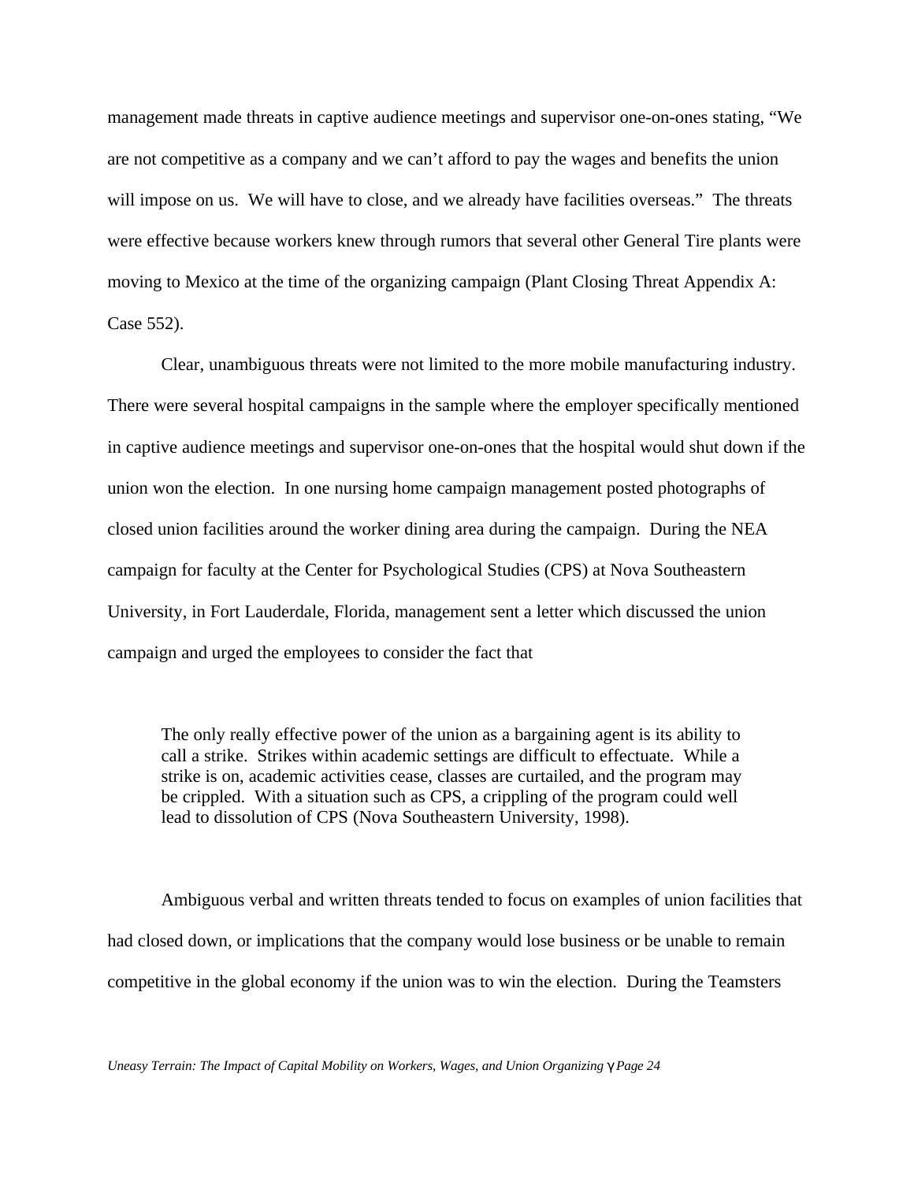management made threats in captive audience meetings and supervisor one-on-ones stating, "We are not competitive as a company and we can't afford to pay the wages and benefits the union will impose on us. We will have to close, and we already have facilities overseas." The threats were effective because workers knew through rumors that several other General Tire plants were moving to Mexico at the time of the organizing campaign (Plant Closing Threat Appendix A: Case 552).

Clear, unambiguous threats were not limited to the more mobile manufacturing industry. There were several hospital campaigns in the sample where the employer specifically mentioned in captive audience meetings and supervisor one-on-ones that the hospital would shut down if the union won the election. In one nursing home campaign management posted photographs of closed union facilities around the worker dining area during the campaign. During the NEA campaign for faculty at the Center for Psychological Studies (CPS) at Nova Southeastern University, in Fort Lauderdale, Florida, management sent a letter which discussed the union campaign and urged the employees to consider the fact that

> The only really effective power of the union as a bargaining agent is its ability to call a strike. Strikes within academic settings are difficult to effectuate. While a strike is on, academic activities cease, classes are curtailed, and the program may be crippled. With a situation such as CPS, a crippling of the program could well lead to dissolution of CPS (Nova Southeastern University, 1998).

Ambiguous verbal and written threats tended to focus on examples of union facilities that had closed down, or implications that the company would lose business or be unable to remain competitive in the global economy if the union was to win the election. During the Teamsters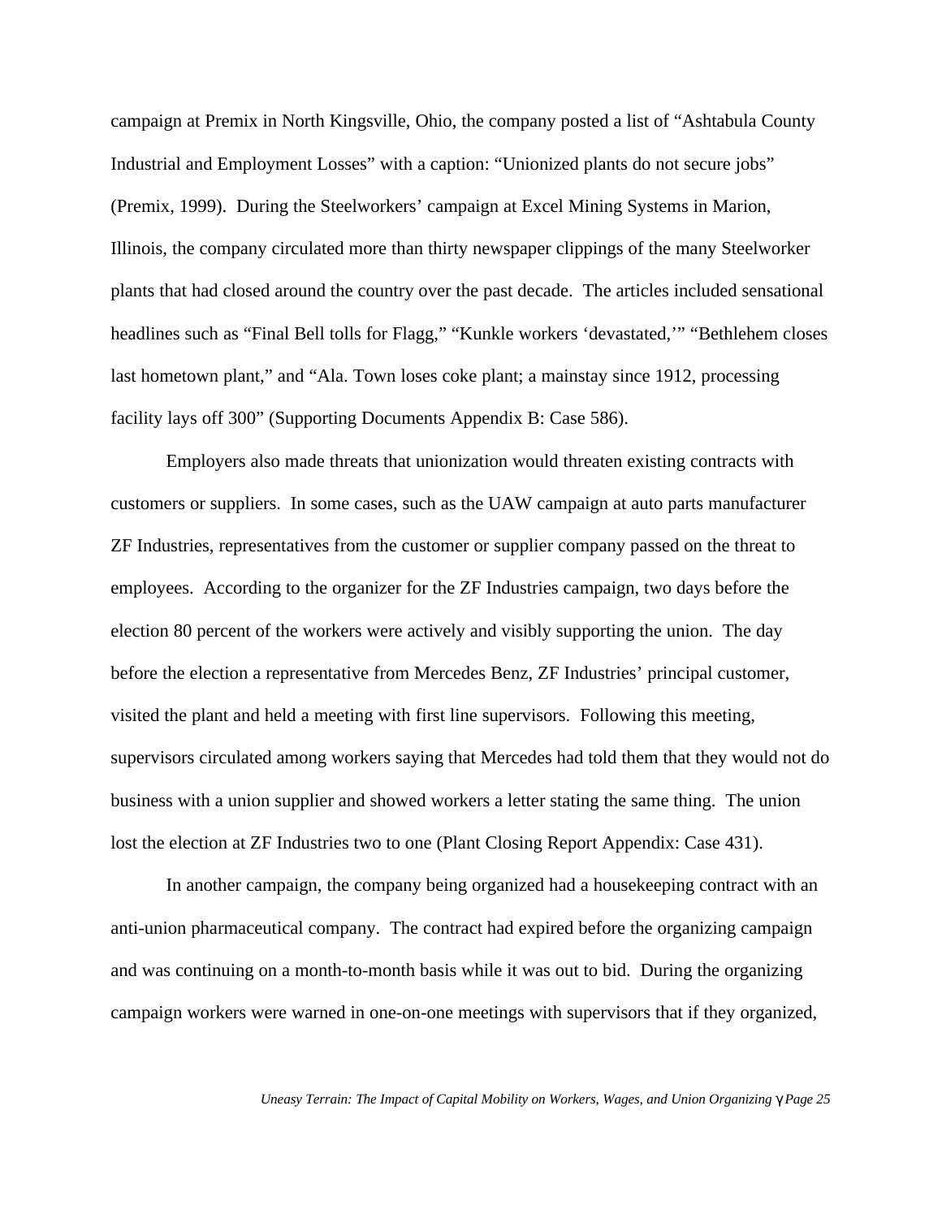campaign at Premix in North Kingsville, Ohio, the company posted a list of “Ashtabula County Industrial and Employment Losses” with a caption: “Unionized plants do not secure jobs” (Premix, 1999). During the Steelworkers’ campaign at Excel Mining Systems in Marion, Illinois, the company circulated more than thirty newspaper clippings of the many Steelworker plants that had closed around the country over the past decade. The articles included sensational headlines such as “Final Bell tolls for Flagg,” “Kunkle workers ‘devastated,’” “Bethlehem closes last hometown plant,” and “Ala. Town loses coke plant; a mainstay since 1912, processing facility lays off 300” (Supporting Documents Appendix B: Case 586).

Employers also made threats that unionization would threaten existing contracts with customers or suppliers. In some cases, such as the UAW campaign at auto parts manufacturer ZF Industries, representatives from the customer or supplier company passed on the threat to employees. According to the organizer for the ZF Industries campaign, two days before the election 80 percent of the workers were actively and visibly supporting the union. The day before the election a representative from Mercedes Benz, ZF Industries’ principal customer, visited the plant and held a meeting with first line supervisors. Following this meeting, supervisors circulated among workers saying that Mercedes had told them that they would not do business with a union supplier and showed workers a letter stating the same thing. The union lost the election at ZF Industries two to one (Plant Closing Report Appendix: Case 431).

In another campaign, the company being organized had a housekeeping contract with an anti-union pharmaceutical company. The contract had expired before the organizing campaign and was continuing on a month-to-month basis while it was out to bid. During the organizing campaign workers were warned in one-on-one meetings with supervisors that if they organized,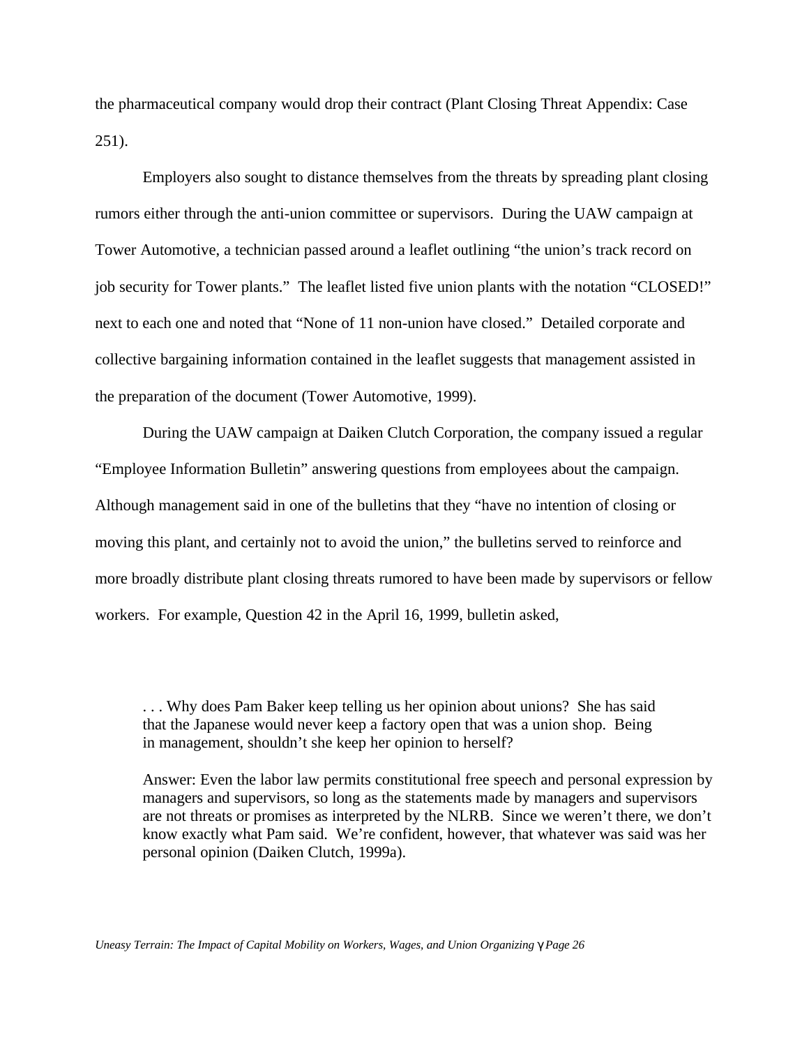the pharmaceutical company would drop their contract (Plant Closing Threat Appendix: Case 251).

Employers also sought to distance themselves from the threats by spreading plant closing rumors either through the anti-union committee or supervisors. During the UAW campaign at Tower Automotive, a technician passed around a leaflet outlining "the union's track record on job security for Tower plants." The leaflet listed five union plants with the notation "CLOSED!" next to each one and noted that "None of 11 non-union have closed." Detailed corporate and collective bargaining information contained in the leaflet suggests that management assisted in the preparation of the document (Tower Automotive, 1999).

During the UAW campaign at Daiken Clutch Corporation, the company issued a regular "Employee Information Bulletin" answering questions from employees about the campaign. Although management said in one of the bulletins that they "have no intention of closing or moving this plant, and certainly not to avoid the union," the bulletins served to reinforce and more broadly distribute plant closing threats rumored to have been made by supervisors or fellow workers. For example, Question 42 in the April 16, 1999, bulletin asked,

> . . . Why does Pam Baker keep telling us her opinion about unions? She has said that the Japanese would never keep a factory open that was a union shop. Being in management, shouldn't she keep her opinion to herself?
>
> Answer: Even the labor law permits constitutional free speech and personal expression by managers and supervisors, so long as the statements made by managers and supervisors are not threats or promises as interpreted by the NLRB. Since we weren't there, we don't know exactly what Pam said. We're confident, however, that whatever was said was her personal opinion (Daiken Clutch, 1999a).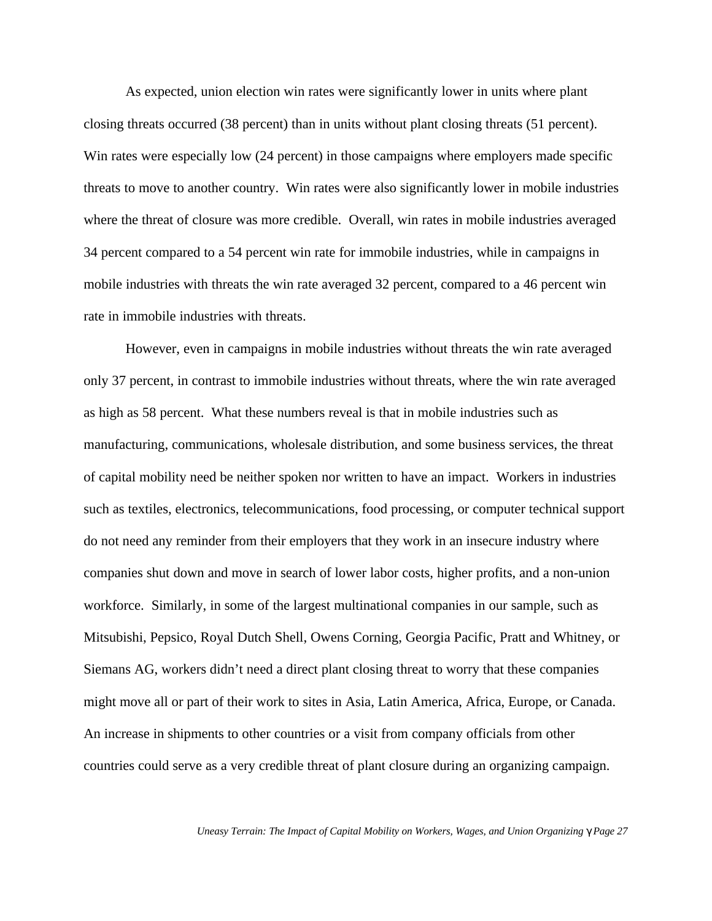As expected, union election win rates were significantly lower in units where plant closing threats occurred (38 percent) than in units without plant closing threats (51 percent). Win rates were especially low (24 percent) in those campaigns where employers made specific threats to move to another country. Win rates were also significantly lower in mobile industries where the threat of closure was more credible. Overall, win rates in mobile industries averaged 34 percent compared to a 54 percent win rate for immobile industries, while in campaigns in mobile industries with threats the win rate averaged 32 percent, compared to a 46 percent win rate in immobile industries with threats.

However, even in campaigns in mobile industries without threats the win rate averaged only 37 percent, in contrast to immobile industries without threats, where the win rate averaged as high as 58 percent. What these numbers reveal is that in mobile industries such as manufacturing, communications, wholesale distribution, and some business services, the threat of capital mobility need be neither spoken nor written to have an impact. Workers in industries such as textiles, electronics, telecommunications, food processing, or computer technical support do not need any reminder from their employers that they work in an insecure industry where companies shut down and move in search of lower labor costs, higher profits, and a non-union workforce. Similarly, in some of the largest multinational companies in our sample, such as Mitsubishi, Pepsico, Royal Dutch Shell, Owens Corning, Georgia Pacific, Pratt and Whitney, or Siemans AG, workers didn't need a direct plant closing threat to worry that these companies might move all or part of their work to sites in Asia, Latin America, Africa, Europe, or Canada. An increase in shipments to other countries or a visit from company officials from other countries could serve as a very credible threat of plant closure during an organizing campaign.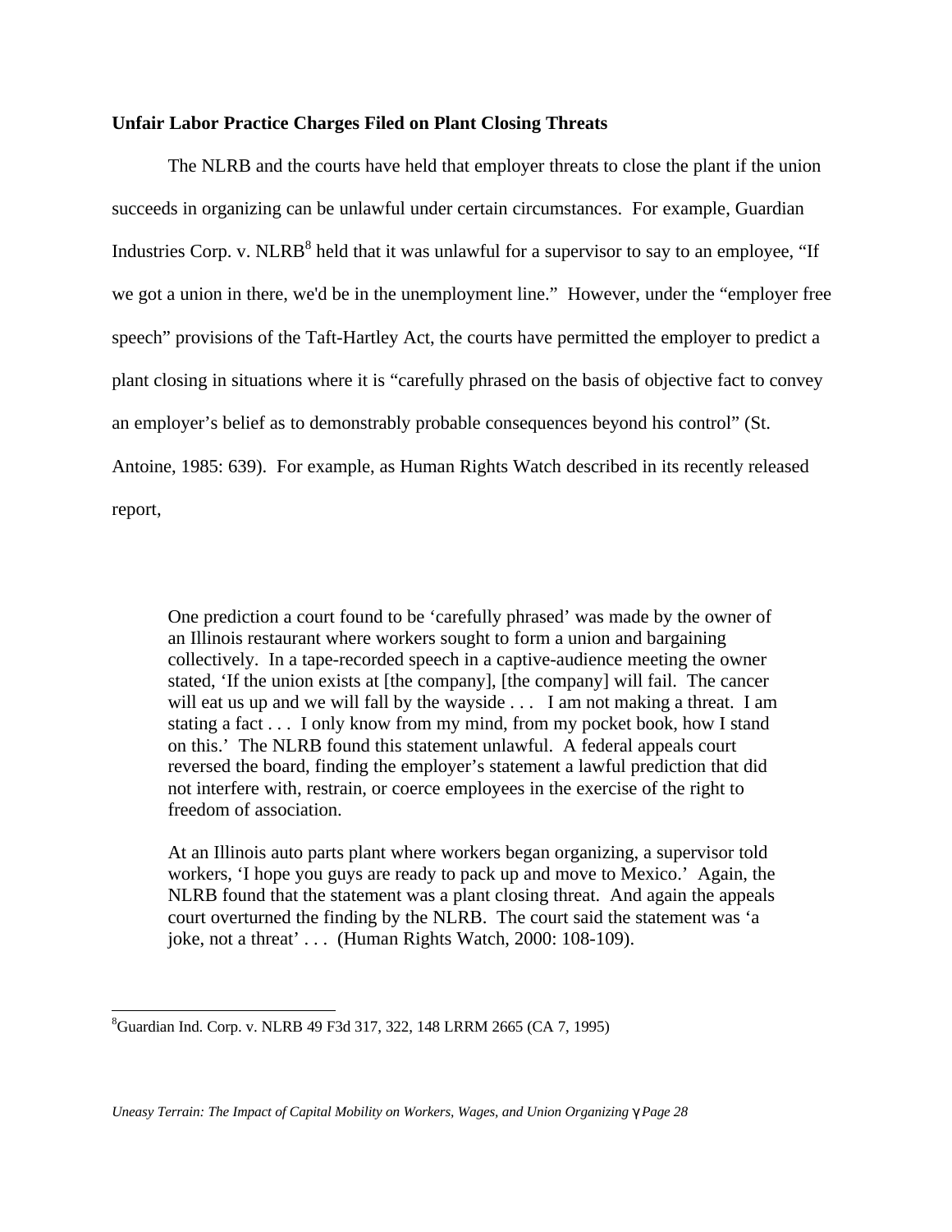**Unfair Labor Practice Charges Filed on Plant Closing Threats**

The NLRB and the courts have held that employer threats to close the plant if the union succeeds in organizing can be unlawful under certain circumstances. For example, Guardian Industries Corp. v. NLRB[8] held that it was unlawful for a supervisor to say to an employee, "If we got a union in there, we'd be in the unemployment line." However, under the "employer free speech" provisions of the Taft-Hartley Act, the courts have permitted the employer to predict a plant closing in situations where it is "carefully phrased on the basis of objective fact to convey an employer's belief as to demonstrably probable consequences beyond his control" (St. Antoine, 1985: 639). For example, as Human Rights Watch described in its recently released report,

> One prediction a court found to be 'carefully phrased' was made by the owner of an Illinois restaurant where workers sought to form a union and bargaining collectively. In a tape-recorded speech in a captive-audience meeting the owner stated, 'If the union exists at [the company], [the company] will fail. The cancer will eat us up and we will fall by the wayside . . . I am not making a threat. I am stating a fact . . . I only know from my mind, from my pocket book, how I stand on this.' The NLRB found this statement unlawful. A federal appeals court reversed the board, finding the employer's statement a lawful prediction that did not interfere with, restrain, or coerce employees in the exercise of the right to freedom of association.
>
> At an Illinois auto parts plant where workers began organizing, a supervisor told workers, 'I hope you guys are ready to pack up and move to Mexico.' Again, the NLRB found that the statement was a plant closing threat. And again the appeals court overturned the finding by the NLRB. The court said the statement was 'a joke, not a threat' . . . (Human Rights Watch, 2000: 108-109).

---

[8] Guardian Ind. Corp. v. NLRB 49 F3d 317, 322, 148 LRRM 2665 (CA 7, 1995)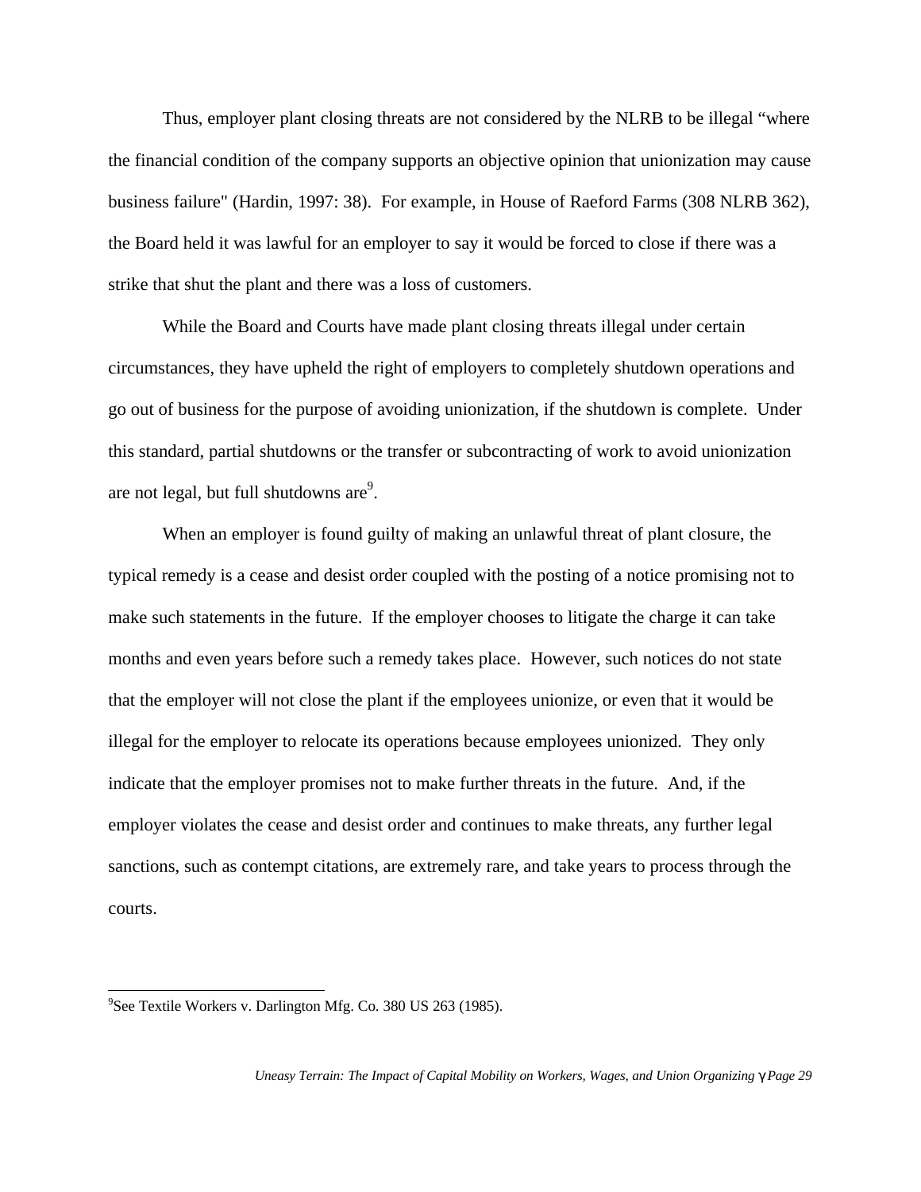Thus, employer plant closing threats are not considered by the NLRB to be illegal "where the financial condition of the company supports an objective opinion that unionization may cause business failure" (Hardin, 1997: 38). For example, in House of Raeford Farms (308 NLRB 362), the Board held it was lawful for an employer to say it would be forced to close if there was a strike that shut the plant and there was a loss of customers.

While the Board and Courts have made plant closing threats illegal under certain circumstances, they have upheld the right of employers to completely shutdown operations and go out of business for the purpose of avoiding unionization, if the shutdown is complete. Under this standard, partial shutdowns or the transfer or subcontracting of work to avoid unionization are not legal, but full shutdowns are[9].

When an employer is found guilty of making an unlawful threat of plant closure, the typical remedy is a cease and desist order coupled with the posting of a notice promising not to make such statements in the future. If the employer chooses to litigate the charge it can take months and even years before such a remedy takes place. However, such notices do not state that the employer will not close the plant if the employees unionize, or even that it would be illegal for the employer to relocate its operations because employees unionized. They only indicate that the employer promises not to make further threats in the future. And, if the employer violates the cease and desist order and continues to make threats, any further legal sanctions, such as contempt citations, are extremely rare, and take years to process through the courts.

[9]See Textile Workers v. Darlington Mfg. Co. 380 US 263 (1985).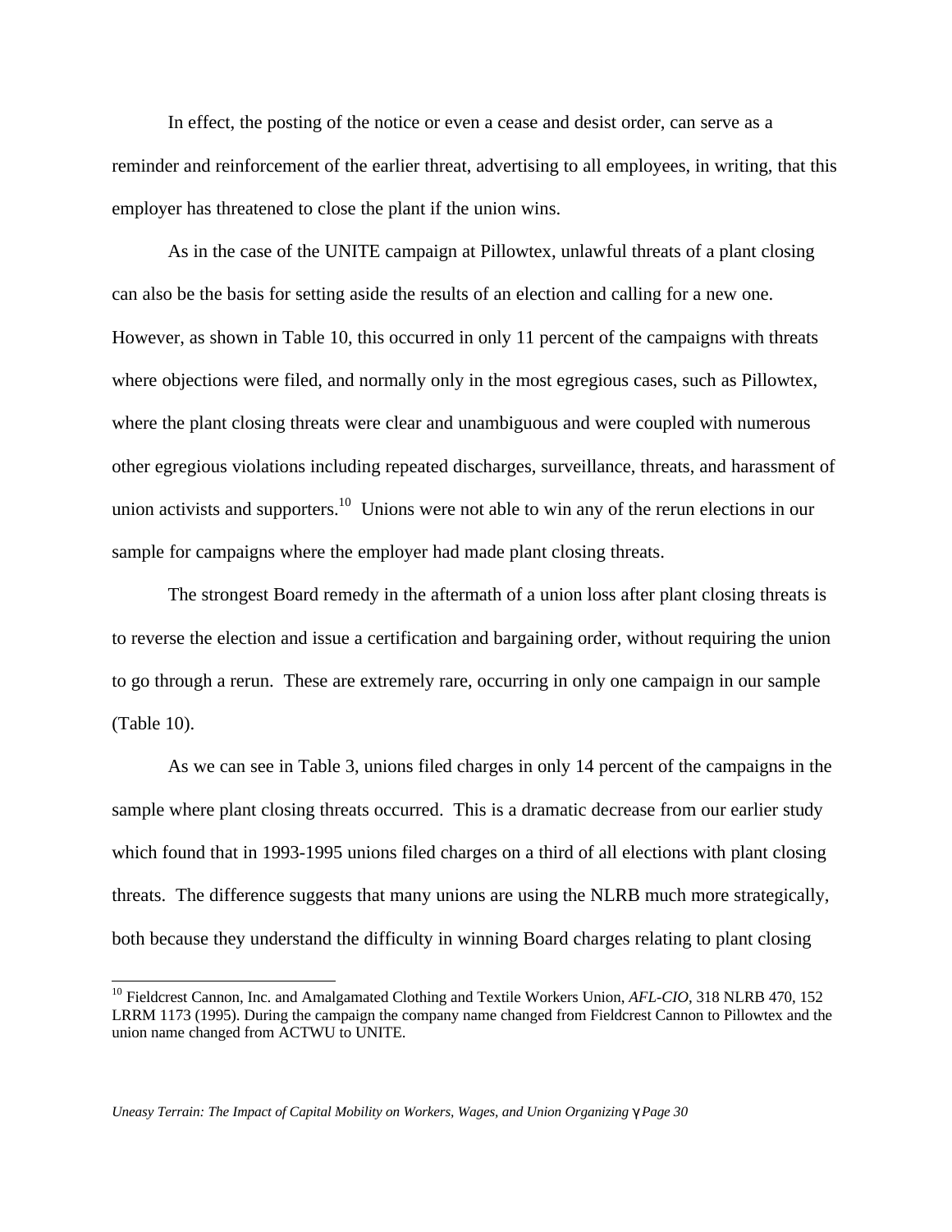In effect, the posting of the notice or even a cease and desist order, can serve as a reminder and reinforcement of the earlier threat, advertising to all employees, in writing, that this employer has threatened to close the plant if the union wins.

As in the case of the UNITE campaign at Pillowtex, unlawful threats of a plant closing can also be the basis for setting aside the results of an election and calling for a new one. However, as shown in Table 10, this occurred in only 11 percent of the campaigns with threats where objections were filed, and normally only in the most egregious cases, such as Pillowtex, where the plant closing threats were clear and unambiguous and were coupled with numerous other egregious violations including repeated discharges, surveillance, threats, and harassment of union activists and supporters.[10] Unions were not able to win any of the rerun elections in our sample for campaigns where the employer had made plant closing threats.

The strongest Board remedy in the aftermath of a union loss after plant closing threats is to reverse the election and issue a certification and bargaining order, without requiring the union to go through a rerun. These are extremely rare, occurring in only one campaign in our sample (Table 10).

As we can see in Table 3, unions filed charges in only 14 percent of the campaigns in the sample where plant closing threats occurred. This is a dramatic decrease from our earlier study which found that in 1993-1995 unions filed charges on a third of all elections with plant closing threats. The difference suggests that many unions are using the NLRB much more strategically, both because they understand the difficulty in winning Board charges relating to plant closing

[10] Fieldcrest Cannon, Inc. and Amalgamated Clothing and Textile Workers Union, *AFL-CIO*, 318 NLRB 470, 152 LRRM 1173 (1995). During the campaign the company name changed from Fieldcrest Cannon to Pillowtex and the union name changed from ACTWU to UNITE.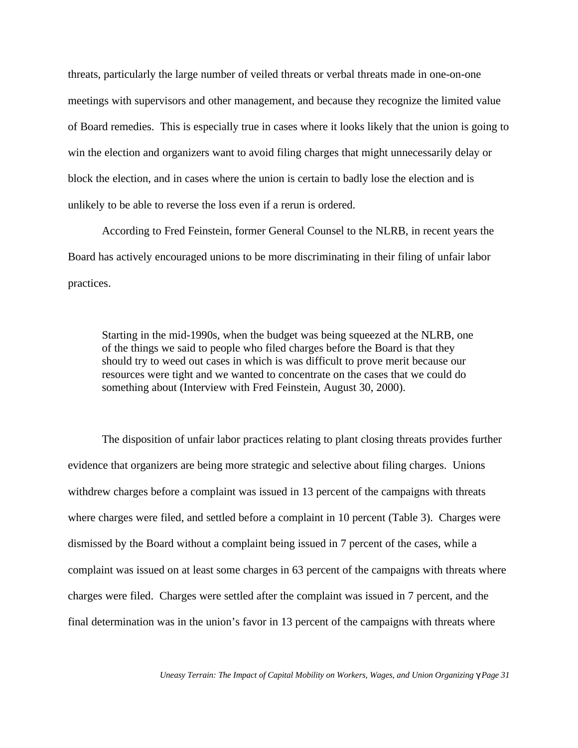threats, particularly the large number of veiled threats or verbal threats made in one-on-one meetings with supervisors and other management, and because they recognize the limited value of Board remedies. This is especially true in cases where it looks likely that the union is going to win the election and organizers want to avoid filing charges that might unnecessarily delay or block the election, and in cases where the union is certain to badly lose the election and is unlikely to be able to reverse the loss even if a rerun is ordered.

According to Fred Feinstein, former General Counsel to the NLRB, in recent years the Board has actively encouraged unions to be more discriminating in their filing of unfair labor practices.

> Starting in the mid-1990s, when the budget was being squeezed at the NLRB, one of the things we said to people who filed charges before the Board is that they should try to weed out cases in which is was difficult to prove merit because our resources were tight and we wanted to concentrate on the cases that we could do something about (Interview with Fred Feinstein, August 30, 2000).

The disposition of unfair labor practices relating to plant closing threats provides further evidence that organizers are being more strategic and selective about filing charges. Unions withdrew charges before a complaint was issued in 13 percent of the campaigns with threats where charges were filed, and settled before a complaint in 10 percent (Table 3). Charges were dismissed by the Board without a complaint being issued in 7 percent of the cases, while a complaint was issued on at least some charges in 63 percent of the campaigns with threats where charges were filed. Charges were settled after the complaint was issued in 7 percent, and the final determination was in the union's favor in 13 percent of the campaigns with threats where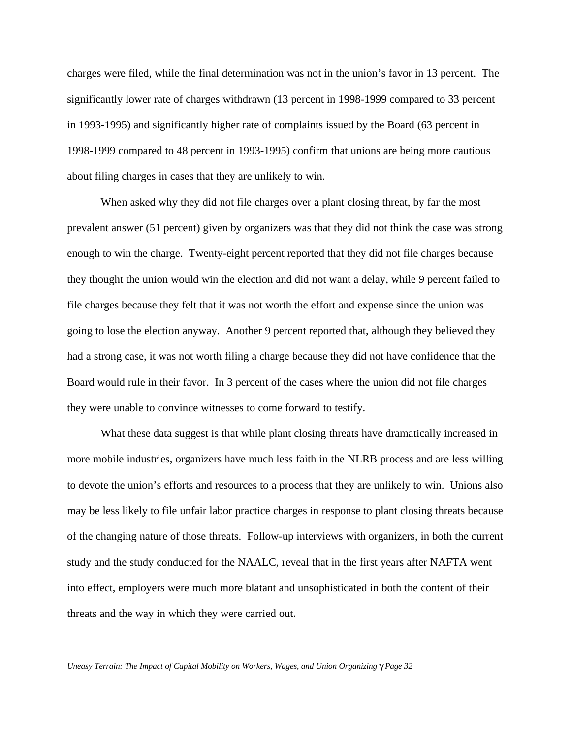charges were filed, while the final determination was not in the union's favor in 13 percent. The significantly lower rate of charges withdrawn (13 percent in 1998-1999 compared to 33 percent in 1993-1995) and significantly higher rate of complaints issued by the Board (63 percent in 1998-1999 compared to 48 percent in 1993-1995) confirm that unions are being more cautious about filing charges in cases that they are unlikely to win.

When asked why they did not file charges over a plant closing threat, by far the most prevalent answer (51 percent) given by organizers was that they did not think the case was strong enough to win the charge. Twenty-eight percent reported that they did not file charges because they thought the union would win the election and did not want a delay, while 9 percent failed to file charges because they felt that it was not worth the effort and expense since the union was going to lose the election anyway. Another 9 percent reported that, although they believed they had a strong case, it was not worth filing a charge because they did not have confidence that the Board would rule in their favor. In 3 percent of the cases where the union did not file charges they were unable to convince witnesses to come forward to testify.

What these data suggest is that while plant closing threats have dramatically increased in more mobile industries, organizers have much less faith in the NLRB process and are less willing to devote the union's efforts and resources to a process that they are unlikely to win. Unions also may be less likely to file unfair labor practice charges in response to plant closing threats because of the changing nature of those threats. Follow-up interviews with organizers, in both the current study and the study conducted for the NAALC, reveal that in the first years after NAFTA went into effect, employers were much more blatant and unsophisticated in both the content of their threats and the way in which they were carried out.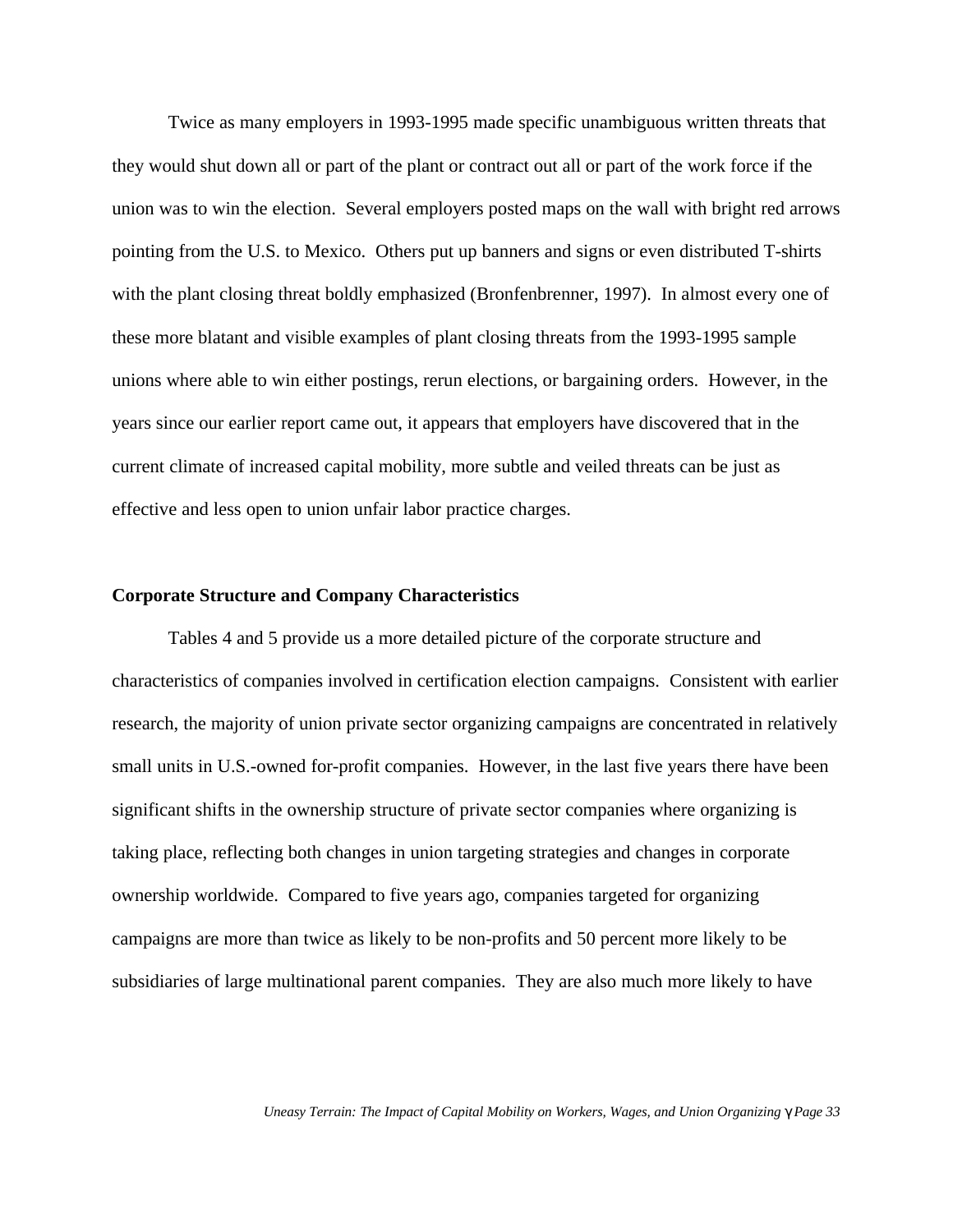Twice as many employers in 1993-1995 made specific unambiguous written threats that they would shut down all or part of the plant or contract out all or part of the work force if the union was to win the election. Several employers posted maps on the wall with bright red arrows pointing from the U.S. to Mexico. Others put up banners and signs or even distributed T-shirts with the plant closing threat boldly emphasized (Bronfenbrenner, 1997). In almost every one of these more blatant and visible examples of plant closing threats from the 1993-1995 sample unions where able to win either postings, rerun elections, or bargaining orders. However, in the years since our earlier report came out, it appears that employers have discovered that in the current climate of increased capital mobility, more subtle and veiled threats can be just as effective and less open to union unfair labor practice charges.

**Corporate Structure and Company Characteristics**

Tables 4 and 5 provide us a more detailed picture of the corporate structure and characteristics of companies involved in certification election campaigns. Consistent with earlier research, the majority of union private sector organizing campaigns are concentrated in relatively small units in U.S.-owned for-profit companies. However, in the last five years there have been significant shifts in the ownership structure of private sector companies where organizing is taking place, reflecting both changes in union targeting strategies and changes in corporate ownership worldwide. Compared to five years ago, companies targeted for organizing campaigns are more than twice as likely to be non-profits and 50 percent more likely to be subsidiaries of large multinational parent companies. They are also much more likely to have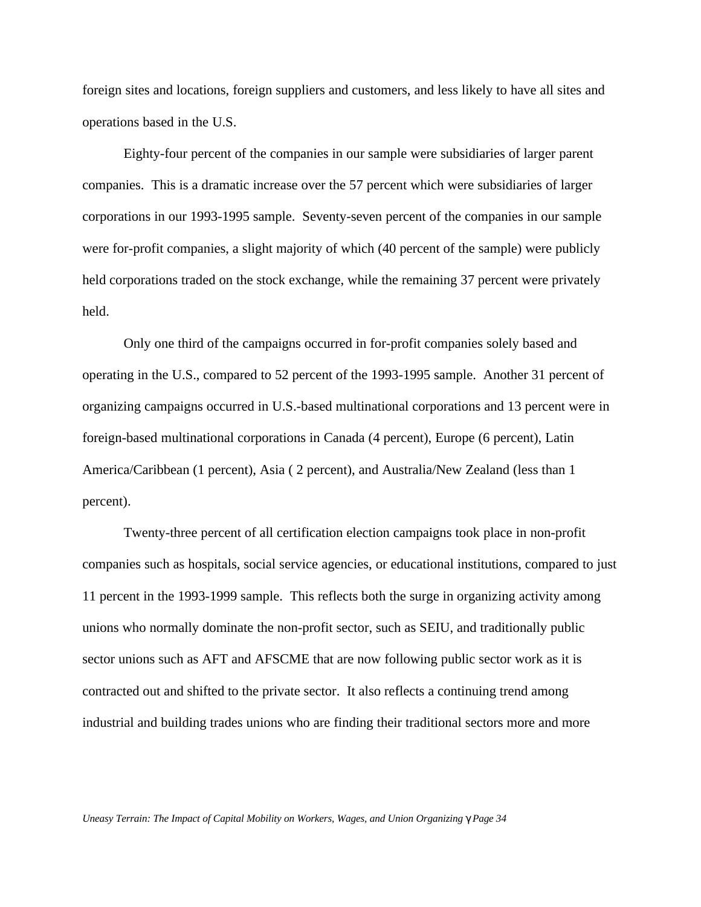foreign sites and locations, foreign suppliers and customers, and less likely to have all sites and operations based in the U.S.

Eighty-four percent of the companies in our sample were subsidiaries of larger parent companies. This is a dramatic increase over the 57 percent which were subsidiaries of larger corporations in our 1993-1995 sample. Seventy-seven percent of the companies in our sample were for-profit companies, a slight majority of which (40 percent of the sample) were publicly held corporations traded on the stock exchange, while the remaining 37 percent were privately held.

Only one third of the campaigns occurred in for-profit companies solely based and operating in the U.S., compared to 52 percent of the 1993-1995 sample. Another 31 percent of organizing campaigns occurred in U.S.-based multinational corporations and 13 percent were in foreign-based multinational corporations in Canada (4 percent), Europe (6 percent), Latin America/Caribbean (1 percent), Asia ( 2 percent), and Australia/New Zealand (less than 1 percent).

Twenty-three percent of all certification election campaigns took place in non-profit companies such as hospitals, social service agencies, or educational institutions, compared to just 11 percent in the 1993-1999 sample. This reflects both the surge in organizing activity among unions who normally dominate the non-profit sector, such as SEIU, and traditionally public sector unions such as AFT and AFSCME that are now following public sector work as it is contracted out and shifted to the private sector. It also reflects a continuing trend among industrial and building trades unions who are finding their traditional sectors more and more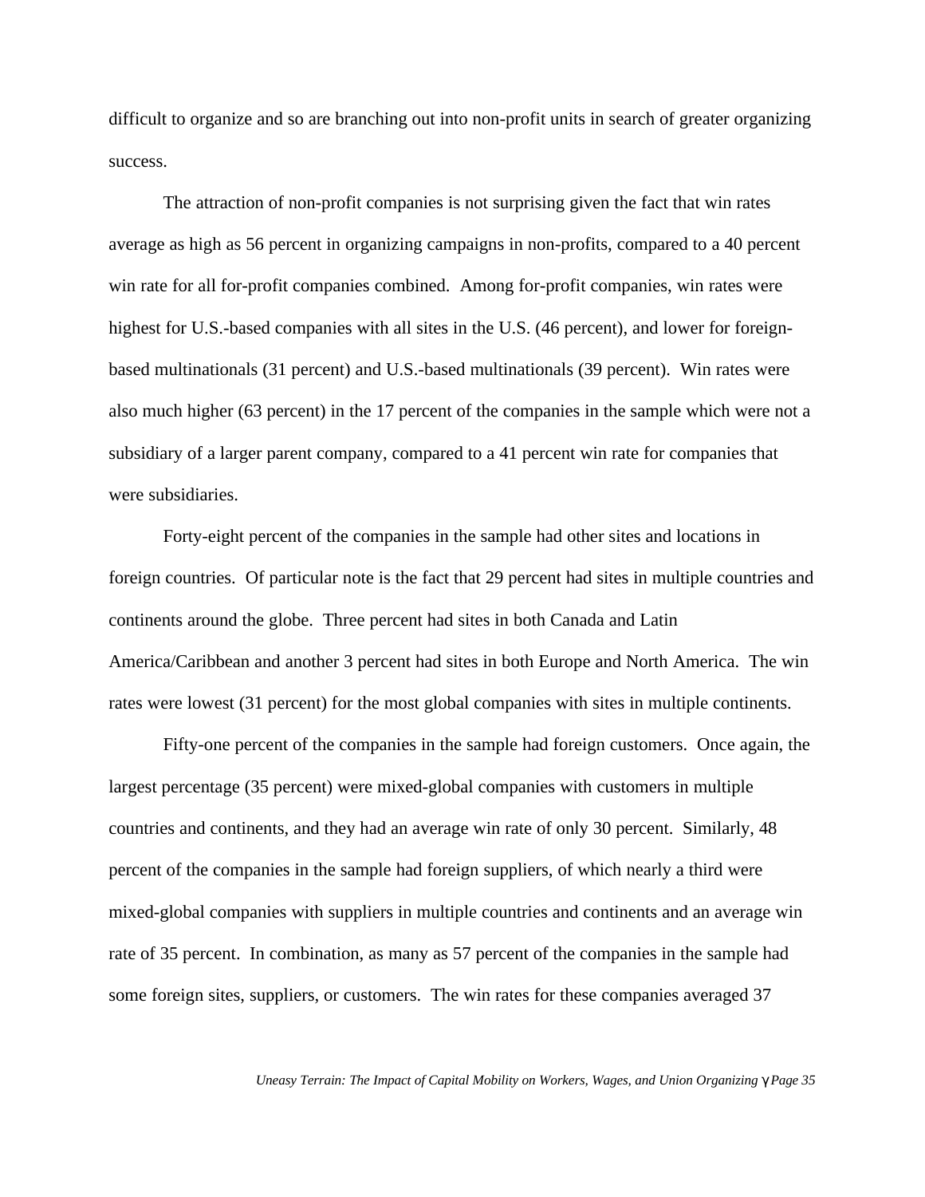difficult to organize and so are branching out into non-profit units in search of greater organizing success.

The attraction of non-profit companies is not surprising given the fact that win rates average as high as 56 percent in organizing campaigns in non-profits, compared to a 40 percent win rate for all for-profit companies combined. Among for-profit companies, win rates were highest for U.S.-based companies with all sites in the U.S. (46 percent), and lower for foreign-based multinationals (31 percent) and U.S.-based multinationals (39 percent). Win rates were also much higher (63 percent) in the 17 percent of the companies in the sample which were not a subsidiary of a larger parent company, compared to a 41 percent win rate for companies that were subsidiaries.

Forty-eight percent of the companies in the sample had other sites and locations in foreign countries. Of particular note is the fact that 29 percent had sites in multiple countries and continents around the globe. Three percent had sites in both Canada and Latin America/Caribbean and another 3 percent had sites in both Europe and North America. The win rates were lowest (31 percent) for the most global companies with sites in multiple continents.

Fifty-one percent of the companies in the sample had foreign customers. Once again, the largest percentage (35 percent) were mixed-global companies with customers in multiple countries and continents, and they had an average win rate of only 30 percent. Similarly, 48 percent of the companies in the sample had foreign suppliers, of which nearly a third were mixed-global companies with suppliers in multiple countries and continents and an average win rate of 35 percent. In combination, as many as 57 percent of the companies in the sample had some foreign sites, suppliers, or customers. The win rates for these companies averaged 37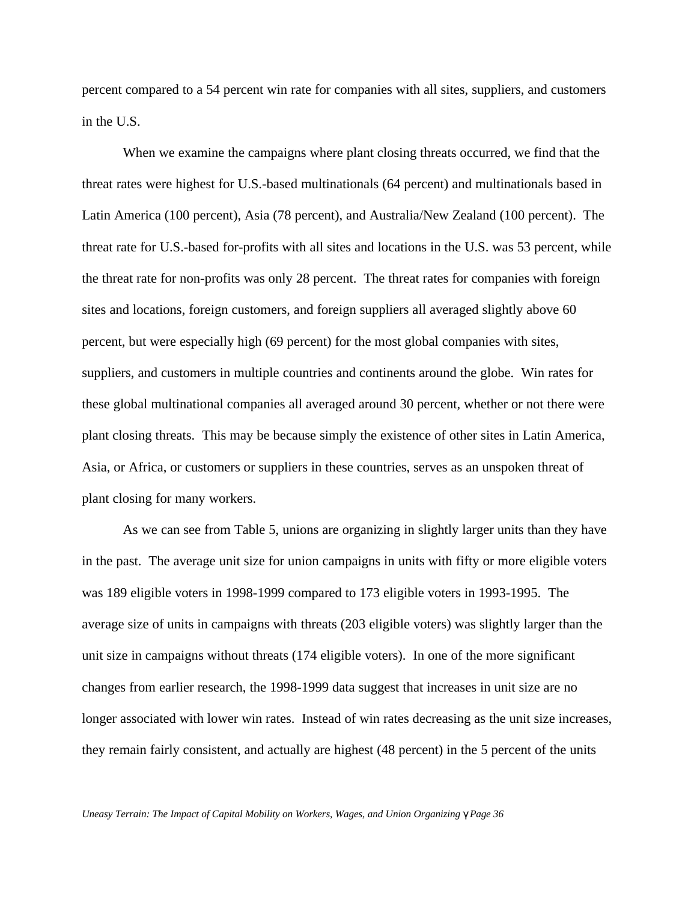percent compared to a 54 percent win rate for companies with all sites, suppliers, and customers in the U.S.

When we examine the campaigns where plant closing threats occurred, we find that the threat rates were highest for U.S.-based multinationals (64 percent) and multinationals based in Latin America (100 percent), Asia (78 percent), and Australia/New Zealand (100 percent). The threat rate for U.S.-based for-profits with all sites and locations in the U.S. was 53 percent, while the threat rate for non-profits was only 28 percent. The threat rates for companies with foreign sites and locations, foreign customers, and foreign suppliers all averaged slightly above 60 percent, but were especially high (69 percent) for the most global companies with sites, suppliers, and customers in multiple countries and continents around the globe. Win rates for these global multinational companies all averaged around 30 percent, whether or not there were plant closing threats. This may be because simply the existence of other sites in Latin America, Asia, or Africa, or customers or suppliers in these countries, serves as an unspoken threat of plant closing for many workers.

As we can see from Table 5, unions are organizing in slightly larger units than they have in the past. The average unit size for union campaigns in units with fifty or more eligible voters was 189 eligible voters in 1998-1999 compared to 173 eligible voters in 1993-1995. The average size of units in campaigns with threats (203 eligible voters) was slightly larger than the unit size in campaigns without threats (174 eligible voters). In one of the more significant changes from earlier research, the 1998-1999 data suggest that increases in unit size are no longer associated with lower win rates. Instead of win rates decreasing as the unit size increases, they remain fairly consistent, and actually are highest (48 percent) in the 5 percent of the units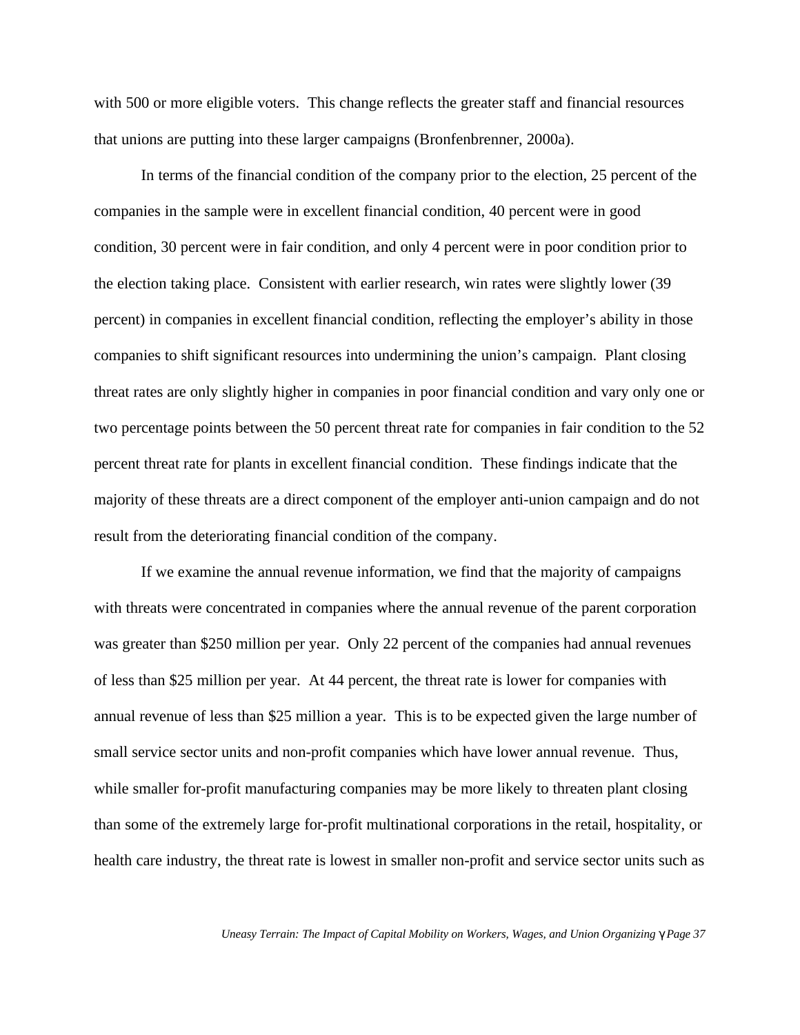with 500 or more eligible voters. This change reflects the greater staff and financial resources that unions are putting into these larger campaigns (Bronfenbrenner, 2000a).

In terms of the financial condition of the company prior to the election, 25 percent of the companies in the sample were in excellent financial condition, 40 percent were in good condition, 30 percent were in fair condition, and only 4 percent were in poor condition prior to the election taking place. Consistent with earlier research, win rates were slightly lower (39 percent) in companies in excellent financial condition, reflecting the employer's ability in those companies to shift significant resources into undermining the union's campaign. Plant closing threat rates are only slightly higher in companies in poor financial condition and vary only one or two percentage points between the 50 percent threat rate for companies in fair condition to the 52 percent threat rate for plants in excellent financial condition. These findings indicate that the majority of these threats are a direct component of the employer anti-union campaign and do not result from the deteriorating financial condition of the company.

If we examine the annual revenue information, we find that the majority of campaigns with threats were concentrated in companies where the annual revenue of the parent corporation was greater than $250 million per year. Only 22 percent of the companies had annual revenues of less than $25 million per year. At 44 percent, the threat rate is lower for companies with annual revenue of less than $25 million a year. This is to be expected given the large number of small service sector units and non-profit companies which have lower annual revenue. Thus, while smaller for-profit manufacturing companies may be more likely to threaten plant closing than some of the extremely large for-profit multinational corporations in the retail, hospitality, or health care industry, the threat rate is lowest in smaller non-profit and service sector units such as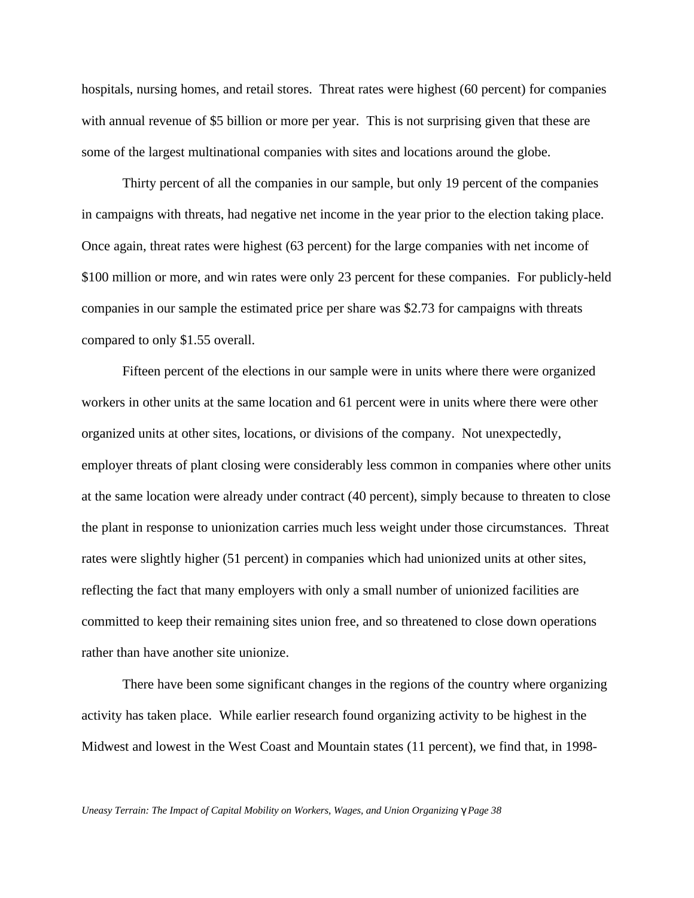hospitals, nursing homes, and retail stores. Threat rates were highest (60 percent) for companies with annual revenue of $5 billion or more per year. This is not surprising given that these are some of the largest multinational companies with sites and locations around the globe.

Thirty percent of all the companies in our sample, but only 19 percent of the companies in campaigns with threats, had negative net income in the year prior to the election taking place. Once again, threat rates were highest (63 percent) for the large companies with net income of $100 million or more, and win rates were only 23 percent for these companies. For publicly-held companies in our sample the estimated price per share was $2.73 for campaigns with threats compared to only $1.55 overall.

Fifteen percent of the elections in our sample were in units where there were organized workers in other units at the same location and 61 percent were in units where there were other organized units at other sites, locations, or divisions of the company. Not unexpectedly, employer threats of plant closing were considerably less common in companies where other units at the same location were already under contract (40 percent), simply because to threaten to close the plant in response to unionization carries much less weight under those circumstances. Threat rates were slightly higher (51 percent) in companies which had unionized units at other sites, reflecting the fact that many employers with only a small number of unionized facilities are committed to keep their remaining sites union free, and so threatened to close down operations rather than have another site unionize.

There have been some significant changes in the regions of the country where organizing activity has taken place. While earlier research found organizing activity to be highest in the Midwest and lowest in the West Coast and Mountain states (11 percent), we find that, in 1998-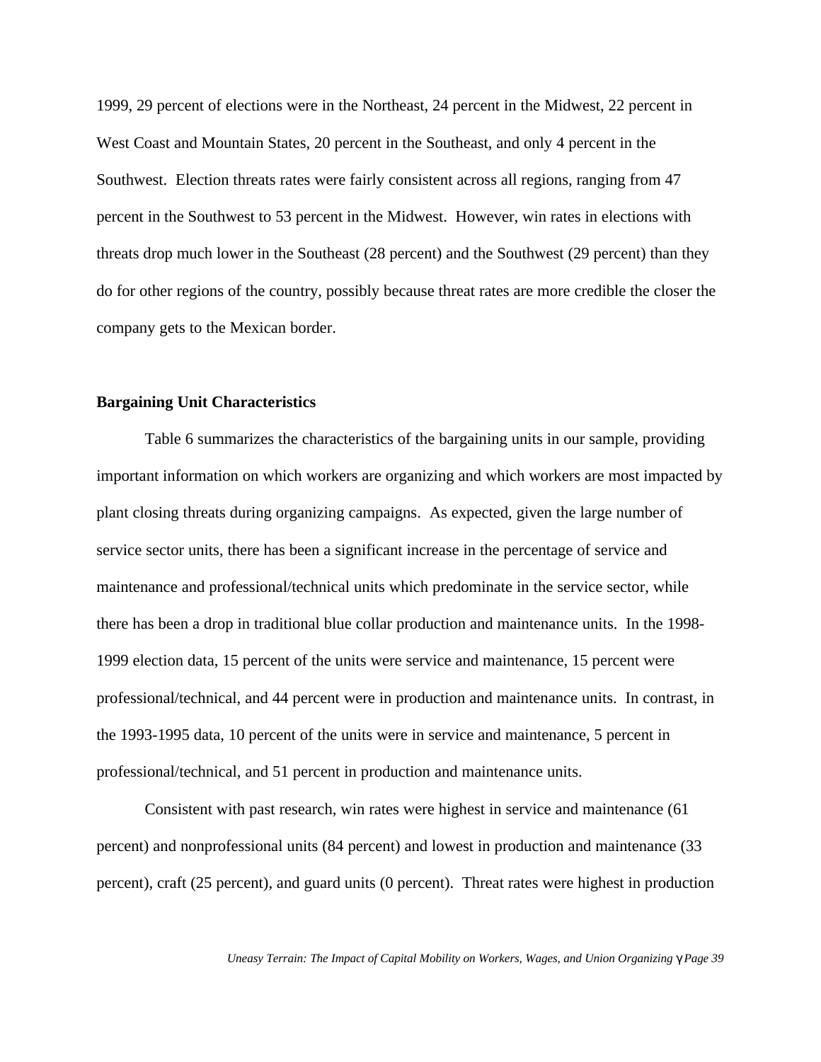1999, 29 percent of elections were in the Northeast, 24 percent in the Midwest, 22 percent in West Coast and Mountain States, 20 percent in the Southeast, and only 4 percent in the Southwest. Election threats rates were fairly consistent across all regions, ranging from 47 percent in the Southwest to 53 percent in the Midwest. However, win rates in elections with threats drop much lower in the Southeast (28 percent) and the Southwest (29 percent) than they do for other regions of the country, possibly because threat rates are more credible the closer the company gets to the Mexican border.

**Bargaining Unit Characteristics**

Table 6 summarizes the characteristics of the bargaining units in our sample, providing important information on which workers are organizing and which workers are most impacted by plant closing threats during organizing campaigns. As expected, given the large number of service sector units, there has been a significant increase in the percentage of service and maintenance and professional/technical units which predominate in the service sector, while there has been a drop in traditional blue collar production and maintenance units. In the 1998-1999 election data, 15 percent of the units were service and maintenance, 15 percent were professional/technical, and 44 percent were in production and maintenance units. In contrast, in the 1993-1995 data, 10 percent of the units were in service and maintenance, 5 percent in professional/technical, and 51 percent in production and maintenance units.

Consistent with past research, win rates were highest in service and maintenance (61 percent) and nonprofessional units (84 percent) and lowest in production and maintenance (33 percent), craft (25 percent), and guard units (0 percent). Threat rates were highest in production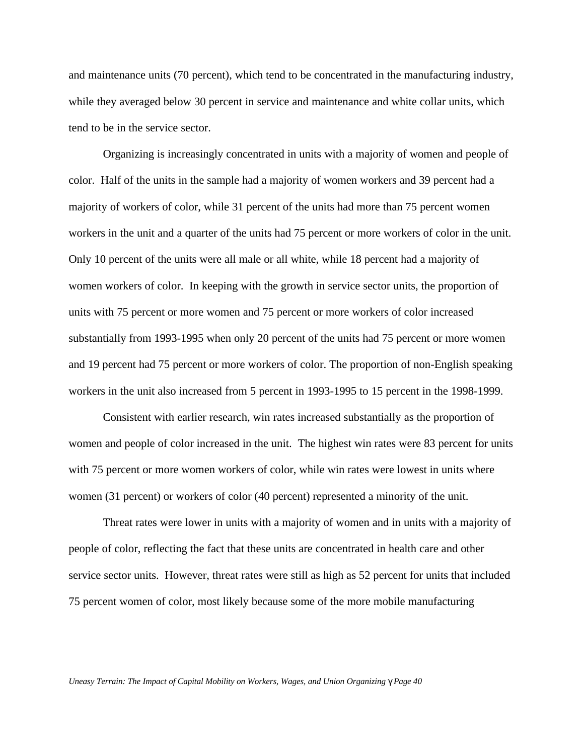and maintenance units (70 percent), which tend to be concentrated in the manufacturing industry, while they averaged below 30 percent in service and maintenance and white collar units, which tend to be in the service sector.

Organizing is increasingly concentrated in units with a majority of women and people of color. Half of the units in the sample had a majority of women workers and 39 percent had a majority of workers of color, while 31 percent of the units had more than 75 percent women workers in the unit and a quarter of the units had 75 percent or more workers of color in the unit. Only 10 percent of the units were all male or all white, while 18 percent had a majority of women workers of color. In keeping with the growth in service sector units, the proportion of units with 75 percent or more women and 75 percent or more workers of color increased substantially from 1993-1995 when only 20 percent of the units had 75 percent or more women and 19 percent had 75 percent or more workers of color. The proportion of non-English speaking workers in the unit also increased from 5 percent in 1993-1995 to 15 percent in the 1998-1999.

Consistent with earlier research, win rates increased substantially as the proportion of women and people of color increased in the unit. The highest win rates were 83 percent for units with 75 percent or more women workers of color, while win rates were lowest in units where women (31 percent) or workers of color (40 percent) represented a minority of the unit.

Threat rates were lower in units with a majority of women and in units with a majority of people of color, reflecting the fact that these units are concentrated in health care and other service sector units. However, threat rates were still as high as 52 percent for units that included 75 percent women of color, most likely because some of the more mobile manufacturing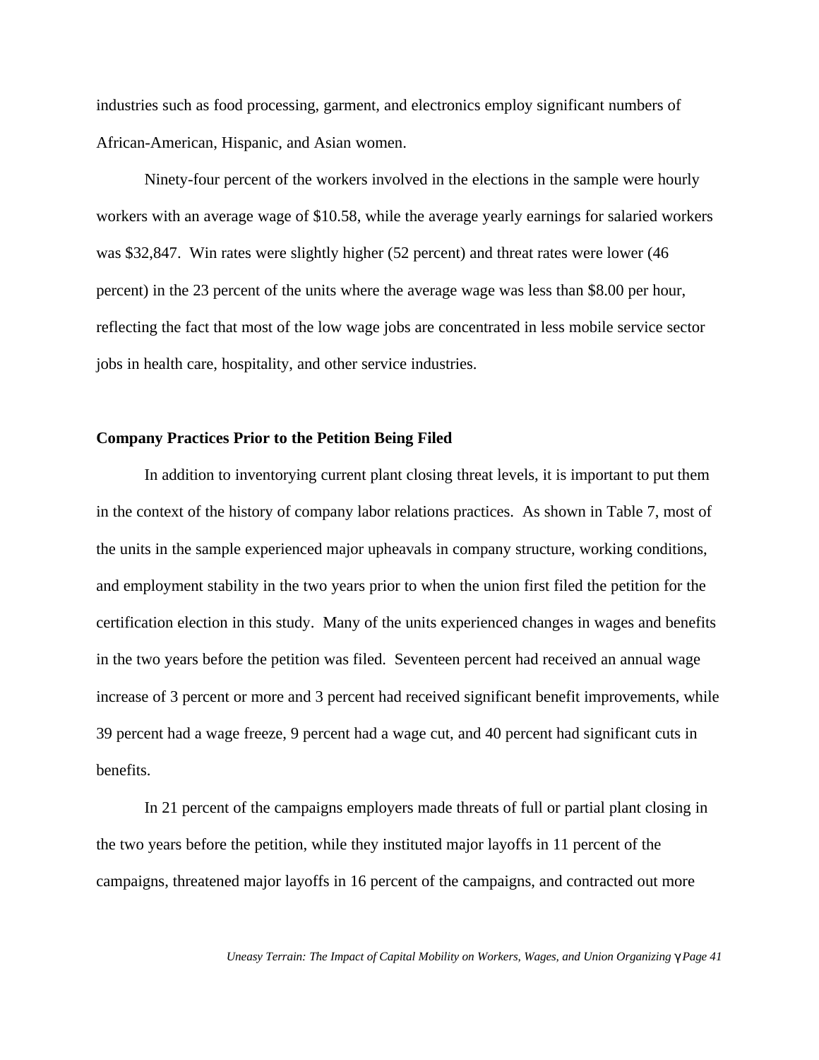industries such as food processing, garment, and electronics employ significant numbers of African-American, Hispanic, and Asian women.

Ninety-four percent of the workers involved in the elections in the sample were hourly workers with an average wage of $10.58, while the average yearly earnings for salaried workers was $32,847. Win rates were slightly higher (52 percent) and threat rates were lower (46 percent) in the 23 percent of the units where the average wage was less than $8.00 per hour, reflecting the fact that most of the low wage jobs are concentrated in less mobile service sector jobs in health care, hospitality, and other service industries.

**Company Practices Prior to the Petition Being Filed**

In addition to inventorying current plant closing threat levels, it is important to put them in the context of the history of company labor relations practices. As shown in Table 7, most of the units in the sample experienced major upheavals in company structure, working conditions, and employment stability in the two years prior to when the union first filed the petition for the certification election in this study. Many of the units experienced changes in wages and benefits in the two years before the petition was filed. Seventeen percent had received an annual wage increase of 3 percent or more and 3 percent had received significant benefit improvements, while 39 percent had a wage freeze, 9 percent had a wage cut, and 40 percent had significant cuts in benefits.

In 21 percent of the campaigns employers made threats of full or partial plant closing in the two years before the petition, while they instituted major layoffs in 11 percent of the campaigns, threatened major layoffs in 16 percent of the campaigns, and contracted out more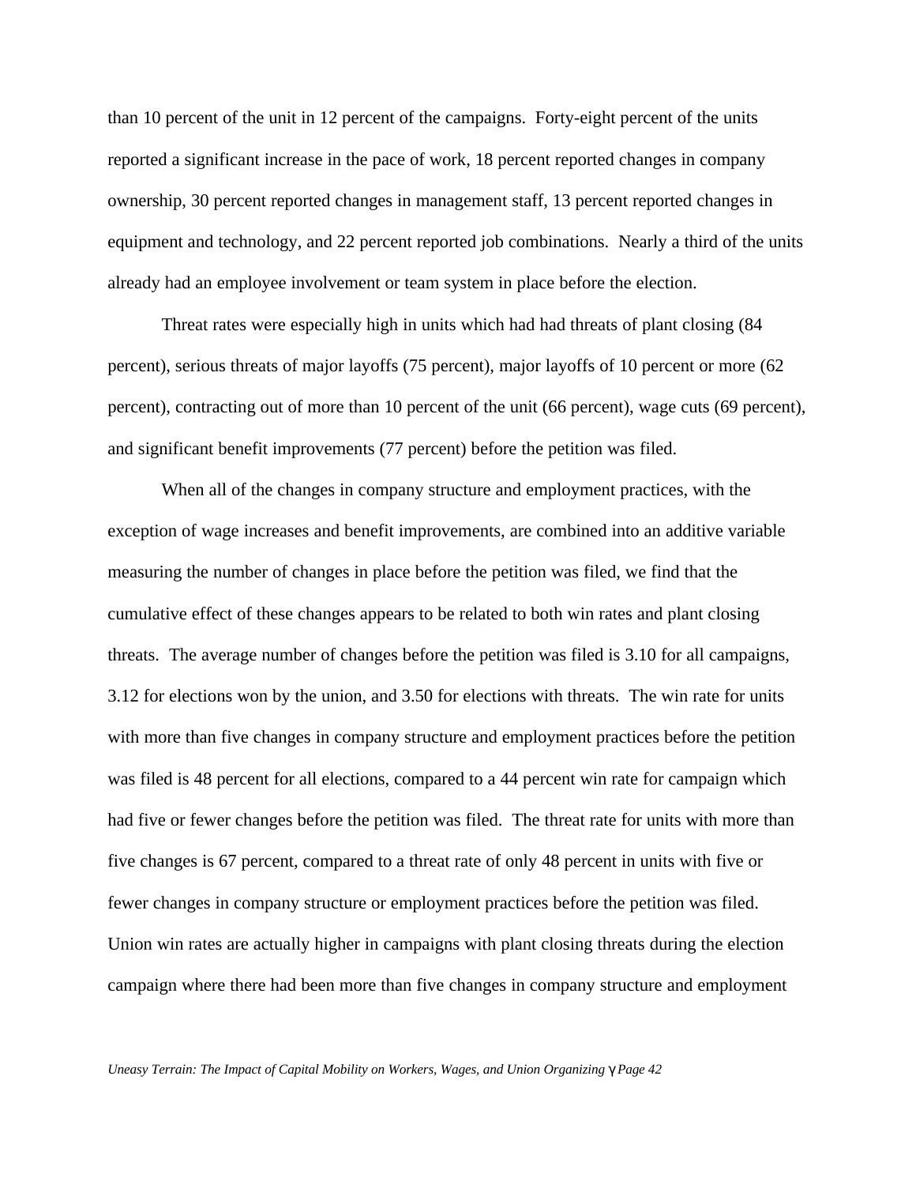than 10 percent of the unit in 12 percent of the campaigns. Forty-eight percent of the units reported a significant increase in the pace of work, 18 percent reported changes in company ownership, 30 percent reported changes in management staff, 13 percent reported changes in equipment and technology, and 22 percent reported job combinations. Nearly a third of the units already had an employee involvement or team system in place before the election.

Threat rates were especially high in units which had had threats of plant closing (84 percent), serious threats of major layoffs (75 percent), major layoffs of 10 percent or more (62 percent), contracting out of more than 10 percent of the unit (66 percent), wage cuts (69 percent), and significant benefit improvements (77 percent) before the petition was filed.

When all of the changes in company structure and employment practices, with the exception of wage increases and benefit improvements, are combined into an additive variable measuring the number of changes in place before the petition was filed, we find that the cumulative effect of these changes appears to be related to both win rates and plant closing threats. The average number of changes before the petition was filed is 3.10 for all campaigns, 3.12 for elections won by the union, and 3.50 for elections with threats. The win rate for units with more than five changes in company structure and employment practices before the petition was filed is 48 percent for all elections, compared to a 44 percent win rate for campaign which had five or fewer changes before the petition was filed. The threat rate for units with more than five changes is 67 percent, compared to a threat rate of only 48 percent in units with five or fewer changes in company structure or employment practices before the petition was filed. Union win rates are actually higher in campaigns with plant closing threats during the election campaign where there had been more than five changes in company structure and employment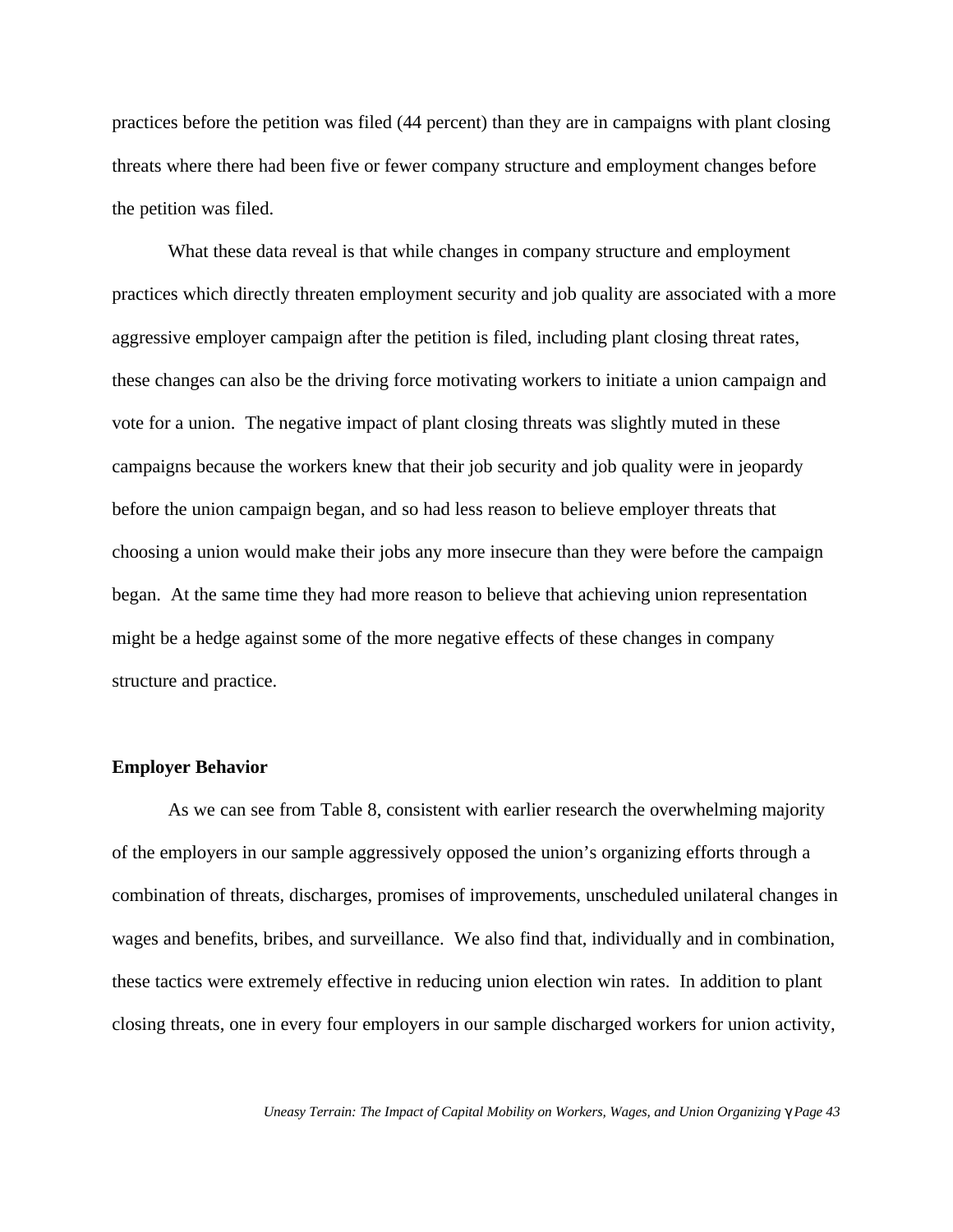practices before the petition was filed (44 percent) than they are in campaigns with plant closing threats where there had been five or fewer company structure and employment changes before the petition was filed.

What these data reveal is that while changes in company structure and employment practices which directly threaten employment security and job quality are associated with a more aggressive employer campaign after the petition is filed, including plant closing threat rates, these changes can also be the driving force motivating workers to initiate a union campaign and vote for a union. The negative impact of plant closing threats was slightly muted in these campaigns because the workers knew that their job security and job quality were in jeopardy before the union campaign began, and so had less reason to believe employer threats that choosing a union would make their jobs any more insecure than they were before the campaign began. At the same time they had more reason to believe that achieving union representation might be a hedge against some of the more negative effects of these changes in company structure and practice.

**Employer Behavior**

As we can see from Table 8, consistent with earlier research the overwhelming majority of the employers in our sample aggressively opposed the union's organizing efforts through a combination of threats, discharges, promises of improvements, unscheduled unilateral changes in wages and benefits, bribes, and surveillance. We also find that, individually and in combination, these tactics were extremely effective in reducing union election win rates. In addition to plant closing threats, one in every four employers in our sample discharged workers for union activity,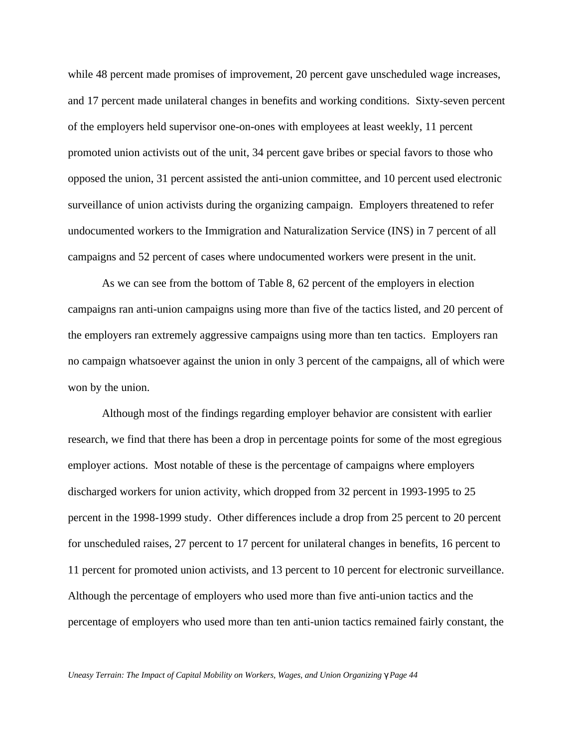while 48 percent made promises of improvement, 20 percent gave unscheduled wage increases, and 17 percent made unilateral changes in benefits and working conditions. Sixty-seven percent of the employers held supervisor one-on-ones with employees at least weekly, 11 percent promoted union activists out of the unit, 34 percent gave bribes or special favors to those who opposed the union, 31 percent assisted the anti-union committee, and 10 percent used electronic surveillance of union activists during the organizing campaign. Employers threatened to refer undocumented workers to the Immigration and Naturalization Service (INS) in 7 percent of all campaigns and 52 percent of cases where undocumented workers were present in the unit.

As we can see from the bottom of Table 8, 62 percent of the employers in election campaigns ran anti-union campaigns using more than five of the tactics listed, and 20 percent of the employers ran extremely aggressive campaigns using more than ten tactics. Employers ran no campaign whatsoever against the union in only 3 percent of the campaigns, all of which were won by the union.

Although most of the findings regarding employer behavior are consistent with earlier research, we find that there has been a drop in percentage points for some of the most egregious employer actions. Most notable of these is the percentage of campaigns where employers discharged workers for union activity, which dropped from 32 percent in 1993-1995 to 25 percent in the 1998-1999 study. Other differences include a drop from 25 percent to 20 percent for unscheduled raises, 27 percent to 17 percent for unilateral changes in benefits, 16 percent to 11 percent for promoted union activists, and 13 percent to 10 percent for electronic surveillance. Although the percentage of employers who used more than five anti-union tactics and the percentage of employers who used more than ten anti-union tactics remained fairly constant, the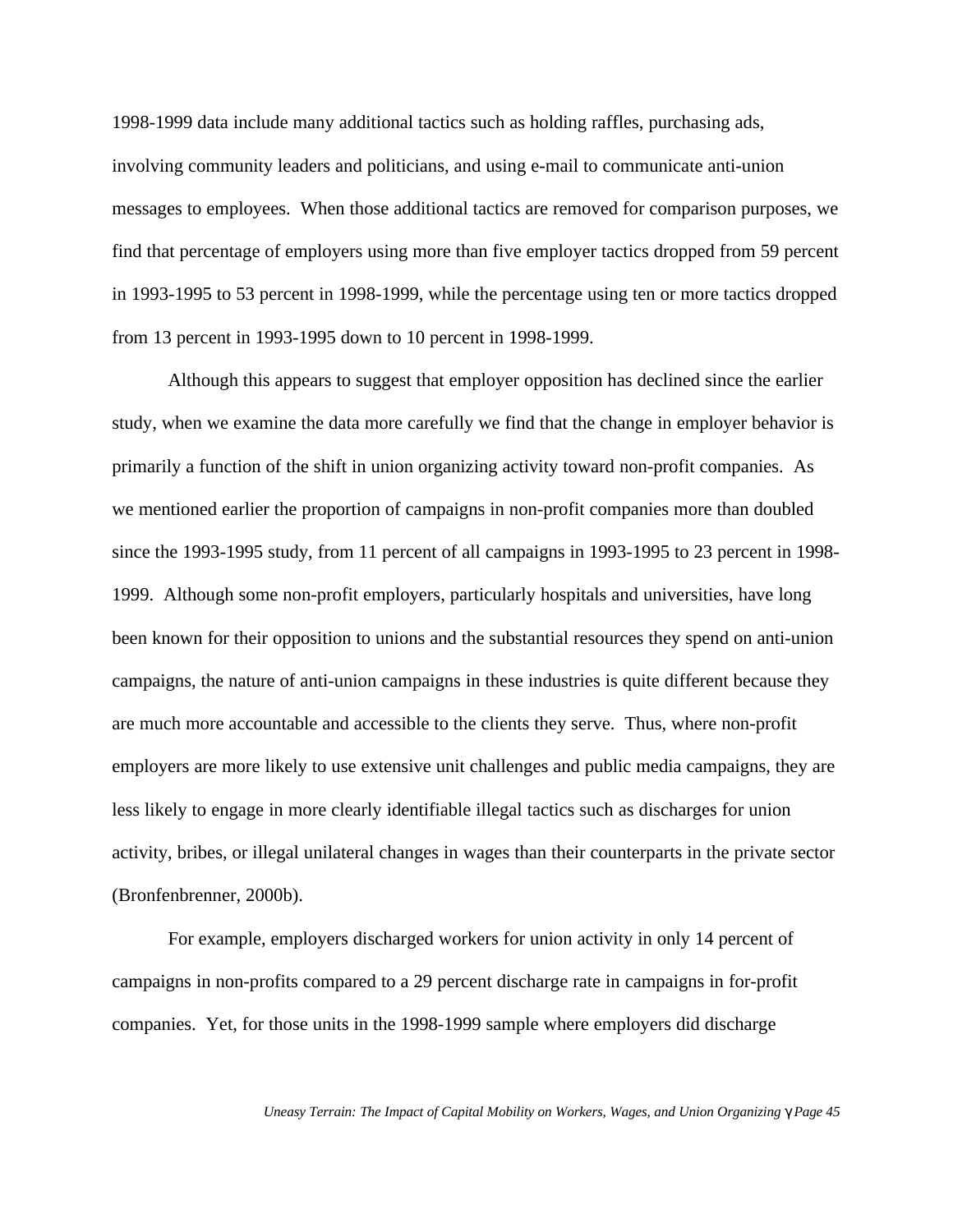1998-1999 data include many additional tactics such as holding raffles, purchasing ads, involving community leaders and politicians, and using e-mail to communicate anti-union messages to employees. When those additional tactics are removed for comparison purposes, we find that percentage of employers using more than five employer tactics dropped from 59 percent in 1993-1995 to 53 percent in 1998-1999, while the percentage using ten or more tactics dropped from 13 percent in 1993-1995 down to 10 percent in 1998-1999.

Although this appears to suggest that employer opposition has declined since the earlier study, when we examine the data more carefully we find that the change in employer behavior is primarily a function of the shift in union organizing activity toward non-profit companies. As we mentioned earlier the proportion of campaigns in non-profit companies more than doubled since the 1993-1995 study, from 11 percent of all campaigns in 1993-1995 to 23 percent in 1998-1999. Although some non-profit employers, particularly hospitals and universities, have long been known for their opposition to unions and the substantial resources they spend on anti-union campaigns, the nature of anti-union campaigns in these industries is quite different because they are much more accountable and accessible to the clients they serve. Thus, where non-profit employers are more likely to use extensive unit challenges and public media campaigns, they are less likely to engage in more clearly identifiable illegal tactics such as discharges for union activity, bribes, or illegal unilateral changes in wages than their counterparts in the private sector (Bronfenbrenner, 2000b).

For example, employers discharged workers for union activity in only 14 percent of campaigns in non-profits compared to a 29 percent discharge rate in campaigns in for-profit companies. Yet, for those units in the 1998-1999 sample where employers did discharge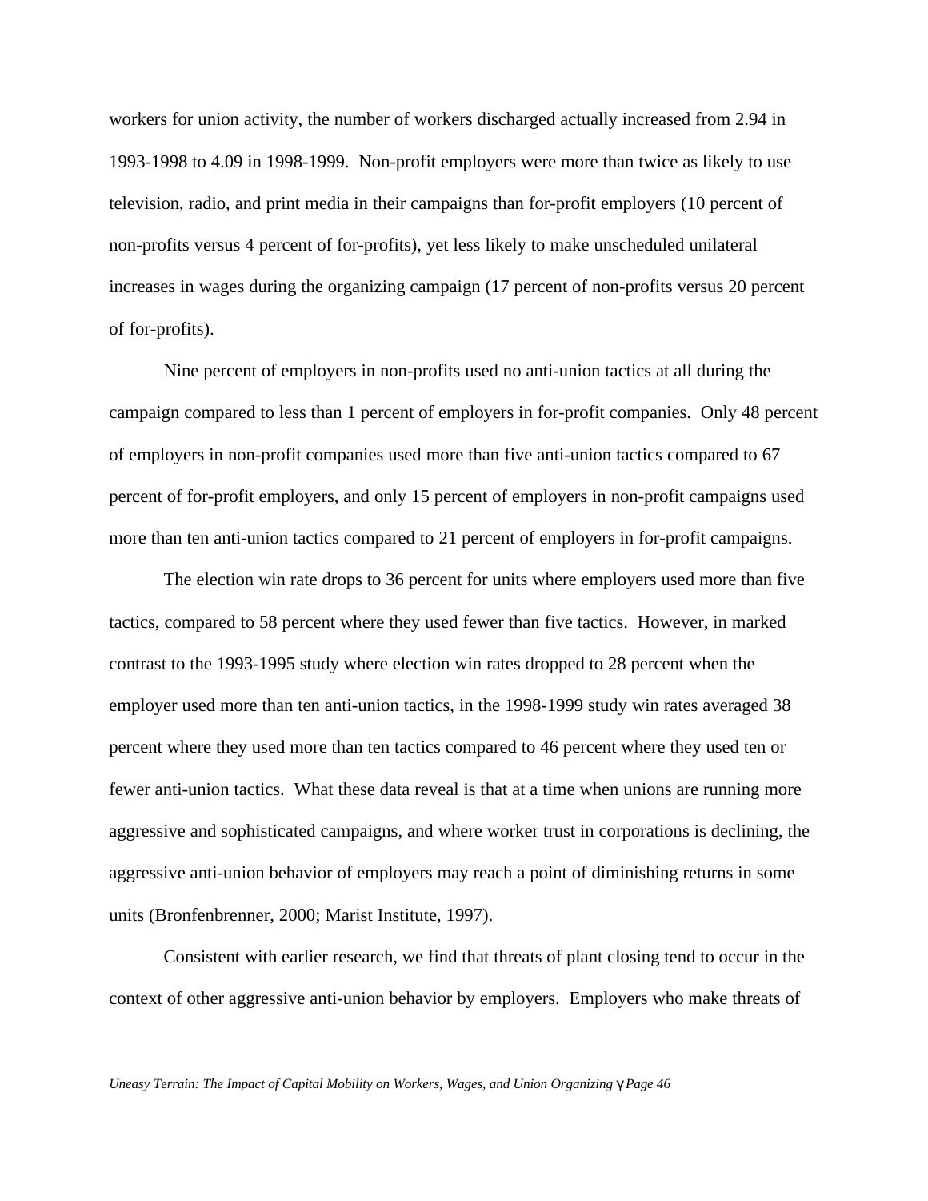workers for union activity, the number of workers discharged actually increased from 2.94 in 1993-1998 to 4.09 in 1998-1999. Non-profit employers were more than twice as likely to use television, radio, and print media in their campaigns than for-profit employers (10 percent of non-profits versus 4 percent of for-profits), yet less likely to make unscheduled unilateral increases in wages during the organizing campaign (17 percent of non-profits versus 20 percent of for-profits).

Nine percent of employers in non-profits used no anti-union tactics at all during the campaign compared to less than 1 percent of employers in for-profit companies. Only 48 percent of employers in non-profit companies used more than five anti-union tactics compared to 67 percent of for-profit employers, and only 15 percent of employers in non-profit campaigns used more than ten anti-union tactics compared to 21 percent of employers in for-profit campaigns.

The election win rate drops to 36 percent for units where employers used more than five tactics, compared to 58 percent where they used fewer than five tactics. However, in marked contrast to the 1993-1995 study where election win rates dropped to 28 percent when the employer used more than ten anti-union tactics, in the 1998-1999 study win rates averaged 38 percent where they used more than ten tactics compared to 46 percent where they used ten or fewer anti-union tactics. What these data reveal is that at a time when unions are running more aggressive and sophisticated campaigns, and where worker trust in corporations is declining, the aggressive anti-union behavior of employers may reach a point of diminishing returns in some units (Bronfenbrenner, 2000; Marist Institute, 1997).

Consistent with earlier research, we find that threats of plant closing tend to occur in the context of other aggressive anti-union behavior by employers. Employers who make threats of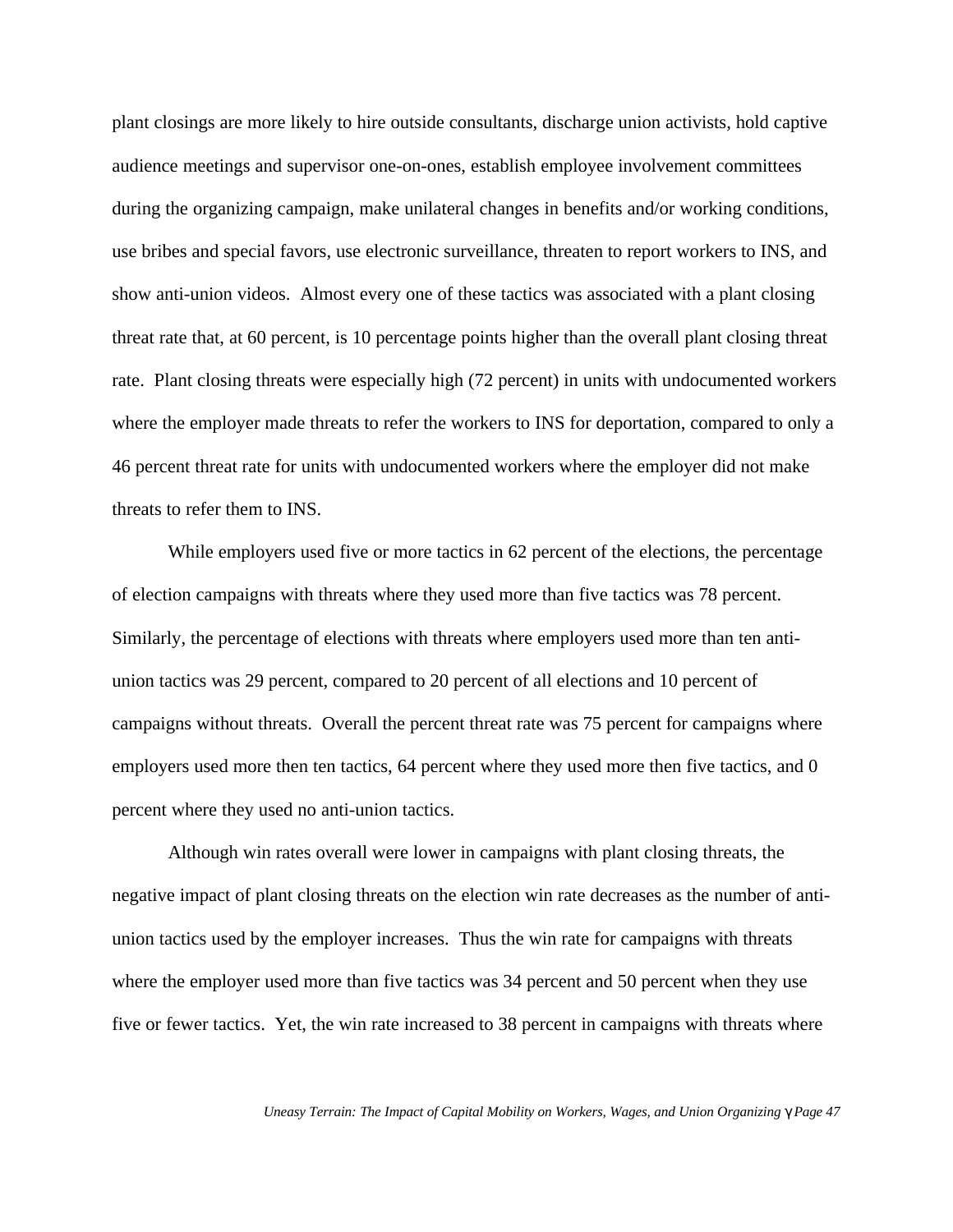plant closings are more likely to hire outside consultants, discharge union activists, hold captive audience meetings and supervisor one-on-ones, establish employee involvement committees during the organizing campaign, make unilateral changes in benefits and/or working conditions, use bribes and special favors, use electronic surveillance, threaten to report workers to INS, and show anti-union videos. Almost every one of these tactics was associated with a plant closing threat rate that, at 60 percent, is 10 percentage points higher than the overall plant closing threat rate. Plant closing threats were especially high (72 percent) in units with undocumented workers where the employer made threats to refer the workers to INS for deportation, compared to only a 46 percent threat rate for units with undocumented workers where the employer did not make threats to refer them to INS.

While employers used five or more tactics in 62 percent of the elections, the percentage of election campaigns with threats where they used more than five tactics was 78 percent. Similarly, the percentage of elections with threats where employers used more than ten anti-union tactics was 29 percent, compared to 20 percent of all elections and 10 percent of campaigns without threats. Overall the percent threat rate was 75 percent for campaigns where employers used more then ten tactics, 64 percent where they used more then five tactics, and 0 percent where they used no anti-union tactics.

Although win rates overall were lower in campaigns with plant closing threats, the negative impact of plant closing threats on the election win rate decreases as the number of anti-union tactics used by the employer increases. Thus the win rate for campaigns with threats where the employer used more than five tactics was 34 percent and 50 percent when they use five or fewer tactics. Yet, the win rate increased to 38 percent in campaigns with threats where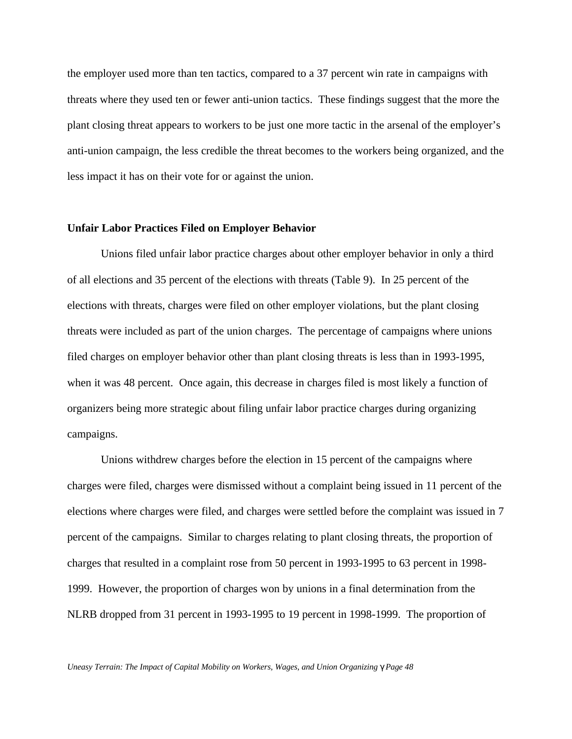the employer used more than ten tactics, compared to a 37 percent win rate in campaigns with threats where they used ten or fewer anti-union tactics. These findings suggest that the more the plant closing threat appears to workers to be just one more tactic in the arsenal of the employer's anti-union campaign, the less credible the threat becomes to the workers being organized, and the less impact it has on their vote for or against the union.

**Unfair Labor Practices Filed on Employer Behavior**

Unions filed unfair labor practice charges about other employer behavior in only a third of all elections and 35 percent of the elections with threats (Table 9). In 25 percent of the elections with threats, charges were filed on other employer violations, but the plant closing threats were included as part of the union charges. The percentage of campaigns where unions filed charges on employer behavior other than plant closing threats is less than in 1993-1995, when it was 48 percent. Once again, this decrease in charges filed is most likely a function of organizers being more strategic about filing unfair labor practice charges during organizing campaigns.

Unions withdrew charges before the election in 15 percent of the campaigns where charges were filed, charges were dismissed without a complaint being issued in 11 percent of the elections where charges were filed, and charges were settled before the complaint was issued in 7 percent of the campaigns. Similar to charges relating to plant closing threats, the proportion of charges that resulted in a complaint rose from 50 percent in 1993-1995 to 63 percent in 1998-1999. However, the proportion of charges won by unions in a final determination from the NLRB dropped from 31 percent in 1993-1995 to 19 percent in 1998-1999. The proportion of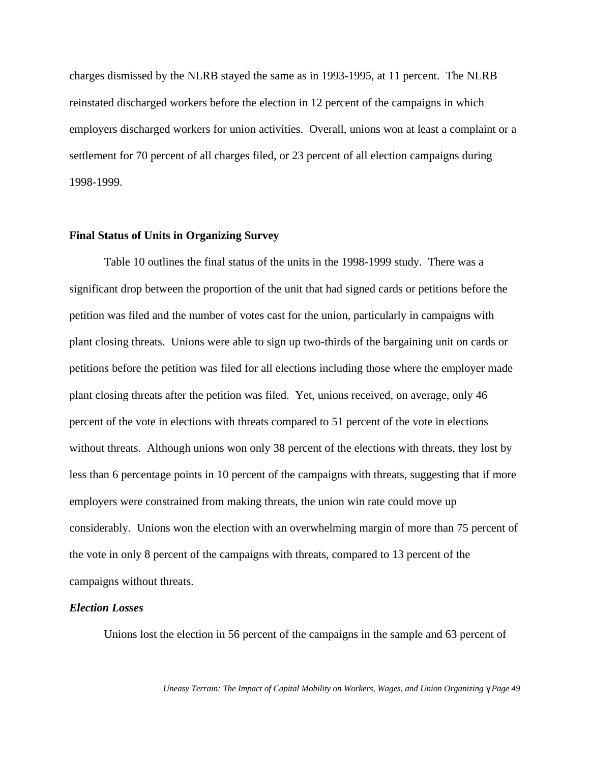charges dismissed by the NLRB stayed the same as in 1993-1995, at 11 percent. The NLRB reinstated discharged workers before the election in 12 percent of the campaigns in which employers discharged workers for union activities. Overall, unions won at least a complaint or a settlement for 70 percent of all charges filed, or 23 percent of all election campaigns during 1998-1999.

**Final Status of Units in Organizing Survey**

Table 10 outlines the final status of the units in the 1998-1999 study. There was a significant drop between the proportion of the unit that had signed cards or petitions before the petition was filed and the number of votes cast for the union, particularly in campaigns with plant closing threats. Unions were able to sign up two-thirds of the bargaining unit on cards or petitions before the petition was filed for all elections including those where the employer made plant closing threats after the petition was filed. Yet, unions received, on average, only 46 percent of the vote in elections with threats compared to 51 percent of the vote in elections without threats. Although unions won only 38 percent of the elections with threats, they lost by less than 6 percentage points in 10 percent of the campaigns with threats, suggesting that if more employers were constrained from making threats, the union win rate could move up considerably. Unions won the election with an overwhelming margin of more than 75 percent of the vote in only 8 percent of the campaigns with threats, compared to 13 percent of the campaigns without threats.

***Election Losses***

Unions lost the election in 56 percent of the campaigns in the sample and 63 percent of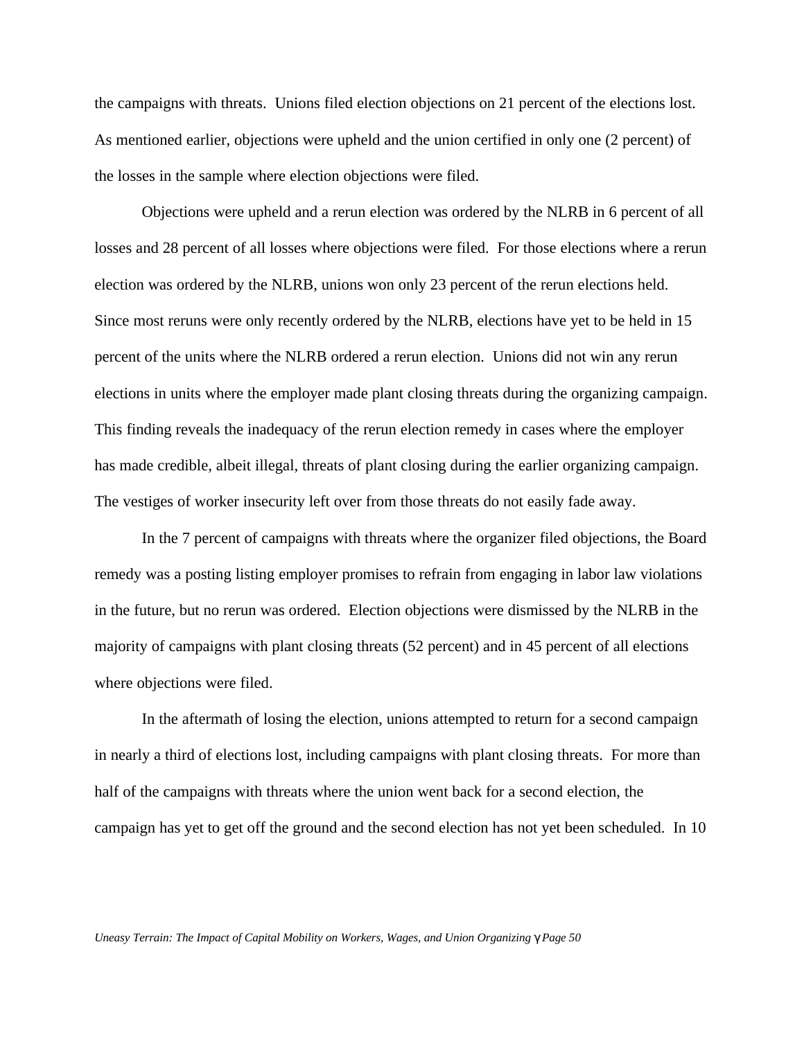the campaigns with threats. Unions filed election objections on 21 percent of the elections lost. As mentioned earlier, objections were upheld and the union certified in only one (2 percent) of the losses in the sample where election objections were filed.

Objections were upheld and a rerun election was ordered by the NLRB in 6 percent of all losses and 28 percent of all losses where objections were filed. For those elections where a rerun election was ordered by the NLRB, unions won only 23 percent of the rerun elections held. Since most reruns were only recently ordered by the NLRB, elections have yet to be held in 15 percent of the units where the NLRB ordered a rerun election. Unions did not win any rerun elections in units where the employer made plant closing threats during the organizing campaign. This finding reveals the inadequacy of the rerun election remedy in cases where the employer has made credible, albeit illegal, threats of plant closing during the earlier organizing campaign. The vestiges of worker insecurity left over from those threats do not easily fade away.

In the 7 percent of campaigns with threats where the organizer filed objections, the Board remedy was a posting listing employer promises to refrain from engaging in labor law violations in the future, but no rerun was ordered. Election objections were dismissed by the NLRB in the majority of campaigns with plant closing threats (52 percent) and in 45 percent of all elections where objections were filed.

In the aftermath of losing the election, unions attempted to return for a second campaign in nearly a third of elections lost, including campaigns with plant closing threats. For more than half of the campaigns with threats where the union went back for a second election, the campaign has yet to get off the ground and the second election has not yet been scheduled. In 10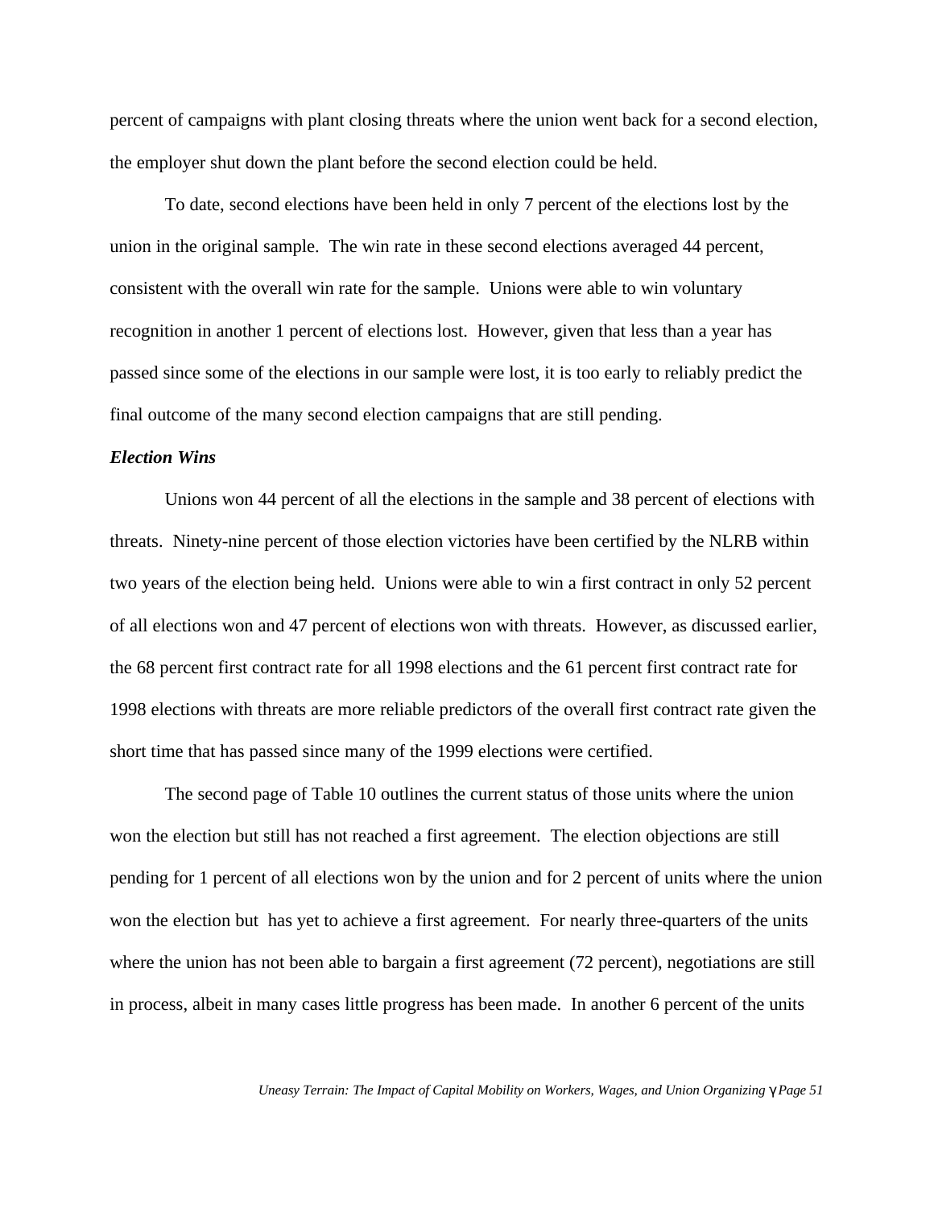percent of campaigns with plant closing threats where the union went back for a second election, the employer shut down the plant before the second election could be held.

To date, second elections have been held in only 7 percent of the elections lost by the union in the original sample. The win rate in these second elections averaged 44 percent, consistent with the overall win rate for the sample. Unions were able to win voluntary recognition in another 1 percent of elections lost. However, given that less than a year has passed since some of the elections in our sample were lost, it is too early to reliably predict the final outcome of the many second election campaigns that are still pending.

***Election Wins***

Unions won 44 percent of all the elections in the sample and 38 percent of elections with threats. Ninety-nine percent of those election victories have been certified by the NLRB within two years of the election being held. Unions were able to win a first contract in only 52 percent of all elections won and 47 percent of elections won with threats. However, as discussed earlier, the 68 percent first contract rate for all 1998 elections and the 61 percent first contract rate for 1998 elections with threats are more reliable predictors of the overall first contract rate given the short time that has passed since many of the 1999 elections were certified.

The second page of Table 10 outlines the current status of those units where the union won the election but still has not reached a first agreement. The election objections are still pending for 1 percent of all elections won by the union and for 2 percent of units where the union won the election but has yet to achieve a first agreement. For nearly three-quarters of the units where the union has not been able to bargain a first agreement (72 percent), negotiations are still in process, albeit in many cases little progress has been made. In another 6 percent of the units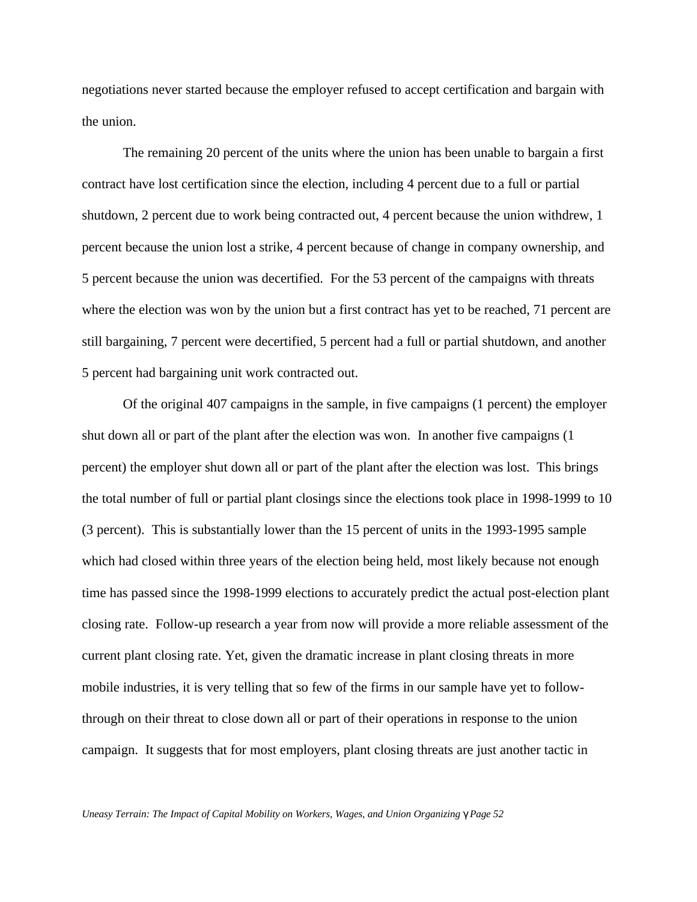negotiations never started because the employer refused to accept certification and bargain with the union.

The remaining 20 percent of the units where the union has been unable to bargain a first contract have lost certification since the election, including 4 percent due to a full or partial shutdown, 2 percent due to work being contracted out, 4 percent because the union withdrew, 1 percent because the union lost a strike, 4 percent because of change in company ownership, and 5 percent because the union was decertified. For the 53 percent of the campaigns with threats where the election was won by the union but a first contract has yet to be reached, 71 percent are still bargaining, 7 percent were decertified, 5 percent had a full or partial shutdown, and another 5 percent had bargaining unit work contracted out.

Of the original 407 campaigns in the sample, in five campaigns (1 percent) the employer shut down all or part of the plant after the election was won. In another five campaigns (1 percent) the employer shut down all or part of the plant after the election was lost. This brings the total number of full or partial plant closings since the elections took place in 1998-1999 to 10 (3 percent). This is substantially lower than the 15 percent of units in the 1993-1995 sample which had closed within three years of the election being held, most likely because not enough time has passed since the 1998-1999 elections to accurately predict the actual post-election plant closing rate. Follow-up research a year from now will provide a more reliable assessment of the current plant closing rate. Yet, given the dramatic increase in plant closing threats in more mobile industries, it is very telling that so few of the firms in our sample have yet to follow-through on their threat to close down all or part of their operations in response to the union campaign. It suggests that for most employers, plant closing threats are just another tactic in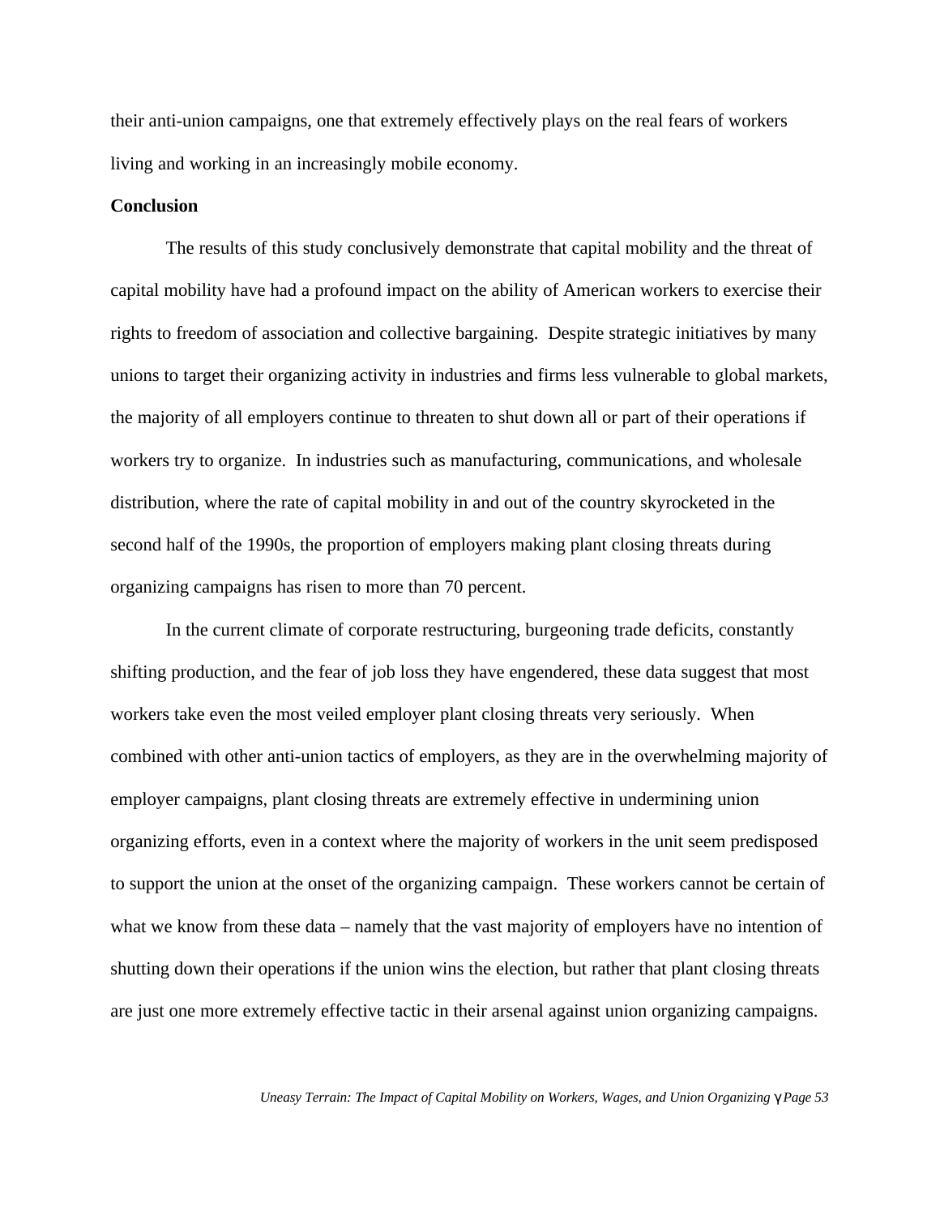their anti-union campaigns, one that extremely effectively plays on the real fears of workers living and working in an increasingly mobile economy.

**Conclusion**

The results of this study conclusively demonstrate that capital mobility and the threat of capital mobility have had a profound impact on the ability of American workers to exercise their rights to freedom of association and collective bargaining. Despite strategic initiatives by many unions to target their organizing activity in industries and firms less vulnerable to global markets, the majority of all employers continue to threaten to shut down all or part of their operations if workers try to organize. In industries such as manufacturing, communications, and wholesale distribution, where the rate of capital mobility in and out of the country skyrocketed in the second half of the 1990s, the proportion of employers making plant closing threats during organizing campaigns has risen to more than 70 percent.

In the current climate of corporate restructuring, burgeoning trade deficits, constantly shifting production, and the fear of job loss they have engendered, these data suggest that most workers take even the most veiled employer plant closing threats very seriously. When combined with other anti-union tactics of employers, as they are in the overwhelming majority of employer campaigns, plant closing threats are extremely effective in undermining union organizing efforts, even in a context where the majority of workers in the unit seem predisposed to support the union at the onset of the organizing campaign. These workers cannot be certain of what we know from these data – namely that the vast majority of employers have no intention of shutting down their operations if the union wins the election, but rather that plant closing threats are just one more extremely effective tactic in their arsenal against union organizing campaigns.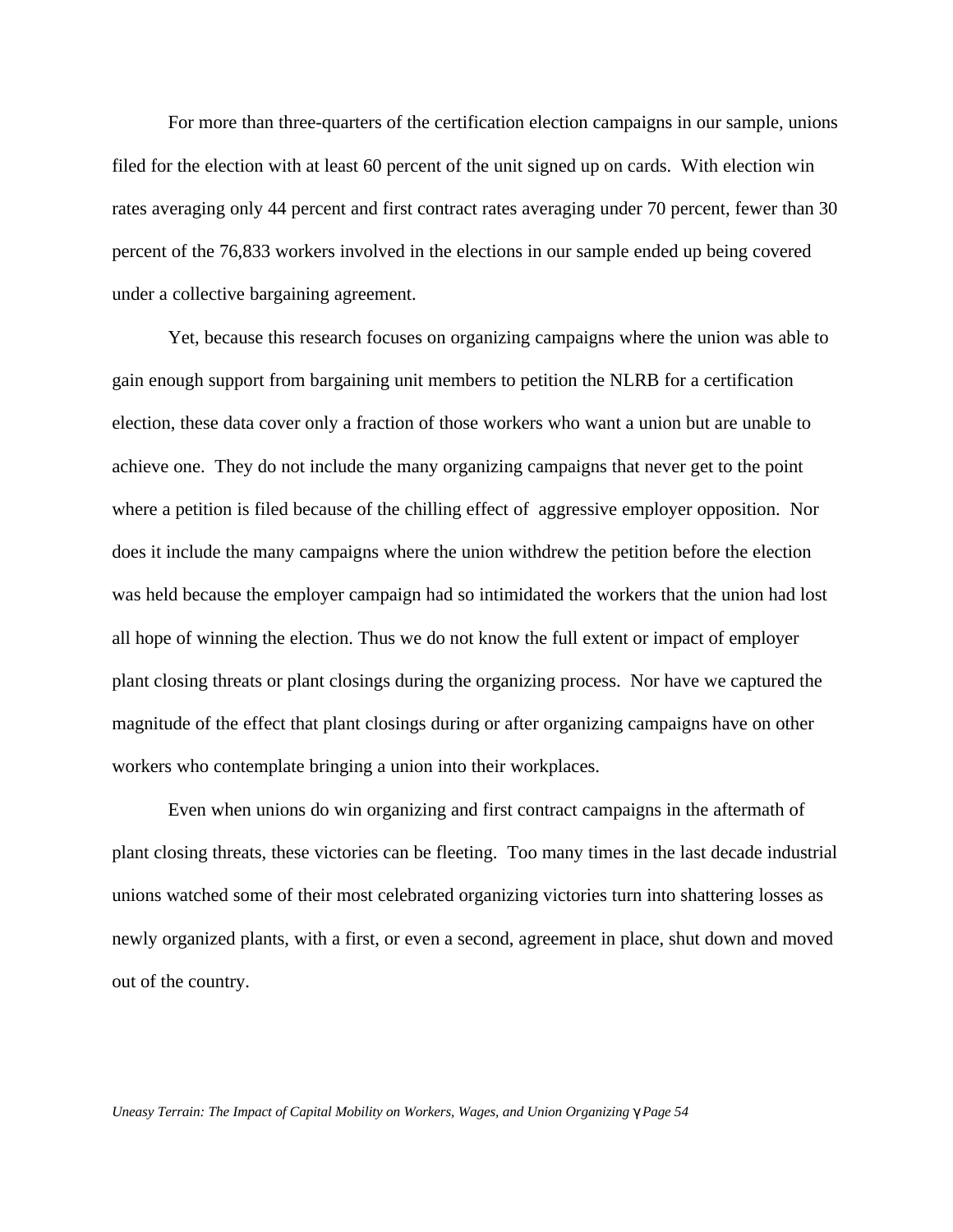For more than three-quarters of the certification election campaigns in our sample, unions filed for the election with at least 60 percent of the unit signed up on cards. With election win rates averaging only 44 percent and first contract rates averaging under 70 percent, fewer than 30 percent of the 76,833 workers involved in the elections in our sample ended up being covered under a collective bargaining agreement.

Yet, because this research focuses on organizing campaigns where the union was able to gain enough support from bargaining unit members to petition the NLRB for a certification election, these data cover only a fraction of those workers who want a union but are unable to achieve one. They do not include the many organizing campaigns that never get to the point where a petition is filed because of the chilling effect of aggressive employer opposition. Nor does it include the many campaigns where the union withdrew the petition before the election was held because the employer campaign had so intimidated the workers that the union had lost all hope of winning the election. Thus we do not know the full extent or impact of employer plant closing threats or plant closings during the organizing process. Nor have we captured the magnitude of the effect that plant closings during or after organizing campaigns have on other workers who contemplate bringing a union into their workplaces.

Even when unions do win organizing and first contract campaigns in the aftermath of plant closing threats, these victories can be fleeting. Too many times in the last decade industrial unions watched some of their most celebrated organizing victories turn into shattering losses as newly organized plants, with a first, or even a second, agreement in place, shut down and moved out of the country.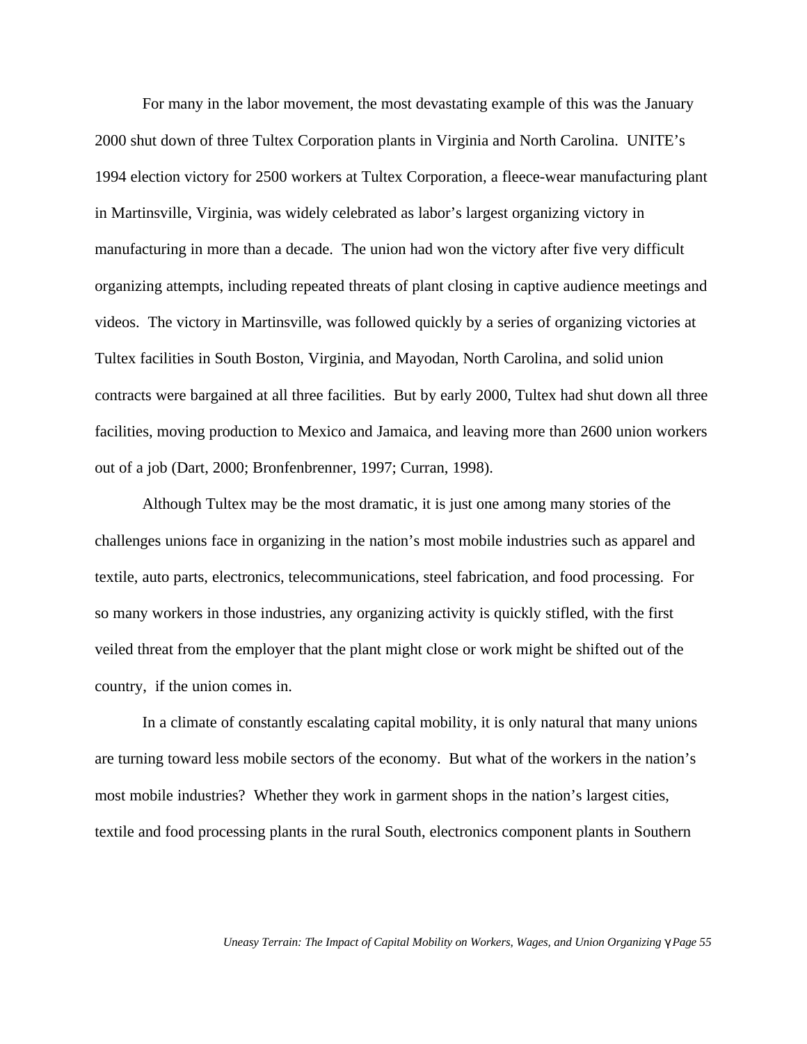For many in the labor movement, the most devastating example of this was the January 2000 shut down of three Tultex Corporation plants in Virginia and North Carolina. UNITE's 1994 election victory for 2500 workers at Tultex Corporation, a fleece-wear manufacturing plant in Martinsville, Virginia, was widely celebrated as labor's largest organizing victory in manufacturing in more than a decade. The union had won the victory after five very difficult organizing attempts, including repeated threats of plant closing in captive audience meetings and videos. The victory in Martinsville, was followed quickly by a series of organizing victories at Tultex facilities in South Boston, Virginia, and Mayodan, North Carolina, and solid union contracts were bargained at all three facilities. But by early 2000, Tultex had shut down all three facilities, moving production to Mexico and Jamaica, and leaving more than 2600 union workers out of a job (Dart, 2000; Bronfenbrenner, 1997; Curran, 1998).

Although Tultex may be the most dramatic, it is just one among many stories of the challenges unions face in organizing in the nation's most mobile industries such as apparel and textile, auto parts, electronics, telecommunications, steel fabrication, and food processing. For so many workers in those industries, any organizing activity is quickly stifled, with the first veiled threat from the employer that the plant might close or work might be shifted out of the country, if the union comes in.

In a climate of constantly escalating capital mobility, it is only natural that many unions are turning toward less mobile sectors of the economy. But what of the workers in the nation's most mobile industries? Whether they work in garment shops in the nation's largest cities, textile and food processing plants in the rural South, electronics component plants in Southern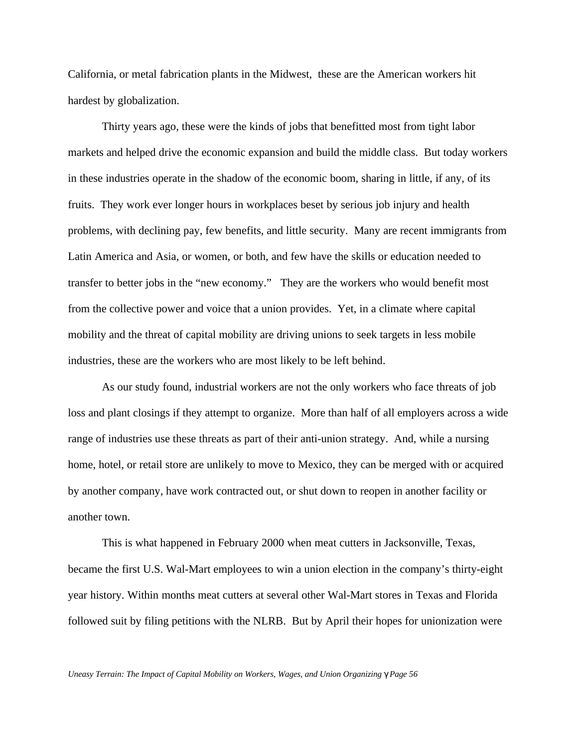California, or metal fabrication plants in the Midwest,  these are the American workers hit hardest by globalization.

Thirty years ago, these were the kinds of jobs that benefitted most from tight labor markets and helped drive the economic expansion and build the middle class.  But today workers in these industries operate in the shadow of the economic boom, sharing in little, if any, of its fruits.  They work ever longer hours in workplaces beset by serious job injury and health problems, with declining pay, few benefits, and little security.  Many are recent immigrants from Latin America and Asia, or women, or both, and few have the skills or education needed to transfer to better jobs in the "new economy."   They are the workers who would benefit most from the collective power and voice that a union provides.  Yet, in a climate where capital mobility and the threat of capital mobility are driving unions to seek targets in less mobile industries, these are the workers who are most likely to be left behind.

As our study found, industrial workers are not the only workers who face threats of job loss and plant closings if they attempt to organize.  More than half of all employers across a wide range of industries use these threats as part of their anti-union strategy.  And, while a nursing home, hotel, or retail store are unlikely to move to Mexico, they can be merged with or acquired by another company, have work contracted out, or shut down to reopen in another facility or another town.

This is what happened in February 2000 when meat cutters in Jacksonville, Texas, became the first U.S. Wal-Mart employees to win a union election in the company's thirty-eight year history. Within months meat cutters at several other Wal-Mart stores in Texas and Florida followed suit by filing petitions with the NLRB.  But by April their hopes for unionization were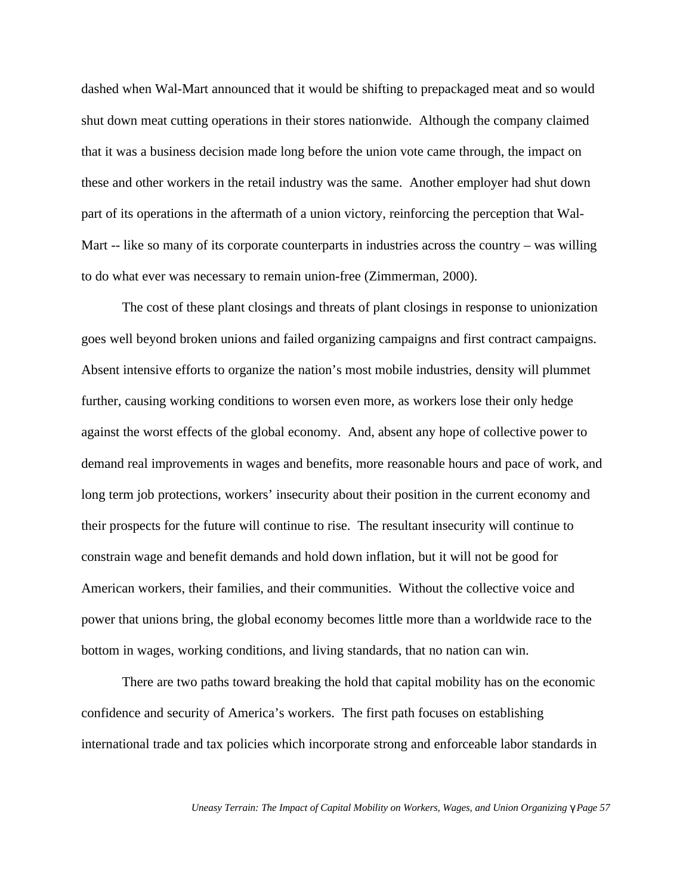dashed when Wal-Mart announced that it would be shifting to prepackaged meat and so would shut down meat cutting operations in their stores nationwide. Although the company claimed that it was a business decision made long before the union vote came through, the impact on these and other workers in the retail industry was the same. Another employer had shut down part of its operations in the aftermath of a union victory, reinforcing the perception that Wal-Mart -- like so many of its corporate counterparts in industries across the country – was willing to do what ever was necessary to remain union-free (Zimmerman, 2000).

The cost of these plant closings and threats of plant closings in response to unionization goes well beyond broken unions and failed organizing campaigns and first contract campaigns. Absent intensive efforts to organize the nation's most mobile industries, density will plummet further, causing working conditions to worsen even more, as workers lose their only hedge against the worst effects of the global economy. And, absent any hope of collective power to demand real improvements in wages and benefits, more reasonable hours and pace of work, and long term job protections, workers' insecurity about their position in the current economy and their prospects for the future will continue to rise. The resultant insecurity will continue to constrain wage and benefit demands and hold down inflation, but it will not be good for American workers, their families, and their communities. Without the collective voice and power that unions bring, the global economy becomes little more than a worldwide race to the bottom in wages, working conditions, and living standards, that no nation can win.

There are two paths toward breaking the hold that capital mobility has on the economic confidence and security of America's workers. The first path focuses on establishing international trade and tax policies which incorporate strong and enforceable labor standards in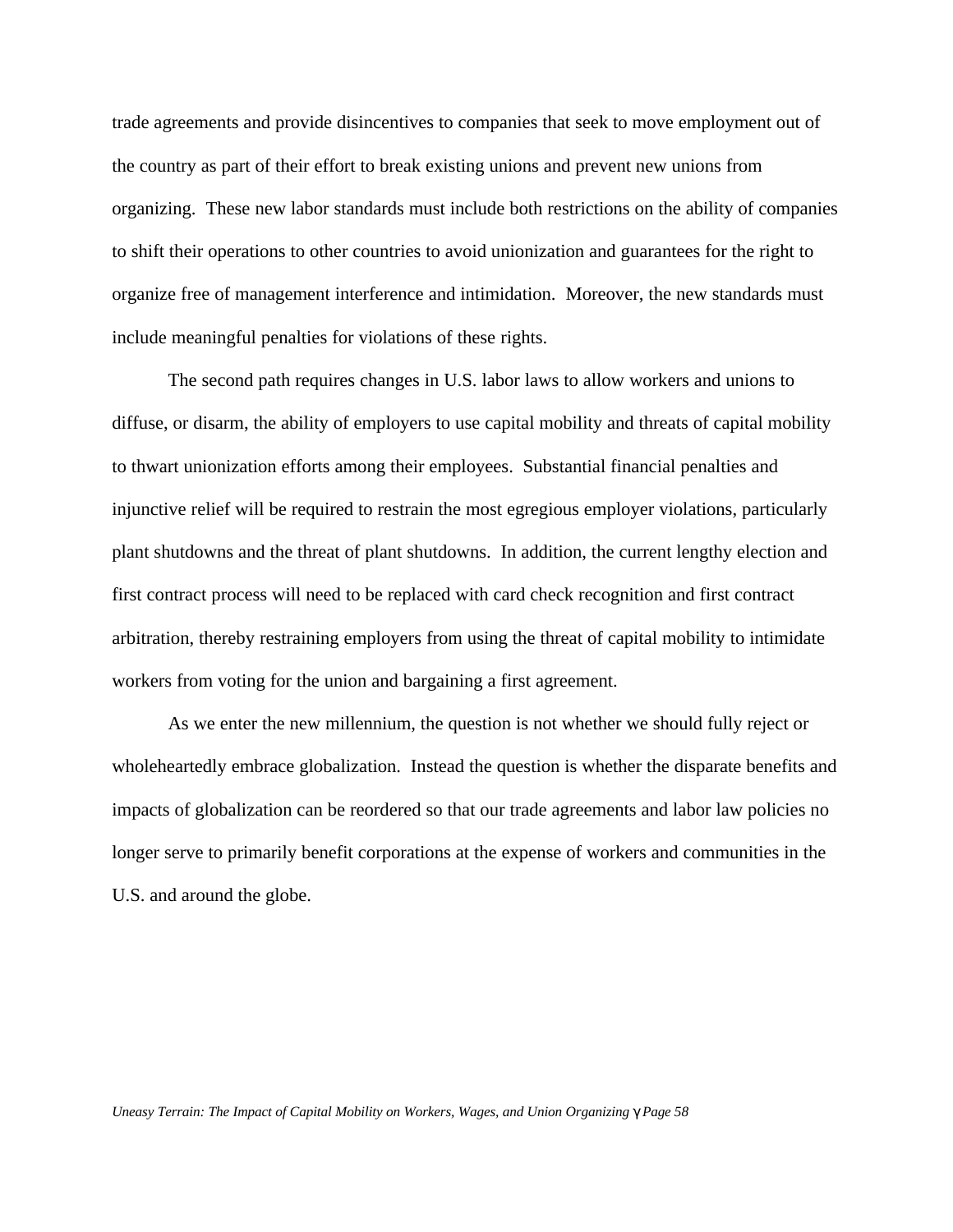trade agreements and provide disincentives to companies that seek to move employment out of the country as part of their effort to break existing unions and prevent new unions from organizing. These new labor standards must include both restrictions on the ability of companies to shift their operations to other countries to avoid unionization and guarantees for the right to organize free of management interference and intimidation. Moreover, the new standards must include meaningful penalties for violations of these rights.

The second path requires changes in U.S. labor laws to allow workers and unions to diffuse, or disarm, the ability of employers to use capital mobility and threats of capital mobility to thwart unionization efforts among their employees. Substantial financial penalties and injunctive relief will be required to restrain the most egregious employer violations, particularly plant shutdowns and the threat of plant shutdowns. In addition, the current lengthy election and first contract process will need to be replaced with card check recognition and first contract arbitration, thereby restraining employers from using the threat of capital mobility to intimidate workers from voting for the union and bargaining a first agreement.

As we enter the new millennium, the question is not whether we should fully reject or wholeheartedly embrace globalization. Instead the question is whether the disparate benefits and impacts of globalization can be reordered so that our trade agreements and labor law policies no longer serve to primarily benefit corporations at the expense of workers and communities in the U.S. and around the globe.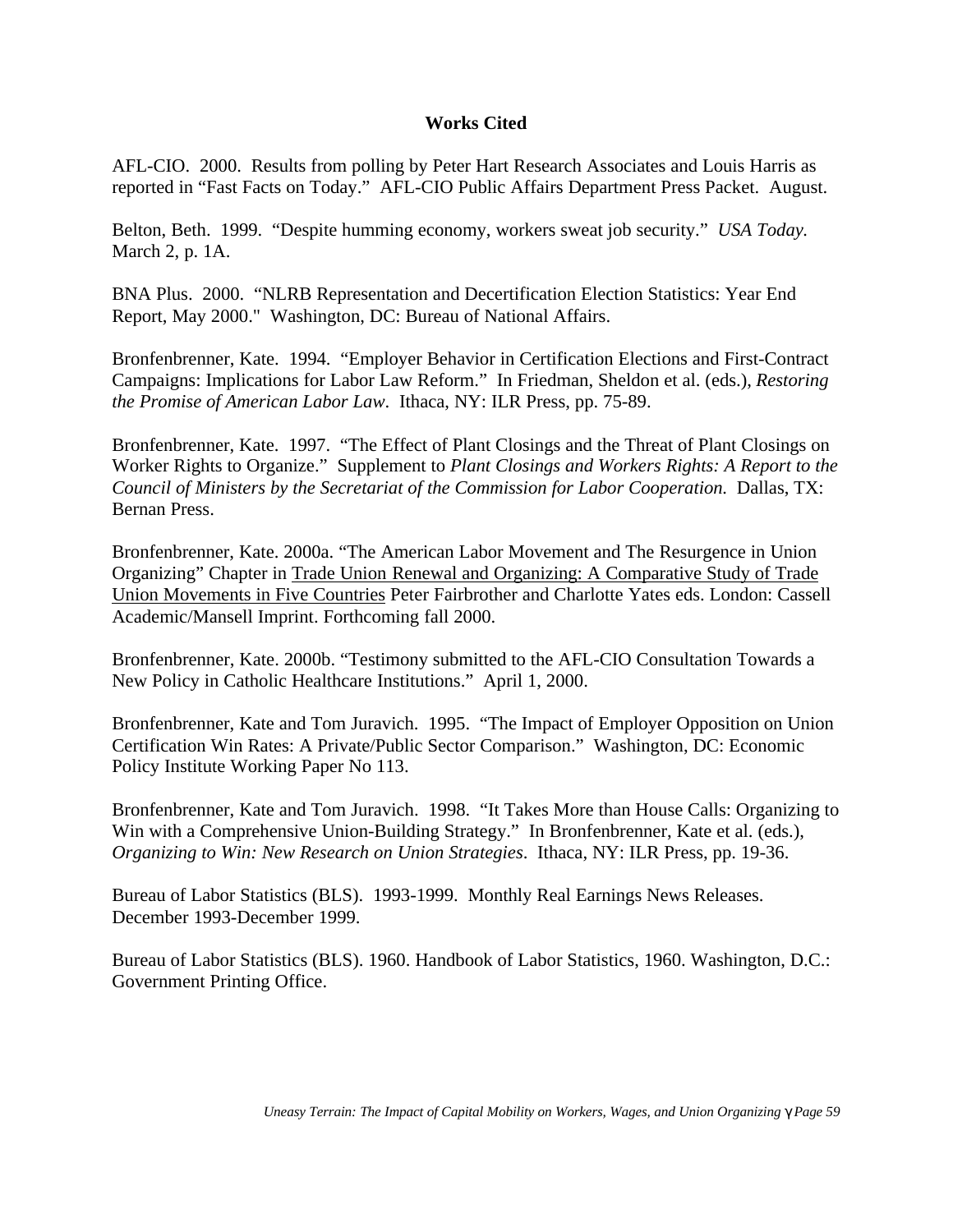**Works Cited**

AFL-CIO. 2000. Results from polling by Peter Hart Research Associates and Louis Harris as reported in “Fast Facts on Today.” AFL-CIO Public Affairs Department Press Packet. August.

Belton, Beth. 1999. “Despite humming economy, workers sweat job security.” *USA Today.* March 2, p. 1A.

BNA Plus. 2000. “NLRB Representation and Decertification Election Statistics: Year End Report, May 2000." Washington, DC: Bureau of National Affairs.

Bronfenbrenner, Kate. 1994. “Employer Behavior in Certification Elections and First-Contract Campaigns: Implications for Labor Law Reform.” In Friedman, Sheldon et al. (eds.), *Restoring the Promise of American Labor Law*. Ithaca, NY: ILR Press, pp. 75-89.

Bronfenbrenner, Kate. 1997. “The Effect of Plant Closings and the Threat of Plant Closings on Worker Rights to Organize.” Supplement to *Plant Closings and Workers Rights: A Report to the Council of Ministers by the Secretariat of the Commission for Labor Cooperation.* Dallas, TX: Bernan Press.

Bronfenbrenner, Kate. 2000a. “The American Labor Movement and The Resurgence in Union Organizing” Chapter in Trade Union Renewal and Organizing: A Comparative Study of Trade Union Movements in Five Countries Peter Fairbrother and Charlotte Yates eds. London: Cassell Academic/Mansell Imprint. Forthcoming fall 2000.

Bronfenbrenner, Kate. 2000b. “Testimony submitted to the AFL-CIO Consultation Towards a New Policy in Catholic Healthcare Institutions.” April 1, 2000.

Bronfenbrenner, Kate and Tom Juravich. 1995. “The Impact of Employer Opposition on Union Certification Win Rates: A Private/Public Sector Comparison.” Washington, DC: Economic Policy Institute Working Paper No 113.

Bronfenbrenner, Kate and Tom Juravich. 1998. “It Takes More than House Calls: Organizing to Win with a Comprehensive Union-Building Strategy.” In Bronfenbrenner, Kate et al. (eds.), *Organizing to Win: New Research on Union Strategies*. Ithaca, NY: ILR Press, pp. 19-36.

Bureau of Labor Statistics (BLS). 1993-1999. Monthly Real Earnings News Releases. December 1993-December 1999.

Bureau of Labor Statistics (BLS). 1960. Handbook of Labor Statistics, 1960. Washington, D.C.: Government Printing Office.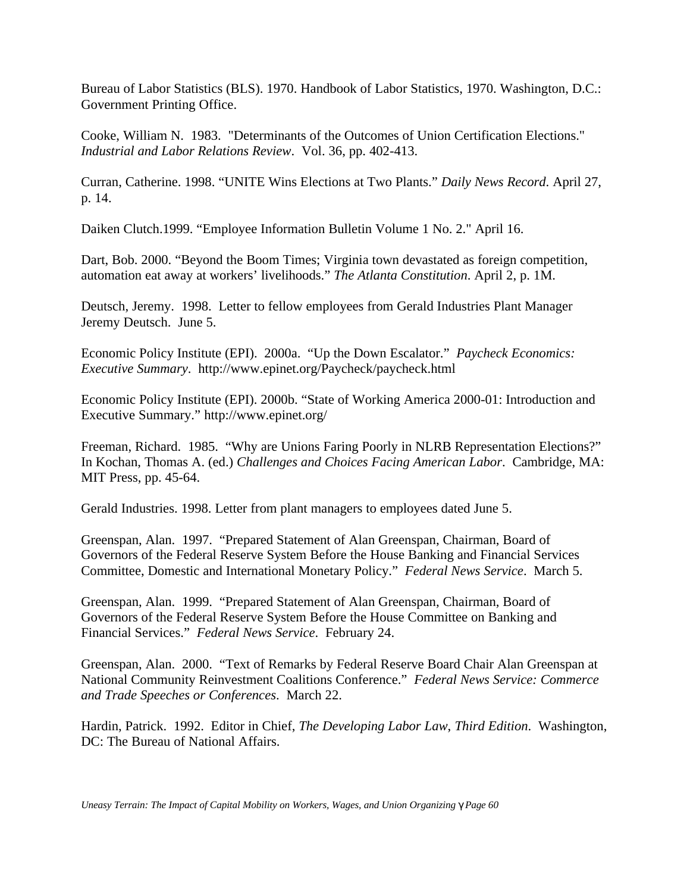Bureau of Labor Statistics (BLS). 1970. Handbook of Labor Statistics, 1970. Washington, D.C.: Government Printing Office.

Cooke, William N. 1983. "Determinants of the Outcomes of Union Certification Elections." *Industrial and Labor Relations Review*. Vol. 36, pp. 402-413.

Curran, Catherine. 1998. "UNITE Wins Elections at Two Plants." *Daily News Record*. April 27, p. 14.

Daiken Clutch.1999. "Employee Information Bulletin Volume 1 No. 2." April 16.

Dart, Bob. 2000. "Beyond the Boom Times; Virginia town devastated as foreign competition, automation eat away at workers' livelihoods." *The Atlanta Constitution*. April 2, p. 1M.

Deutsch, Jeremy. 1998. Letter to fellow employees from Gerald Industries Plant Manager Jeremy Deutsch. June 5.

Economic Policy Institute (EPI). 2000a. "Up the Down Escalator." *Paycheck Economics: Executive Summary*. http://www.epinet.org/Paycheck/paycheck.html

Economic Policy Institute (EPI). 2000b. "State of Working America 2000-01: Introduction and Executive Summary." http://www.epinet.org/

Freeman, Richard. 1985. "Why are Unions Faring Poorly in NLRB Representation Elections?" In Kochan, Thomas A. (ed.) *Challenges and Choices Facing American Labor*. Cambridge, MA: MIT Press, pp. 45-64.

Gerald Industries. 1998. Letter from plant managers to employees dated June 5.

Greenspan, Alan. 1997. "Prepared Statement of Alan Greenspan, Chairman, Board of Governors of the Federal Reserve System Before the House Banking and Financial Services Committee, Domestic and International Monetary Policy." *Federal News Service*. March 5.

Greenspan, Alan. 1999. "Prepared Statement of Alan Greenspan, Chairman, Board of Governors of the Federal Reserve System Before the House Committee on Banking and Financial Services." *Federal News Service*. February 24.

Greenspan, Alan. 2000. "Text of Remarks by Federal Reserve Board Chair Alan Greenspan at National Community Reinvestment Coalitions Conference." *Federal News Service: Commerce and Trade Speeches or Conferences*. March 22.

Hardin, Patrick. 1992. Editor in Chief, *The Developing Labor Law*, *Third Edition*. Washington, DC: The Bureau of National Affairs.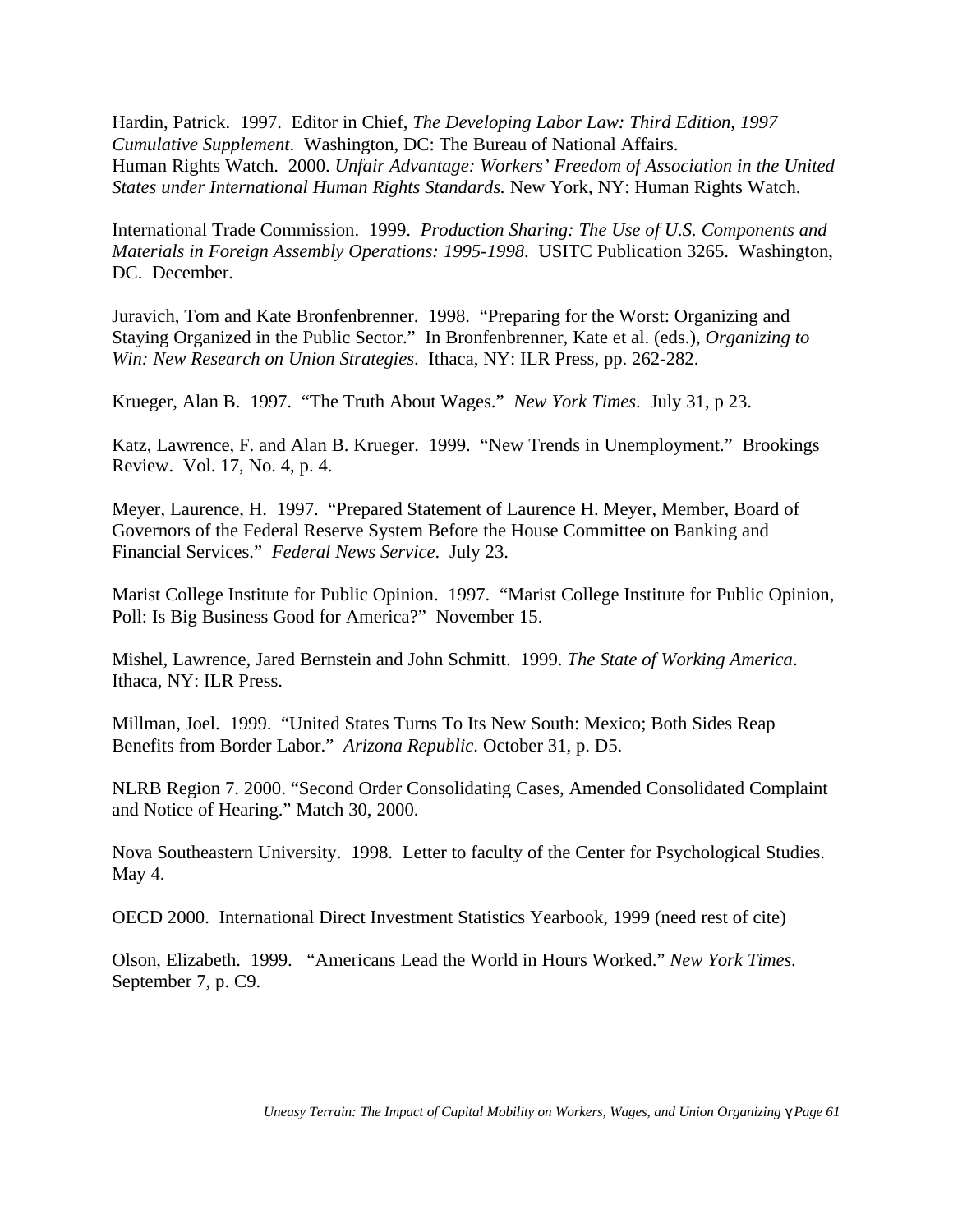Hardin, Patrick. 1997. Editor in Chief, *The Developing Labor Law: Third Edition, 1997 Cumulative Supplement*. Washington, DC: The Bureau of National Affairs.
Human Rights Watch. 2000. *Unfair Advantage: Workers' Freedom of Association in the United States under International Human Rights Standards.* New York, NY: Human Rights Watch.

International Trade Commission. 1999. *Production Sharing: The Use of U.S. Components and Materials in Foreign Assembly Operations: 1995-1998*. USITC Publication 3265. Washington, DC. December.

Juravich, Tom and Kate Bronfenbrenner. 1998. "Preparing for the Worst: Organizing and Staying Organized in the Public Sector." In Bronfenbrenner, Kate et al. (eds.), *Organizing to Win: New Research on Union Strategies*. Ithaca, NY: ILR Press, pp. 262-282.

Krueger, Alan B. 1997. "The Truth About Wages." *New York Times*. July 31, p 23.

Katz, Lawrence, F. and Alan B. Krueger. 1999. "New Trends in Unemployment." Brookings Review. Vol. 17, No. 4, p. 4.

Meyer, Laurence, H. 1997. "Prepared Statement of Laurence H. Meyer, Member, Board of Governors of the Federal Reserve System Before the House Committee on Banking and Financial Services." *Federal News Service*. July 23.

Marist College Institute for Public Opinion. 1997. "Marist College Institute for Public Opinion, Poll: Is Big Business Good for America?" November 15.

Mishel, Lawrence, Jared Bernstein and John Schmitt. 1999. *The State of Working America*. Ithaca, NY: ILR Press.

Millman, Joel. 1999. "United States Turns To Its New South: Mexico; Both Sides Reap Benefits from Border Labor." *Arizona Republic*. October 31, p. D5.

NLRB Region 7. 2000. "Second Order Consolidating Cases, Amended Consolidated Complaint and Notice of Hearing." Match 30, 2000.

Nova Southeastern University. 1998. Letter to faculty of the Center for Psychological Studies. May 4.

OECD 2000. International Direct Investment Statistics Yearbook, 1999 (need rest of cite)

Olson, Elizabeth. 1999. "Americans Lead the World in Hours Worked." *New York Times.* September 7, p. C9.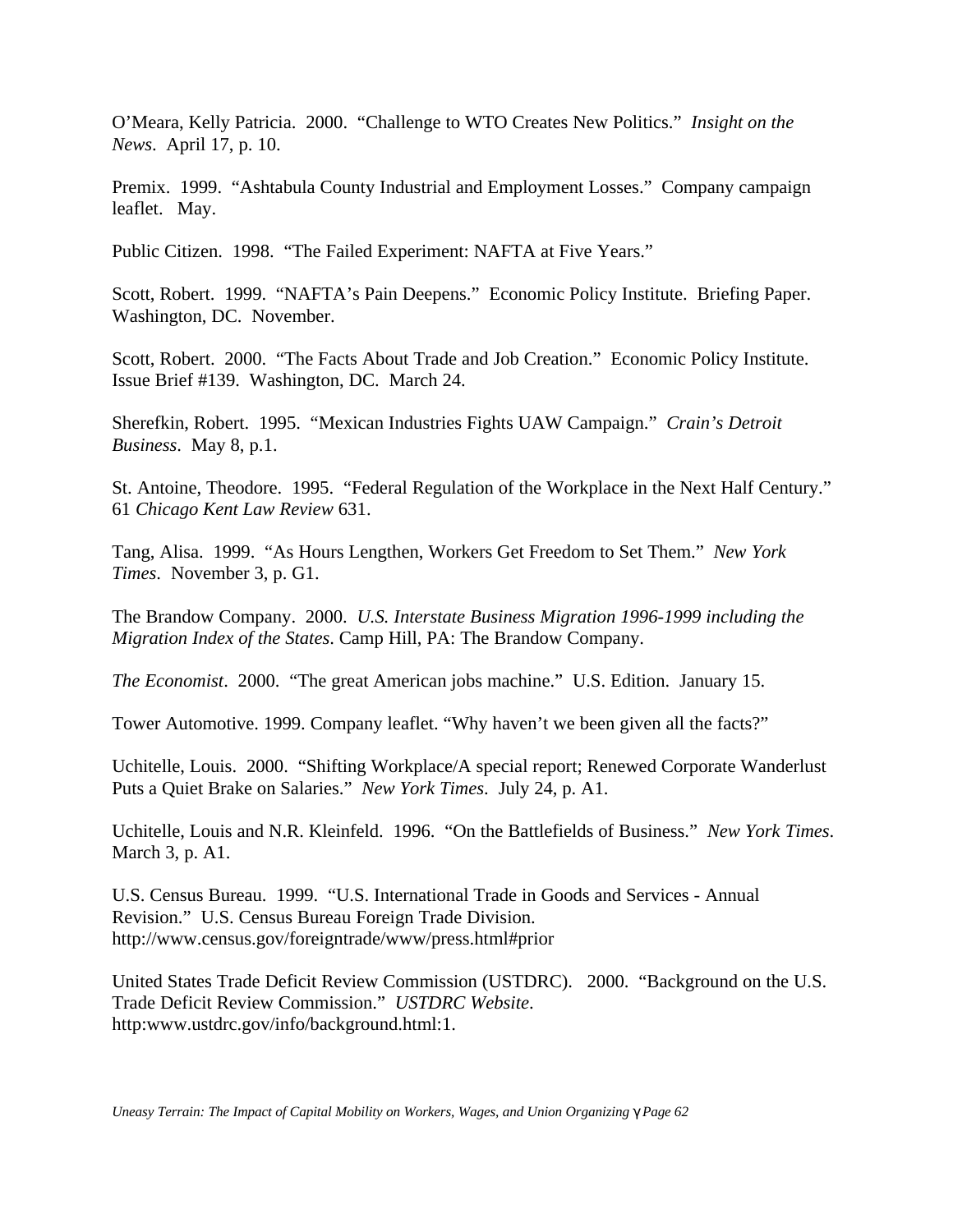O'Meara, Kelly Patricia. 2000. "Challenge to WTO Creates New Politics." *Insight on the News*. April 17, p. 10.

Premix. 1999. "Ashtabula County Industrial and Employment Losses." Company campaign leaflet. May.

Public Citizen. 1998. "The Failed Experiment: NAFTA at Five Years."

Scott, Robert. 1999. "NAFTA's Pain Deepens." Economic Policy Institute. Briefing Paper. Washington, DC. November.

Scott, Robert. 2000. "The Facts About Trade and Job Creation." Economic Policy Institute. Issue Brief #139. Washington, DC. March 24.

Sherefkin, Robert. 1995. "Mexican Industries Fights UAW Campaign." *Crain's Detroit Business*. May 8, p.1.

St. Antoine, Theodore. 1995. "Federal Regulation of the Workplace in the Next Half Century." 61 *Chicago Kent Law Review* 631.

Tang, Alisa. 1999. "As Hours Lengthen, Workers Get Freedom to Set Them." *New York Times*. November 3, p. G1.

The Brandow Company. 2000. *U.S. Interstate Business Migration 1996-1999 including the Migration Index of the States*. Camp Hill, PA: The Brandow Company.

*The Economist*. 2000. "The great American jobs machine." U.S. Edition. January 15.

Tower Automotive. 1999. Company leaflet. "Why haven't we been given all the facts?"

Uchitelle, Louis. 2000. "Shifting Workplace/A special report; Renewed Corporate Wanderlust Puts a Quiet Brake on Salaries." *New York Times*. July 24, p. A1.

Uchitelle, Louis and N.R. Kleinfeld. 1996. "On the Battlefields of Business." *New York Times*. March 3, p. A1.

U.S. Census Bureau. 1999. "U.S. International Trade in Goods and Services - Annual Revision." U.S. Census Bureau Foreign Trade Division. http://www.census.gov/foreigntrade/www/press.html#prior

United States Trade Deficit Review Commission (USTDRC). 2000. "Background on the U.S. Trade Deficit Review Commission." *USTDRC Website*. http:www.ustdrc.gov/info/background.html:1.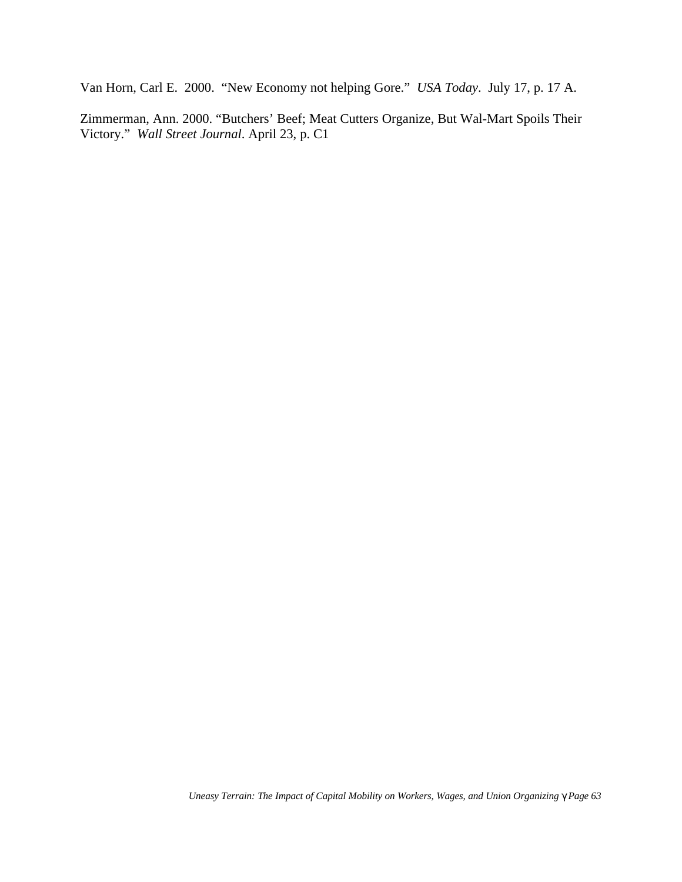Van Horn, Carl E. 2000. "New Economy not helping Gore." *USA Today*. July 17, p. 17 A.

Zimmerman, Ann. 2000. "Butchers' Beef; Meat Cutters Organize, But Wal-Mart Spoils Their Victory." *Wall Street Journal*. April 23, p. C1